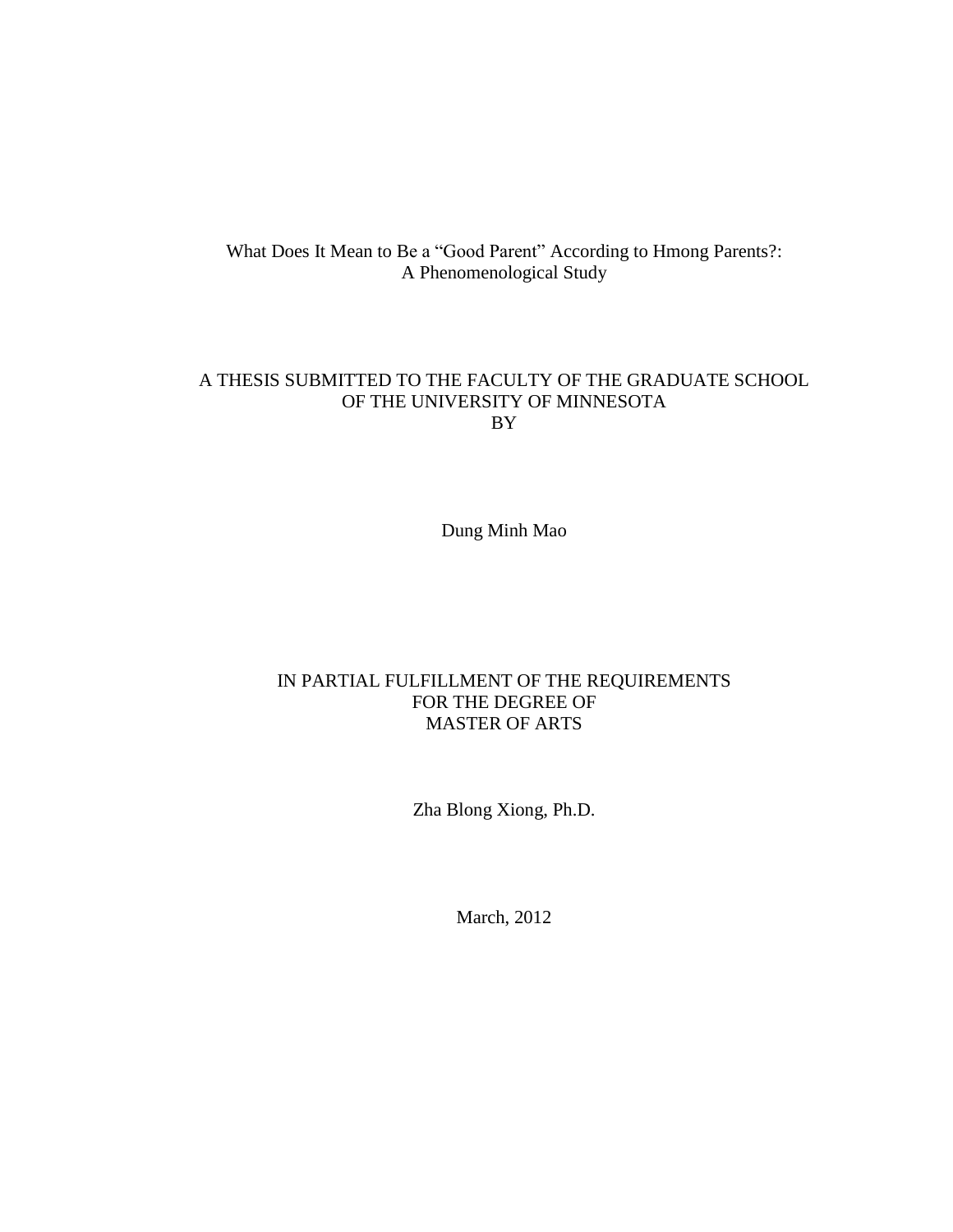# What Does It Mean to Be a "Good Parent" According to Hmong Parents?: A Phenomenological Study

A THESIS SUBMITTED TO THE FACULTY OF THE GRADUATE SCHOOL
OF THE UNIVERSITY OF MINNESOTA
BY

Dung Minh Mao

IN PARTIAL FULFILLMENT OF THE REQUIREMENTS
FOR THE DEGREE OF
MASTER OF ARTS

Zha Blong Xiong, Ph.D.

March, 2012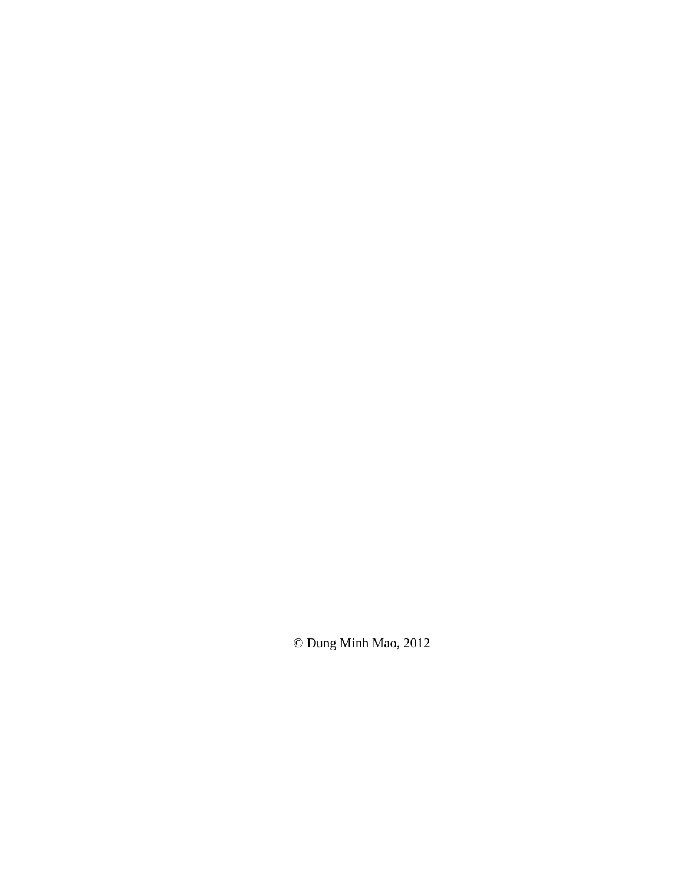© Dung Minh Mao, 2012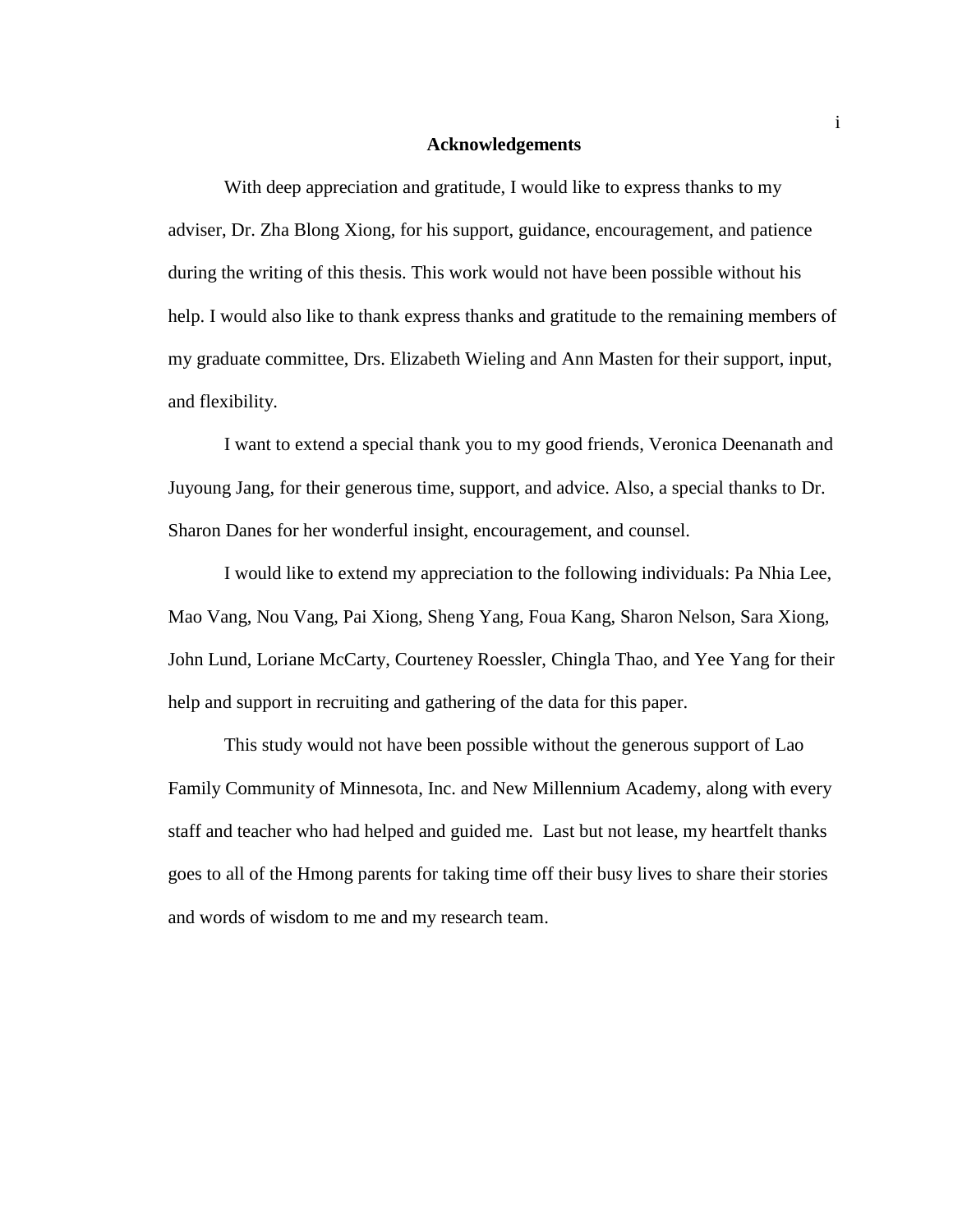# Acknowledgements

With deep appreciation and gratitude, I would like to express thanks to my adviser, Dr. Zha Blong Xiong, for his support, guidance, encouragement, and patience during the writing of this thesis. This work would not have been possible without his help. I would also like to thank express thanks and gratitude to the remaining members of my graduate committee, Drs. Elizabeth Wieling and Ann Masten for their support, input, and flexibility.

I want to extend a special thank you to my good friends, Veronica Deenanath and Juyoung Jang, for their generous time, support, and advice. Also, a special thanks to Dr. Sharon Danes for her wonderful insight, encouragement, and counsel.

I would like to extend my appreciation to the following individuals: Pa Nhia Lee, Mao Vang, Nou Vang, Pai Xiong, Sheng Yang, Foua Kang, Sharon Nelson, Sara Xiong, John Lund, Loriane McCarty, Courteney Roessler, Chingla Thao, and Yee Yang for their help and support in recruiting and gathering of the data for this paper.

This study would not have been possible without the generous support of Lao Family Community of Minnesota, Inc. and New Millennium Academy, along with every staff and teacher who had helped and guided me. Last but not lease, my heartfelt thanks goes to all of the Hmong parents for taking time off their busy lives to share their stories and words of wisdom to me and my research team.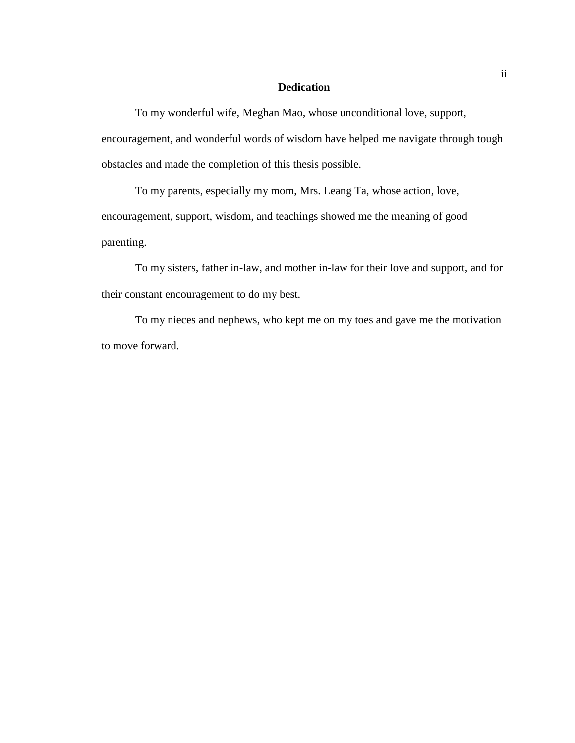# Dedication

To my wonderful wife, Meghan Mao, whose unconditional love, support, encouragement, and wonderful words of wisdom have helped me navigate through tough obstacles and made the completion of this thesis possible.

To my parents, especially my mom, Mrs. Leang Ta, whose action, love, encouragement, support, wisdom, and teachings showed me the meaning of good parenting.

To my sisters, father in-law, and mother in-law for their love and support, and for their constant encouragement to do my best.

To my nieces and nephews, who kept me on my toes and gave me the motivation to move forward.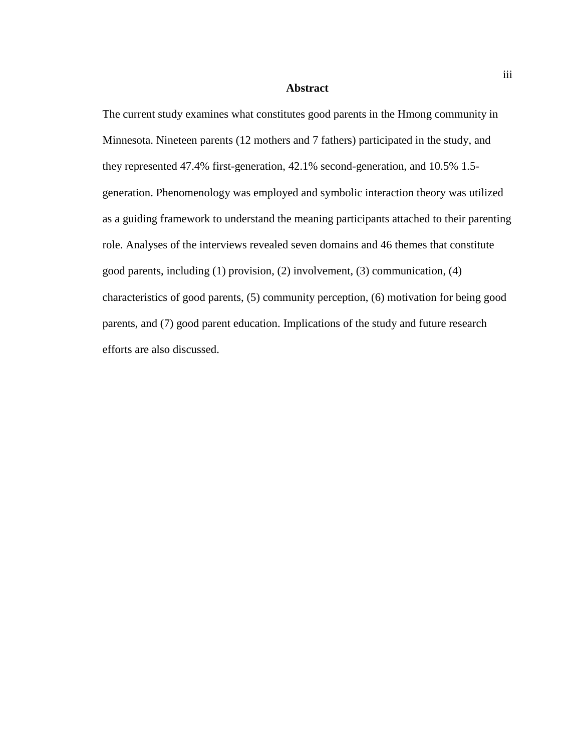## Abstract

The current study examines what constitutes good parents in the Hmong community in Minnesota. Nineteen parents (12 mothers and 7 fathers) participated in the study, and they represented 47.4% first-generation, 42.1% second-generation, and 10.5% 1.5-generation. Phenomenology was employed and symbolic interaction theory was utilized as a guiding framework to understand the meaning participants attached to their parenting role. Analyses of the interviews revealed seven domains and 46 themes that constitute good parents, including (1) provision, (2) involvement, (3) communication, (4) characteristics of good parents, (5) community perception, (6) motivation for being good parents, and (7) good parent education. Implications of the study and future research efforts are also discussed.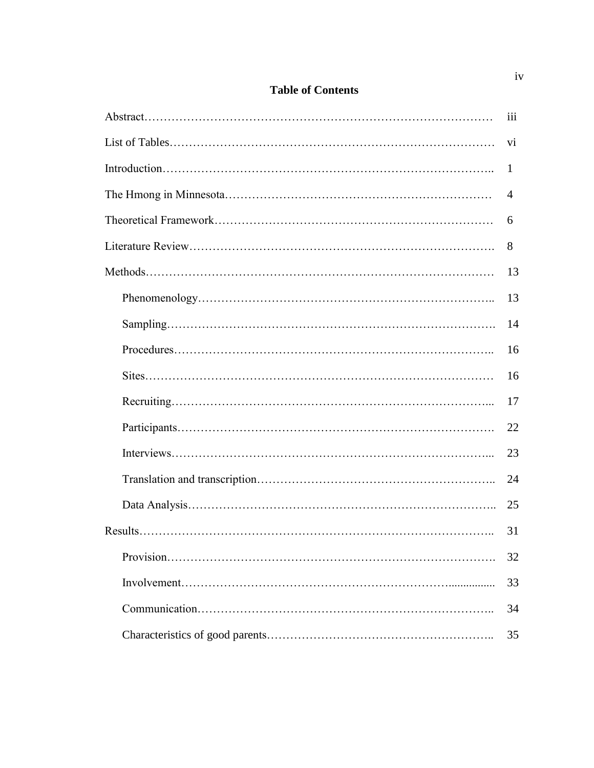## Table of Contents

| | |
|---|---|
| Abstract | iii |
| List of Tables | vi |
| Introduction | 1 |
| The Hmong in Minnesota | 4 |
| Theoretical Framework | 6 |
| Literature Review | 8 |
| Methods | 13 |
| Phenomenology | 13 |
| Sampling | 14 |
| Procedures | 16 |
| Sites | 16 |
| Recruiting | 17 |
| Participants | 22 |
| Interviews | 23 |
| Translation and transcription | 24 |
| Data Analysis | 25 |
| Results | 31 |
| Provision | 32 |
| Involvement | 33 |
| Communication | 34 |
| Characteristics of good parents | 35 |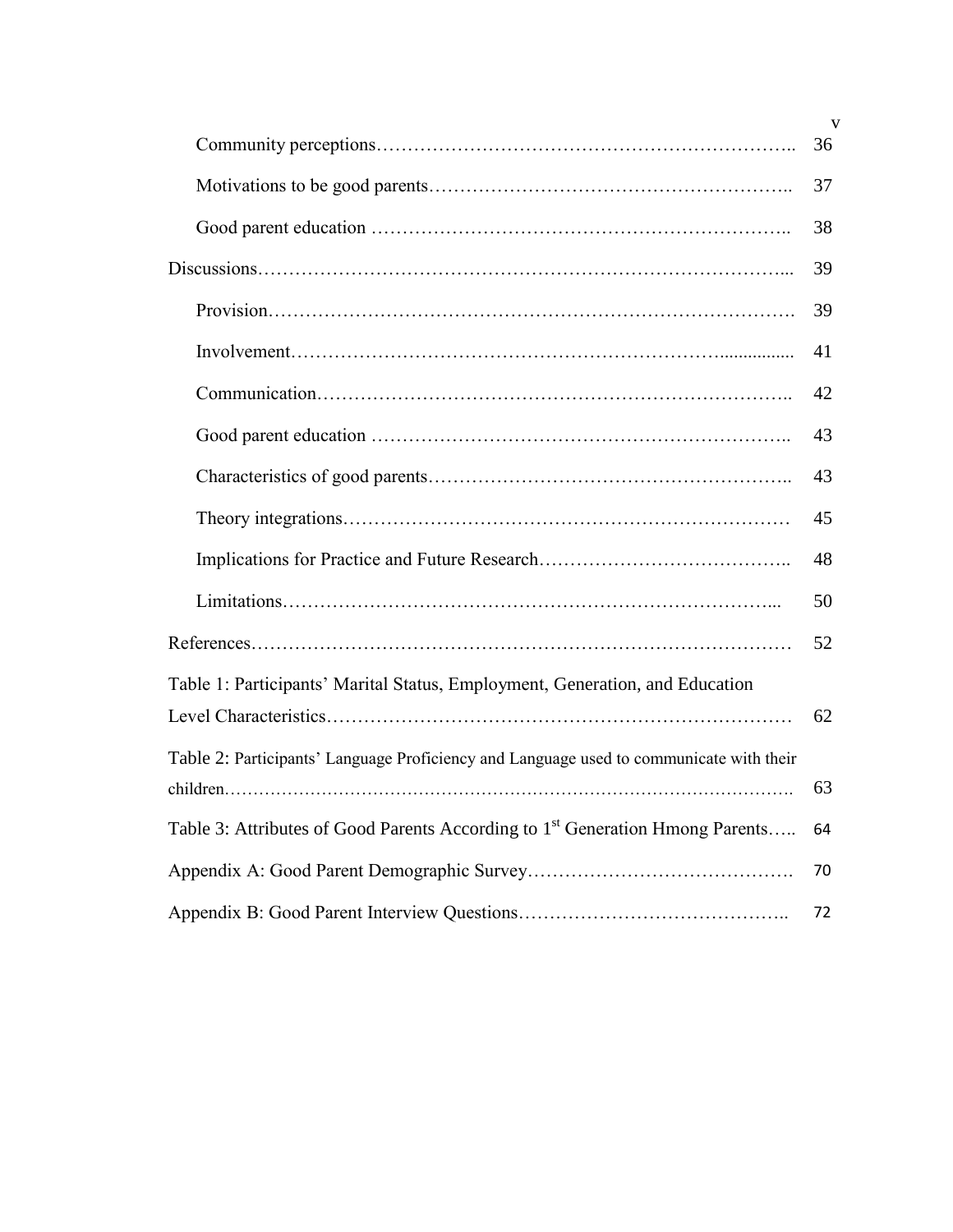Community perceptions........................................................................ 36

Motivations to be good parents.............................................................. 37

Good parent education ........................................................................ 38

Discussions.................................................................................................. 39

Provision................................................................................................ 39

Involvement........................................................................................... 41

Communication...................................................................................... 42

Good parent education ........................................................................ 43

Characteristics of good parents.............................................................. 43

Theory integrations................................................................................. 45

Implications for Practice and Future Research....................................... 48

Limitations............................................................................................. 50

References.................................................................................................... 52

Table 1: Participants' Marital Status, Employment, Generation, and Education Level Characteristics.......................................................................................... 62

Table 2: Participants' Language Proficiency and Language used to communicate with their children...................................................................................................... 63

Table 3: Attributes of Good Parents According to 1st Generation Hmong Parents..... 64

Appendix A: Good Parent Demographic Survey.............................................. 70

Appendix B: Good Parent Interview Questions.............................................. 72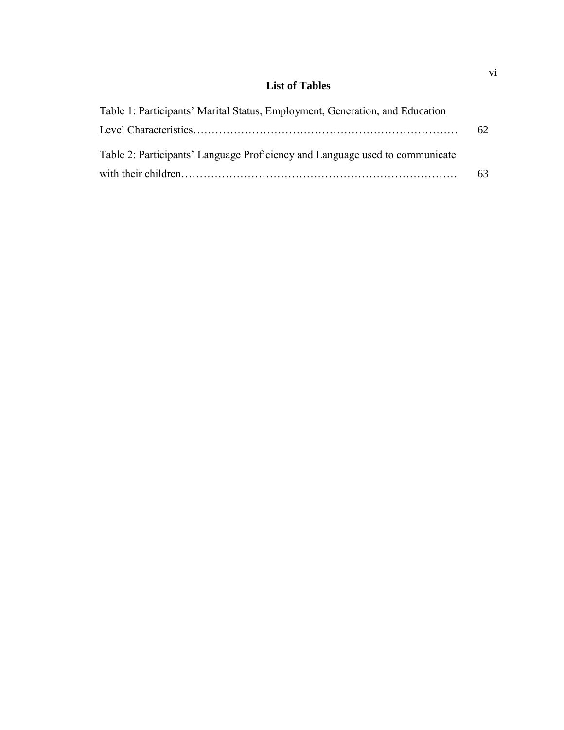# List of Tables

Table 1: Participants' Marital Status, Employment, Generation, and Education Level Characteristics………………………………………………………………… 62

Table 2: Participants' Language Proficiency and Language used to communicate with their children…………………………………………………………………… 63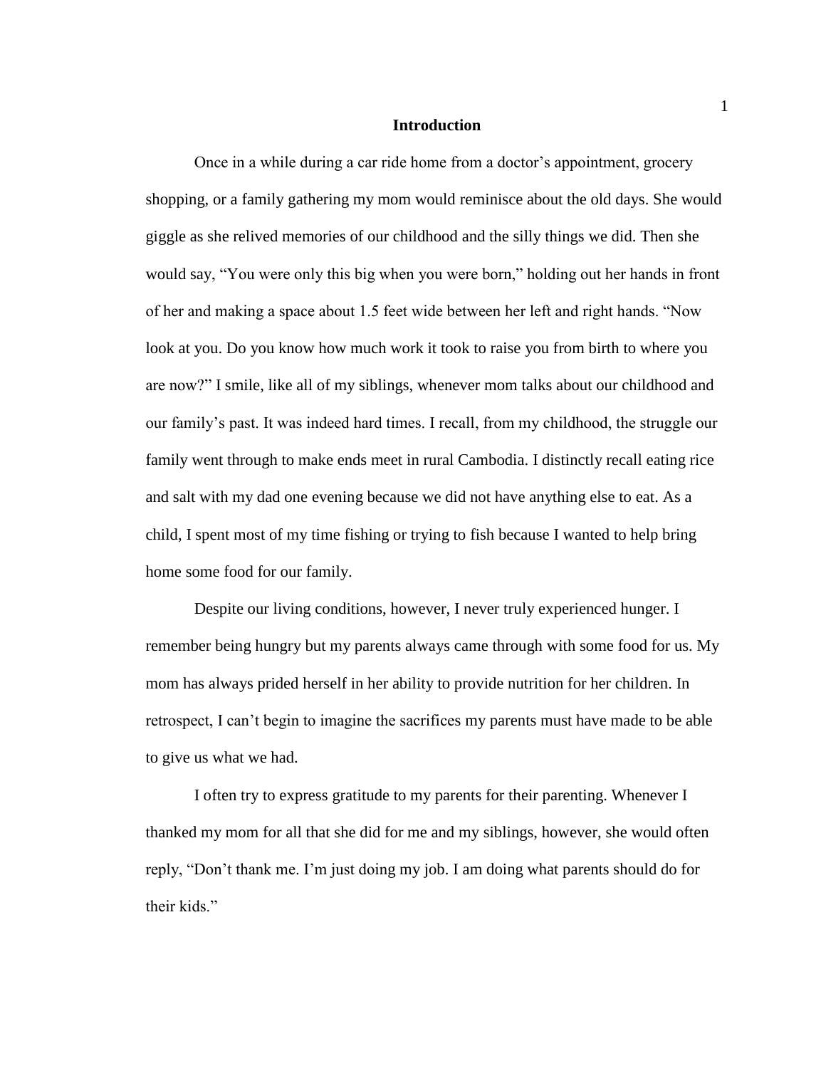# Introduction

Once in a while during a car ride home from a doctor's appointment, grocery shopping, or a family gathering my mom would reminisce about the old days. She would giggle as she relived memories of our childhood and the silly things we did. Then she would say, "You were only this big when you were born," holding out her hands in front of her and making a space about 1.5 feet wide between her left and right hands. "Now look at you. Do you know how much work it took to raise you from birth to where you are now?" I smile, like all of my siblings, whenever mom talks about our childhood and our family's past. It was indeed hard times. I recall, from my childhood, the struggle our family went through to make ends meet in rural Cambodia. I distinctly recall eating rice and salt with my dad one evening because we did not have anything else to eat. As a child, I spent most of my time fishing or trying to fish because I wanted to help bring home some food for our family.

Despite our living conditions, however, I never truly experienced hunger. I remember being hungry but my parents always came through with some food for us. My mom has always prided herself in her ability to provide nutrition for her children. In retrospect, I can't begin to imagine the sacrifices my parents must have made to be able to give us what we had.

I often try to express gratitude to my parents for their parenting. Whenever I thanked my mom for all that she did for me and my siblings, however, she would often reply, "Don't thank me. I'm just doing my job. I am doing what parents should do for their kids."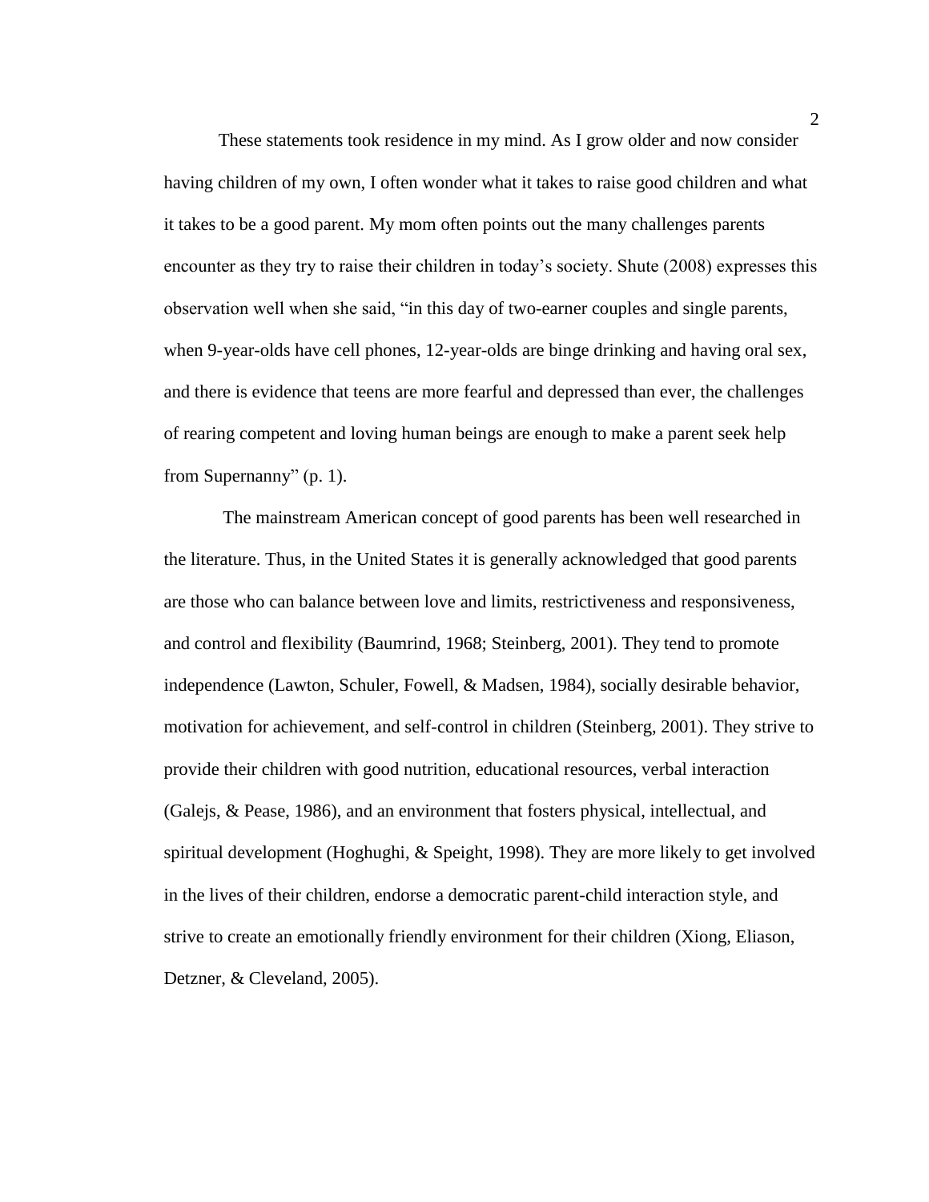These statements took residence in my mind. As I grow older and now consider having children of my own, I often wonder what it takes to raise good children and what it takes to be a good parent. My mom often points out the many challenges parents encounter as they try to raise their children in today's society. Shute (2008) expresses this observation well when she said, "in this day of two-earner couples and single parents, when 9-year-olds have cell phones, 12-year-olds are binge drinking and having oral sex, and there is evidence that teens are more fearful and depressed than ever, the challenges of rearing competent and loving human beings are enough to make a parent seek help from Supernanny" (p. 1).

The mainstream American concept of good parents has been well researched in the literature. Thus, in the United States it is generally acknowledged that good parents are those who can balance between love and limits, restrictiveness and responsiveness, and control and flexibility (Baumrind, 1968; Steinberg, 2001). They tend to promote independence (Lawton, Schuler, Fowell, & Madsen, 1984), socially desirable behavior, motivation for achievement, and self-control in children (Steinberg, 2001). They strive to provide their children with good nutrition, educational resources, verbal interaction (Galejs, & Pease, 1986), and an environment that fosters physical, intellectual, and spiritual development (Hoghughi, & Speight, 1998). They are more likely to get involved in the lives of their children, endorse a democratic parent-child interaction style, and strive to create an emotionally friendly environment for their children (Xiong, Eliason, Detzner, & Cleveland, 2005).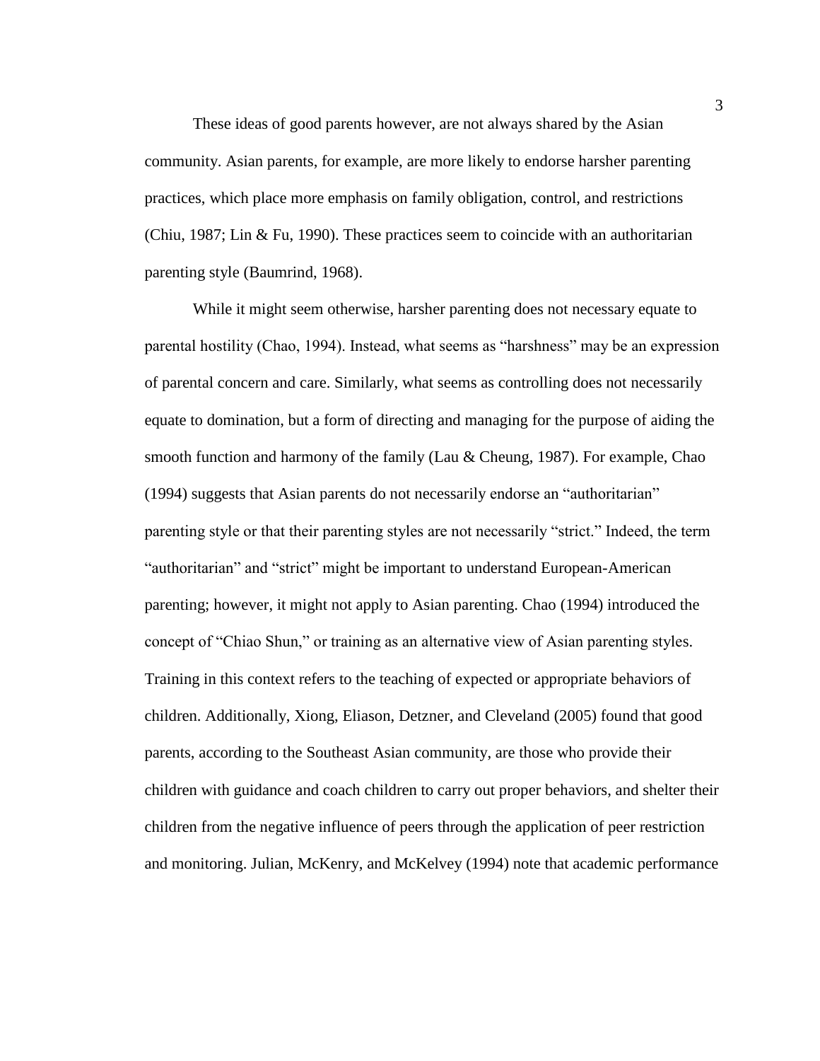These ideas of good parents however, are not always shared by the Asian community. Asian parents, for example, are more likely to endorse harsher parenting practices, which place more emphasis on family obligation, control, and restrictions (Chiu, 1987; Lin & Fu, 1990). These practices seem to coincide with an authoritarian parenting style (Baumrind, 1968).

While it might seem otherwise, harsher parenting does not necessary equate to parental hostility (Chao, 1994). Instead, what seems as "harshness" may be an expression of parental concern and care. Similarly, what seems as controlling does not necessarily equate to domination, but a form of directing and managing for the purpose of aiding the smooth function and harmony of the family (Lau & Cheung, 1987). For example, Chao (1994) suggests that Asian parents do not necessarily endorse an "authoritarian" parenting style or that their parenting styles are not necessarily "strict." Indeed, the term "authoritarian" and "strict" might be important to understand European-American parenting; however, it might not apply to Asian parenting. Chao (1994) introduced the concept of "Chiao Shun," or training as an alternative view of Asian parenting styles. Training in this context refers to the teaching of expected or appropriate behaviors of children. Additionally, Xiong, Eliason, Detzner, and Cleveland (2005) found that good parents, according to the Southeast Asian community, are those who provide their children with guidance and coach children to carry out proper behaviors, and shelter their children from the negative influence of peers through the application of peer restriction and monitoring. Julian, McKenry, and McKelvey (1994) note that academic performance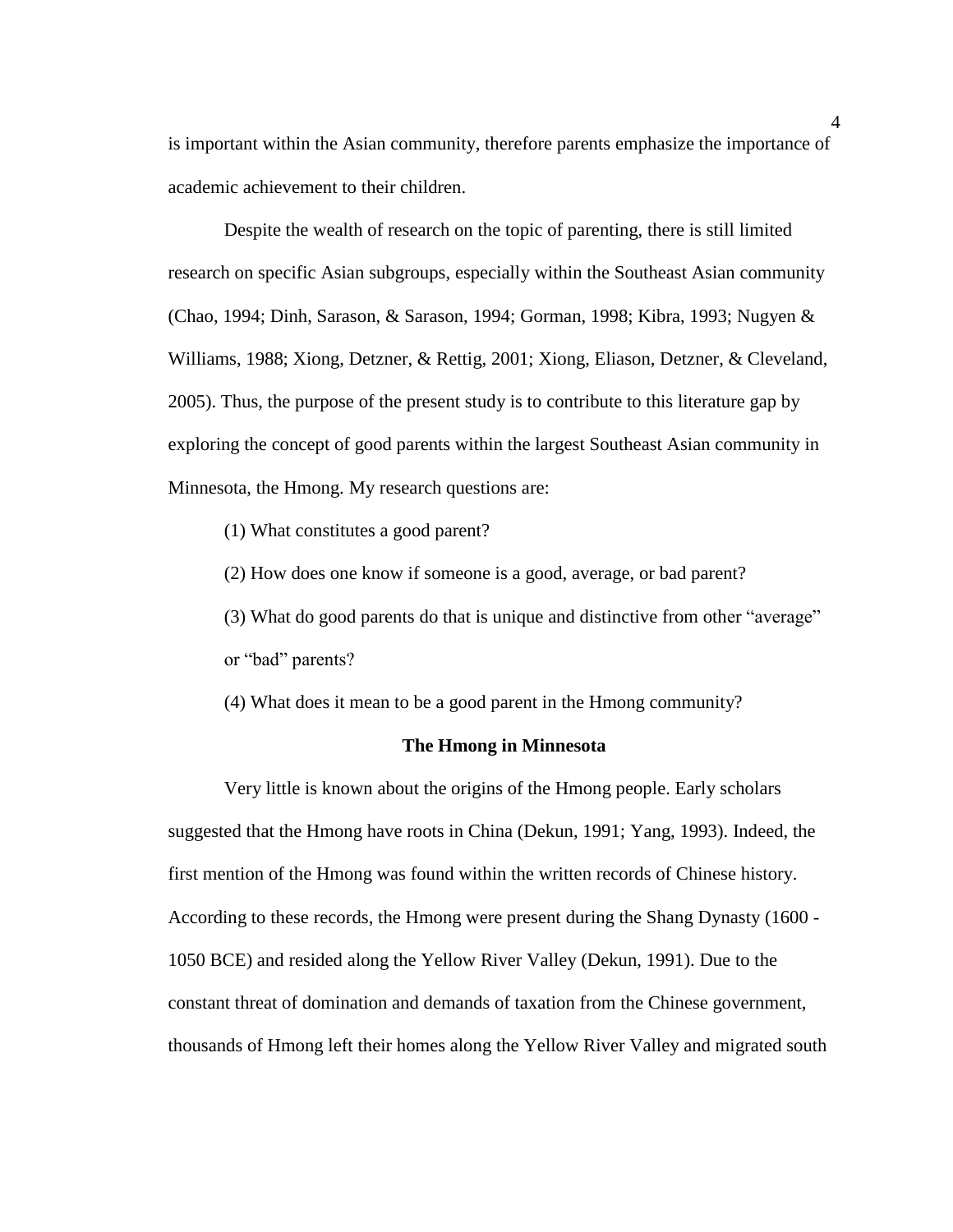is important within the Asian community, therefore parents emphasize the importance of academic achievement to their children.

Despite the wealth of research on the topic of parenting, there is still limited research on specific Asian subgroups, especially within the Southeast Asian community (Chao, 1994; Dinh, Sarason, & Sarason, 1994; Gorman, 1998; Kibra, 1993; Nugyen & Williams, 1988; Xiong, Detzner, & Rettig, 2001; Xiong, Eliason, Detzner, & Cleveland, 2005). Thus, the purpose of the present study is to contribute to this literature gap by exploring the concept of good parents within the largest Southeast Asian community in Minnesota, the Hmong. My research questions are:

(1) What constitutes a good parent?

(2) How does one know if someone is a good, average, or bad parent?

(3) What do good parents do that is unique and distinctive from other "average" or "bad" parents?

(4) What does it mean to be a good parent in the Hmong community?

## The Hmong in Minnesota

Very little is known about the origins of the Hmong people. Early scholars suggested that the Hmong have roots in China (Dekun, 1991; Yang, 1993). Indeed, the first mention of the Hmong was found within the written records of Chinese history. According to these records, the Hmong were present during the Shang Dynasty (1600 - 1050 BCE) and resided along the Yellow River Valley (Dekun, 1991). Due to the constant threat of domination and demands of taxation from the Chinese government, thousands of Hmong left their homes along the Yellow River Valley and migrated south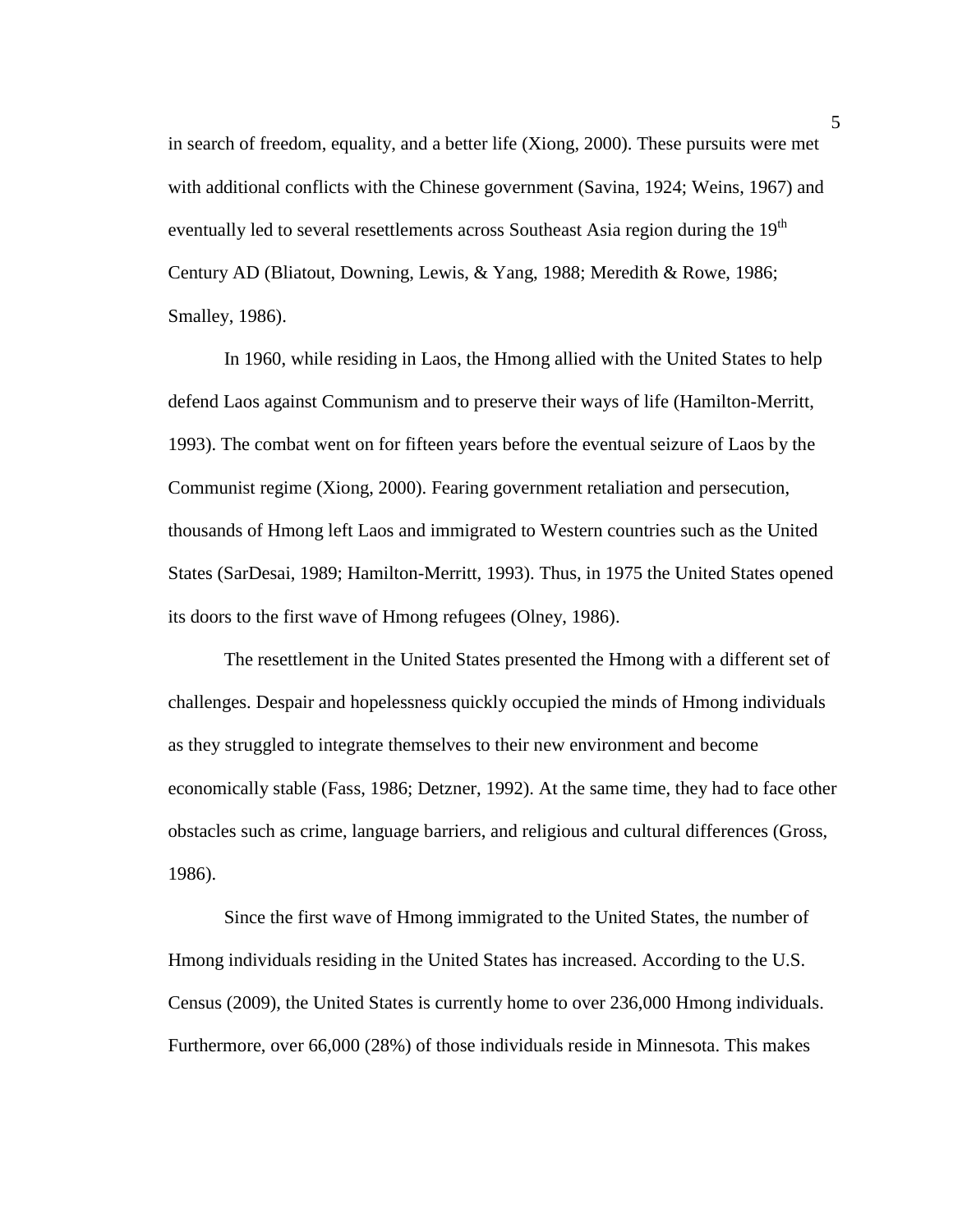in search of freedom, equality, and a better life (Xiong, 2000). These pursuits were met with additional conflicts with the Chinese government (Savina, 1924; Weins, 1967) and eventually led to several resettlements across Southeast Asia region during the 19th Century AD (Bliatout, Downing, Lewis, & Yang, 1988; Meredith & Rowe, 1986; Smalley, 1986).

In 1960, while residing in Laos, the Hmong allied with the United States to help defend Laos against Communism and to preserve their ways of life (Hamilton-Merritt, 1993). The combat went on for fifteen years before the eventual seizure of Laos by the Communist regime (Xiong, 2000). Fearing government retaliation and persecution, thousands of Hmong left Laos and immigrated to Western countries such as the United States (SarDesai, 1989; Hamilton-Merritt, 1993). Thus, in 1975 the United States opened its doors to the first wave of Hmong refugees (Olney, 1986).

The resettlement in the United States presented the Hmong with a different set of challenges. Despair and hopelessness quickly occupied the minds of Hmong individuals as they struggled to integrate themselves to their new environment and become economically stable (Fass, 1986; Detzner, 1992). At the same time, they had to face other obstacles such as crime, language barriers, and religious and cultural differences (Gross, 1986).

Since the first wave of Hmong immigrated to the United States, the number of Hmong individuals residing in the United States has increased. According to the U.S. Census (2009), the United States is currently home to over 236,000 Hmong individuals. Furthermore, over 66,000 (28%) of those individuals reside in Minnesota. This makes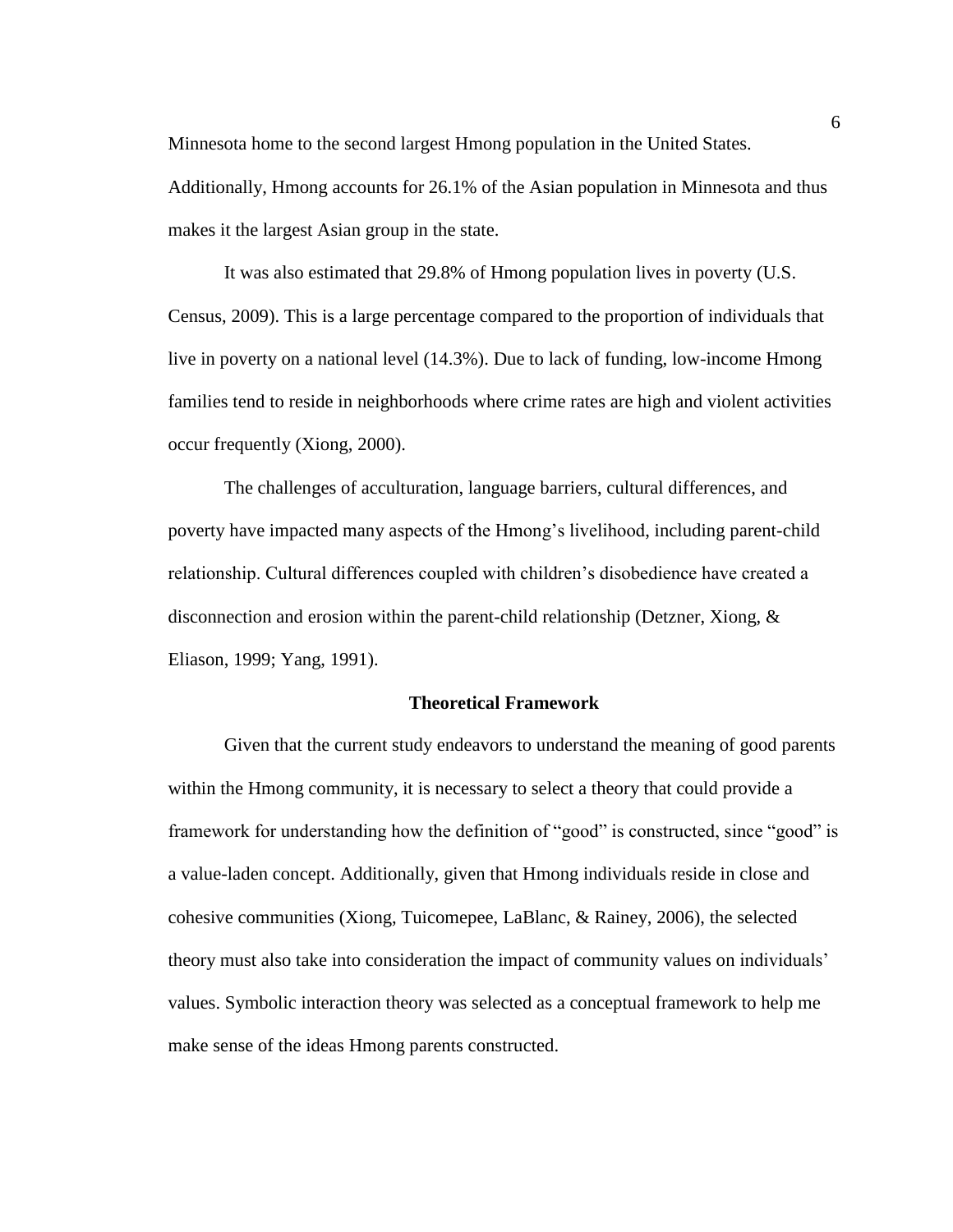Minnesota home to the second largest Hmong population in the United States. Additionally, Hmong accounts for 26.1% of the Asian population in Minnesota and thus makes it the largest Asian group in the state.

It was also estimated that 29.8% of Hmong population lives in poverty (U.S. Census, 2009). This is a large percentage compared to the proportion of individuals that live in poverty on a national level (14.3%). Due to lack of funding, low-income Hmong families tend to reside in neighborhoods where crime rates are high and violent activities occur frequently (Xiong, 2000).

The challenges of acculturation, language barriers, cultural differences, and poverty have impacted many aspects of the Hmong's livelihood, including parent-child relationship. Cultural differences coupled with children's disobedience have created a disconnection and erosion within the parent-child relationship (Detzner, Xiong, & Eliason, 1999; Yang, 1991).

## Theoretical Framework

Given that the current study endeavors to understand the meaning of good parents within the Hmong community, it is necessary to select a theory that could provide a framework for understanding how the definition of "good" is constructed, since "good" is a value-laden concept. Additionally, given that Hmong individuals reside in close and cohesive communities (Xiong, Tuicomepee, LaBlanc, & Rainey, 2006), the selected theory must also take into consideration the impact of community values on individuals' values. Symbolic interaction theory was selected as a conceptual framework to help me make sense of the ideas Hmong parents constructed.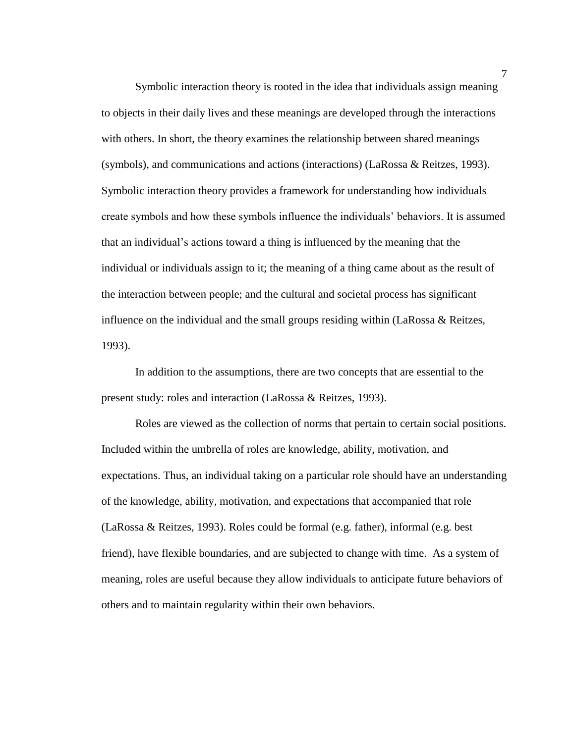Symbolic interaction theory is rooted in the idea that individuals assign meaning to objects in their daily lives and these meanings are developed through the interactions with others. In short, the theory examines the relationship between shared meanings (symbols), and communications and actions (interactions) (LaRossa & Reitzes, 1993). Symbolic interaction theory provides a framework for understanding how individuals create symbols and how these symbols influence the individuals' behaviors. It is assumed that an individual's actions toward a thing is influenced by the meaning that the individual or individuals assign to it; the meaning of a thing came about as the result of the interaction between people; and the cultural and societal process has significant influence on the individual and the small groups residing within (LaRossa & Reitzes, 1993).

In addition to the assumptions, there are two concepts that are essential to the present study: roles and interaction (LaRossa & Reitzes, 1993).

Roles are viewed as the collection of norms that pertain to certain social positions. Included within the umbrella of roles are knowledge, ability, motivation, and expectations. Thus, an individual taking on a particular role should have an understanding of the knowledge, ability, motivation, and expectations that accompanied that role (LaRossa & Reitzes, 1993). Roles could be formal (e.g. father), informal (e.g. best friend), have flexible boundaries, and are subjected to change with time. As a system of meaning, roles are useful because they allow individuals to anticipate future behaviors of others and to maintain regularity within their own behaviors.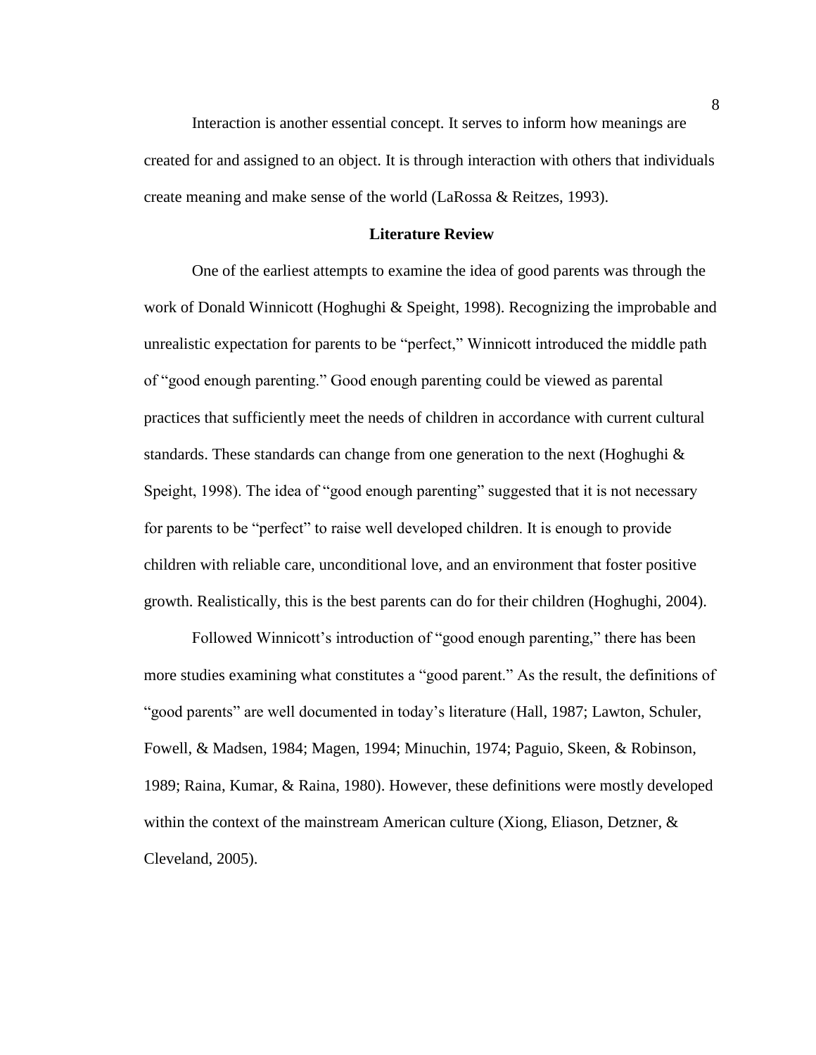Interaction is another essential concept. It serves to inform how meanings are created for and assigned to an object. It is through interaction with others that individuals create meaning and make sense of the world (LaRossa & Reitzes, 1993).

## Literature Review

One of the earliest attempts to examine the idea of good parents was through the work of Donald Winnicott (Hoghughi & Speight, 1998). Recognizing the improbable and unrealistic expectation for parents to be "perfect," Winnicott introduced the middle path of "good enough parenting." Good enough parenting could be viewed as parental practices that sufficiently meet the needs of children in accordance with current cultural standards. These standards can change from one generation to the next (Hoghughi & Speight, 1998). The idea of "good enough parenting" suggested that it is not necessary for parents to be "perfect" to raise well developed children. It is enough to provide children with reliable care, unconditional love, and an environment that foster positive growth. Realistically, this is the best parents can do for their children (Hoghughi, 2004).

Followed Winnicott's introduction of "good enough parenting," there has been more studies examining what constitutes a "good parent." As the result, the definitions of "good parents" are well documented in today's literature (Hall, 1987; Lawton, Schuler, Fowell, & Madsen, 1984; Magen, 1994; Minuchin, 1974; Paguio, Skeen, & Robinson, 1989; Raina, Kumar, & Raina, 1980). However, these definitions were mostly developed within the context of the mainstream American culture (Xiong, Eliason, Detzner, & Cleveland, 2005).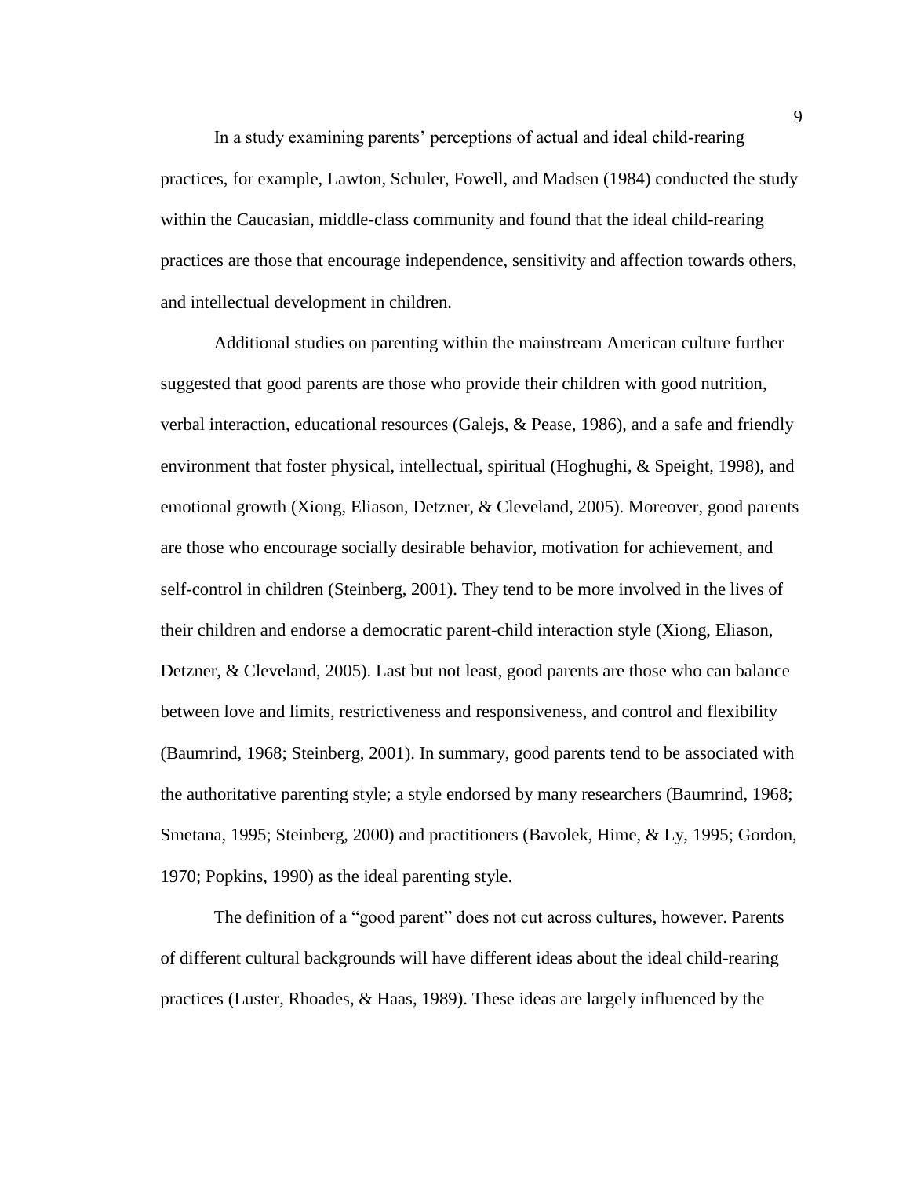In a study examining parents' perceptions of actual and ideal child-rearing practices, for example, Lawton, Schuler, Fowell, and Madsen (1984) conducted the study within the Caucasian, middle-class community and found that the ideal child-rearing practices are those that encourage independence, sensitivity and affection towards others, and intellectual development in children.

Additional studies on parenting within the mainstream American culture further suggested that good parents are those who provide their children with good nutrition, verbal interaction, educational resources (Galejs, & Pease, 1986), and a safe and friendly environment that foster physical, intellectual, spiritual (Hoghughi, & Speight, 1998), and emotional growth (Xiong, Eliason, Detzner, & Cleveland, 2005). Moreover, good parents are those who encourage socially desirable behavior, motivation for achievement, and self-control in children (Steinberg, 2001). They tend to be more involved in the lives of their children and endorse a democratic parent-child interaction style (Xiong, Eliason, Detzner, & Cleveland, 2005). Last but not least, good parents are those who can balance between love and limits, restrictiveness and responsiveness, and control and flexibility (Baumrind, 1968; Steinberg, 2001). In summary, good parents tend to be associated with the authoritative parenting style; a style endorsed by many researchers (Baumrind, 1968; Smetana, 1995; Steinberg, 2000) and practitioners (Bavolek, Hime, & Ly, 1995; Gordon, 1970; Popkins, 1990) as the ideal parenting style.

The definition of a "good parent" does not cut across cultures, however. Parents of different cultural backgrounds will have different ideas about the ideal child-rearing practices (Luster, Rhoades, & Haas, 1989). These ideas are largely influenced by the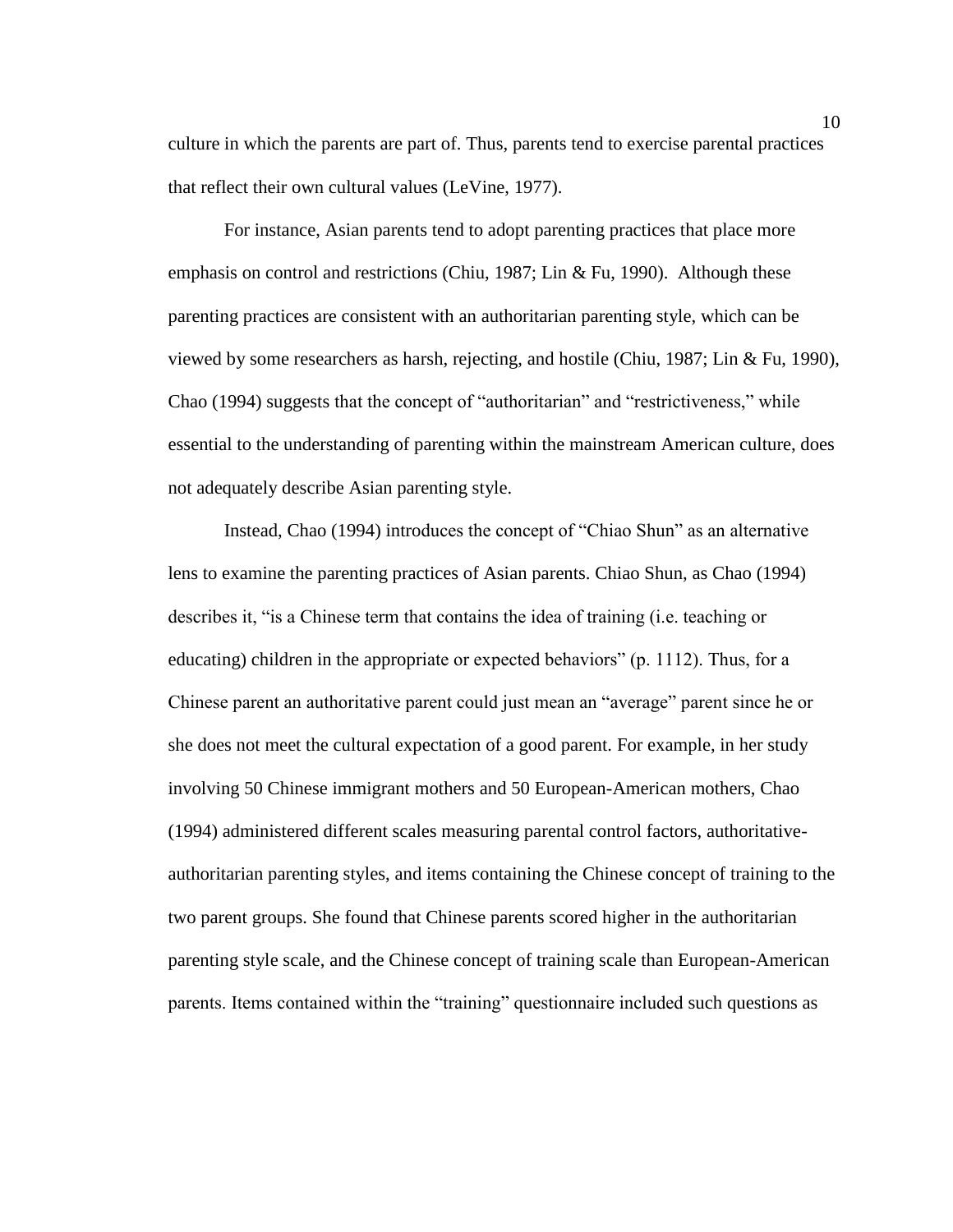culture in which the parents are part of. Thus, parents tend to exercise parental practices that reflect their own cultural values (LeVine, 1977).

For instance, Asian parents tend to adopt parenting practices that place more emphasis on control and restrictions (Chiu, 1987; Lin & Fu, 1990). Although these parenting practices are consistent with an authoritarian parenting style, which can be viewed by some researchers as harsh, rejecting, and hostile (Chiu, 1987; Lin & Fu, 1990), Chao (1994) suggests that the concept of "authoritarian" and "restrictiveness," while essential to the understanding of parenting within the mainstream American culture, does not adequately describe Asian parenting style.

Instead, Chao (1994) introduces the concept of "Chiao Shun" as an alternative lens to examine the parenting practices of Asian parents. Chiao Shun, as Chao (1994) describes it, "is a Chinese term that contains the idea of training (i.e. teaching or educating) children in the appropriate or expected behaviors" (p. 1112). Thus, for a Chinese parent an authoritative parent could just mean an "average" parent since he or she does not meet the cultural expectation of a good parent. For example, in her study involving 50 Chinese immigrant mothers and 50 European-American mothers, Chao (1994) administered different scales measuring parental control factors, authoritative-authoritarian parenting styles, and items containing the Chinese concept of training to the two parent groups. She found that Chinese parents scored higher in the authoritarian parenting style scale, and the Chinese concept of training scale than European-American parents. Items contained within the "training" questionnaire included such questions as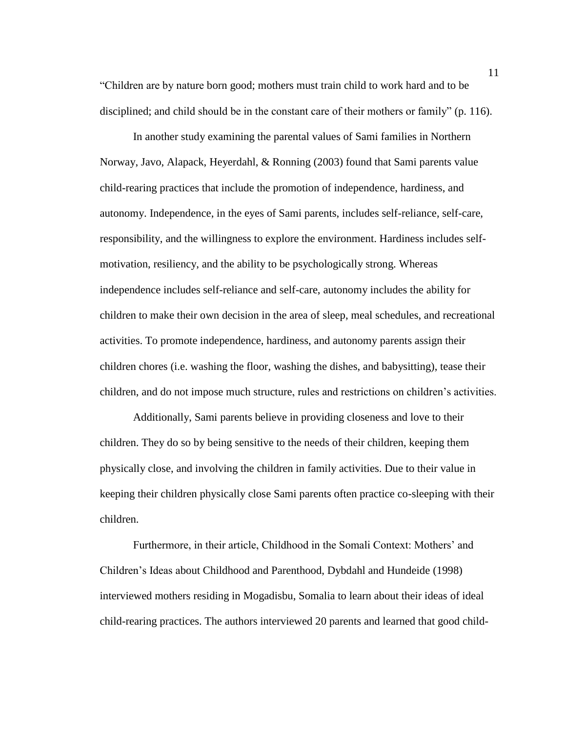"Children are by nature born good; mothers must train child to work hard and to be disciplined; and child should be in the constant care of their mothers or family" (p. 116).

In another study examining the parental values of Sami families in Northern Norway, Javo, Alapack, Heyerdahl, & Ronning (2003) found that Sami parents value child-rearing practices that include the promotion of independence, hardiness, and autonomy. Independence, in the eyes of Sami parents, includes self-reliance, self-care, responsibility, and the willingness to explore the environment. Hardiness includes self-motivation, resiliency, and the ability to be psychologically strong. Whereas independence includes self-reliance and self-care, autonomy includes the ability for children to make their own decision in the area of sleep, meal schedules, and recreational activities. To promote independence, hardiness, and autonomy parents assign their children chores (i.e. washing the floor, washing the dishes, and babysitting), tease their children, and do not impose much structure, rules and restrictions on children's activities.

Additionally, Sami parents believe in providing closeness and love to their children. They do so by being sensitive to the needs of their children, keeping them physically close, and involving the children in family activities. Due to their value in keeping their children physically close Sami parents often practice co-sleeping with their children.

Furthermore, in their article, Childhood in the Somali Context: Mothers' and Children's Ideas about Childhood and Parenthood, Dybdahl and Hundeide (1998) interviewed mothers residing in Mogadisbu, Somalia to learn about their ideas of ideal child-rearing practices. The authors interviewed 20 parents and learned that good child-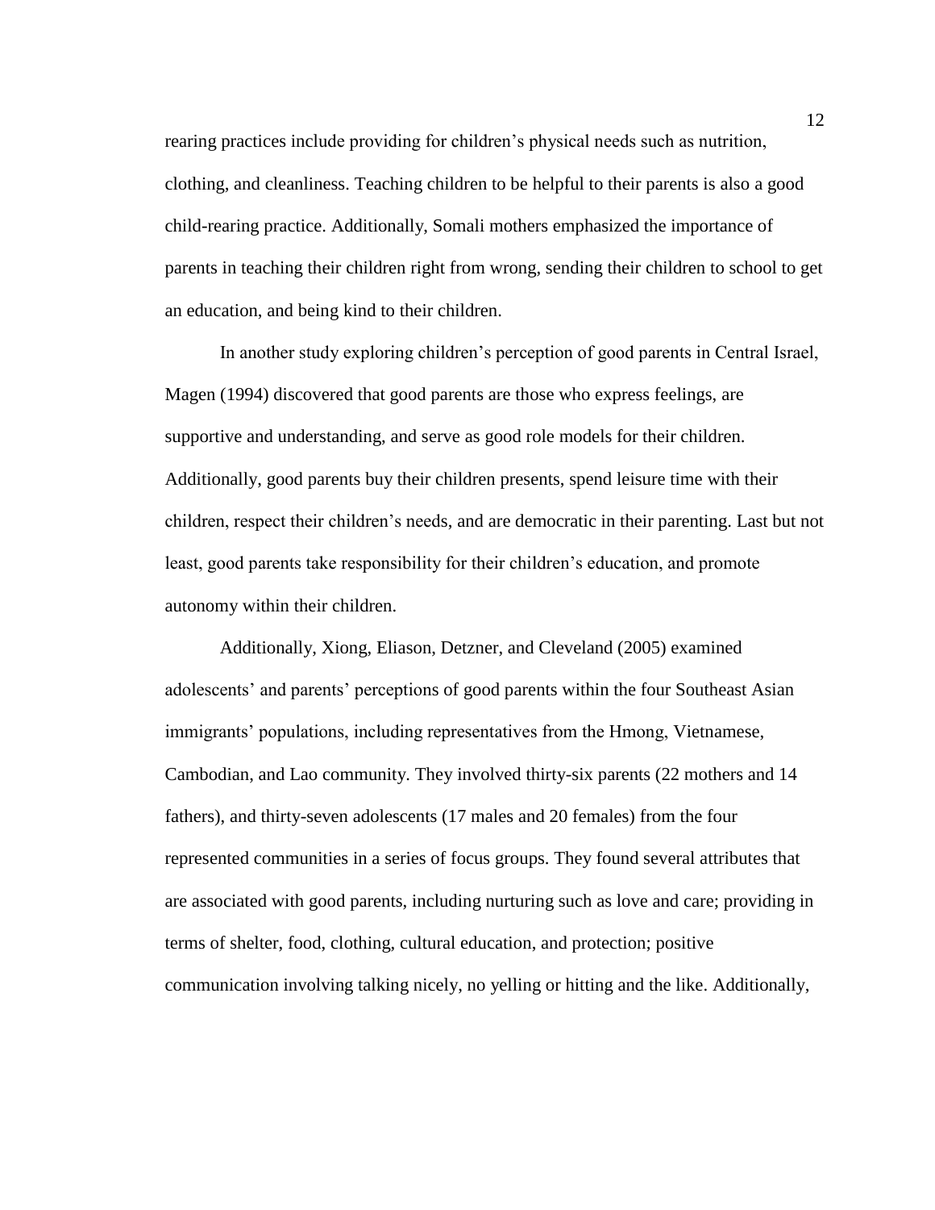rearing practices include providing for children's physical needs such as nutrition, clothing, and cleanliness. Teaching children to be helpful to their parents is also a good child-rearing practice. Additionally, Somali mothers emphasized the importance of parents in teaching their children right from wrong, sending their children to school to get an education, and being kind to their children.

In another study exploring children's perception of good parents in Central Israel, Magen (1994) discovered that good parents are those who express feelings, are supportive and understanding, and serve as good role models for their children. Additionally, good parents buy their children presents, spend leisure time with their children, respect their children's needs, and are democratic in their parenting. Last but not least, good parents take responsibility for their children's education, and promote autonomy within their children.

Additionally, Xiong, Eliason, Detzner, and Cleveland (2005) examined adolescents' and parents' perceptions of good parents within the four Southeast Asian immigrants' populations, including representatives from the Hmong, Vietnamese, Cambodian, and Lao community. They involved thirty-six parents (22 mothers and 14 fathers), and thirty-seven adolescents (17 males and 20 females) from the four represented communities in a series of focus groups. They found several attributes that are associated with good parents, including nurturing such as love and care; providing in terms of shelter, food, clothing, cultural education, and protection; positive communication involving talking nicely, no yelling or hitting and the like. Additionally,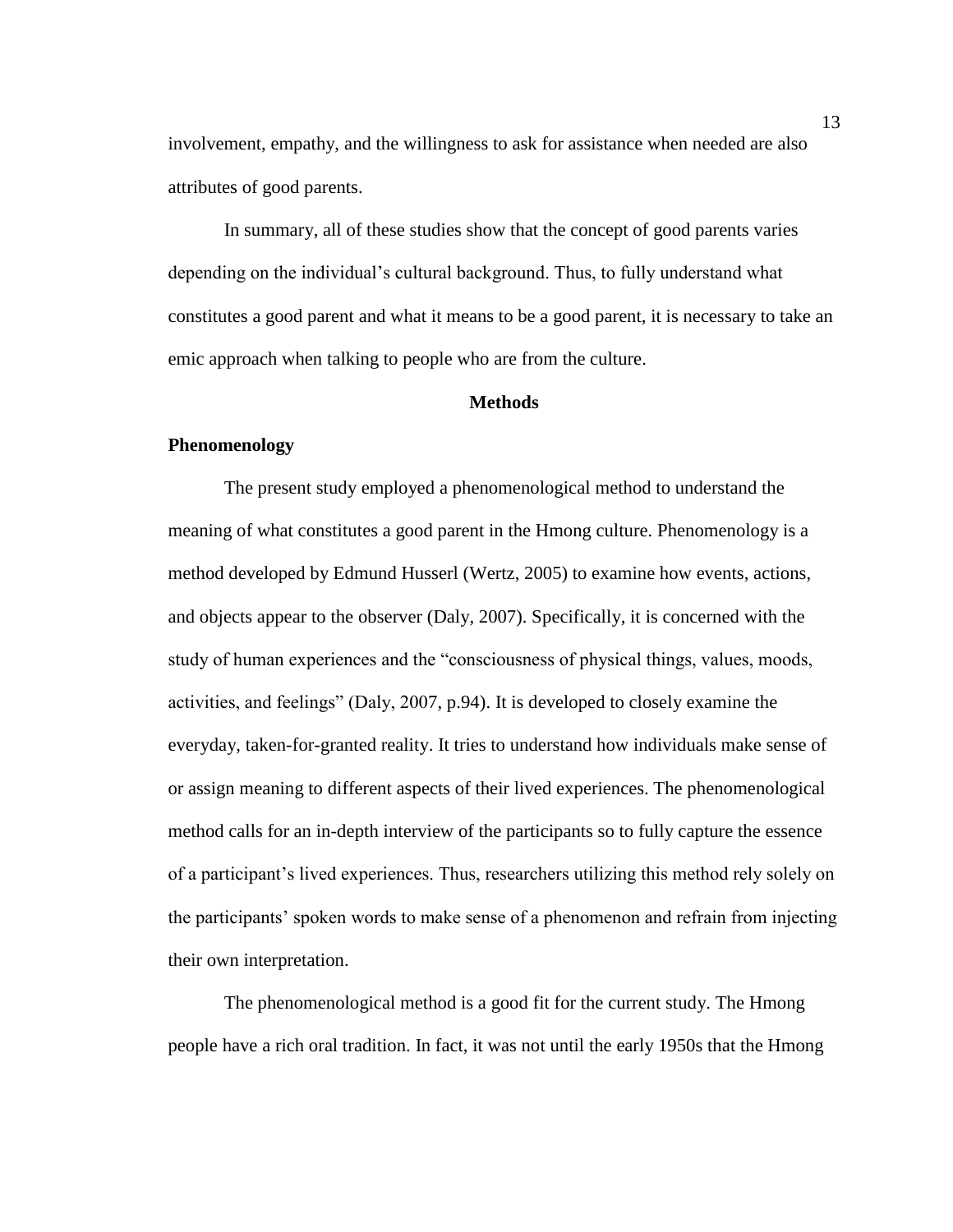involvement, empathy, and the willingness to ask for assistance when needed are also attributes of good parents.

In summary, all of these studies show that the concept of good parents varies depending on the individual's cultural background. Thus, to fully understand what constitutes a good parent and what it means to be a good parent, it is necessary to take an emic approach when talking to people who are from the culture.

## Methods

### Phenomenology

The present study employed a phenomenological method to understand the meaning of what constitutes a good parent in the Hmong culture. Phenomenology is a method developed by Edmund Husserl (Wertz, 2005) to examine how events, actions, and objects appear to the observer (Daly, 2007). Specifically, it is concerned with the study of human experiences and the "consciousness of physical things, values, moods, activities, and feelings" (Daly, 2007, p.94). It is developed to closely examine the everyday, taken-for-granted reality. It tries to understand how individuals make sense of or assign meaning to different aspects of their lived experiences. The phenomenological method calls for an in-depth interview of the participants so to fully capture the essence of a participant's lived experiences. Thus, researchers utilizing this method rely solely on the participants' spoken words to make sense of a phenomenon and refrain from injecting their own interpretation.

The phenomenological method is a good fit for the current study. The Hmong people have a rich oral tradition. In fact, it was not until the early 1950s that the Hmong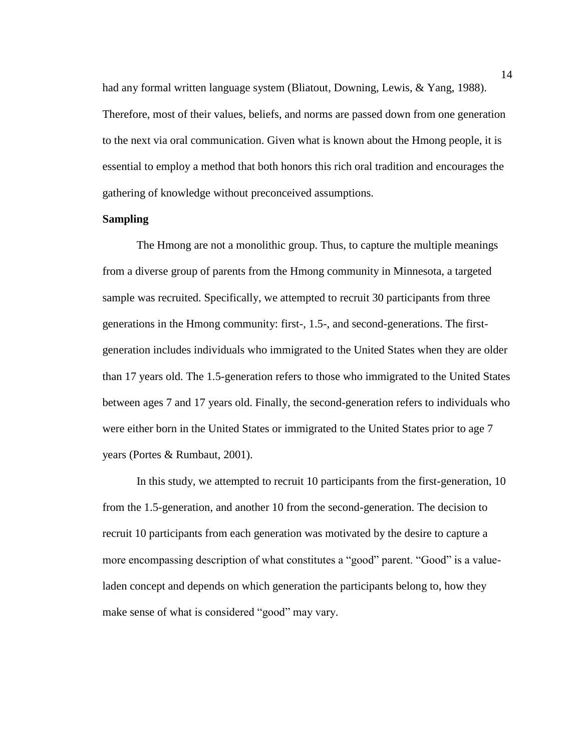had any formal written language system (Bliatout, Downing, Lewis, & Yang, 1988). Therefore, most of their values, beliefs, and norms are passed down from one generation to the next via oral communication. Given what is known about the Hmong people, it is essential to employ a method that both honors this rich oral tradition and encourages the gathering of knowledge without preconceived assumptions.

**Sampling**

The Hmong are not a monolithic group. Thus, to capture the multiple meanings from a diverse group of parents from the Hmong community in Minnesota, a targeted sample was recruited. Specifically, we attempted to recruit 30 participants from three generations in the Hmong community: first-, 1.5-, and second-generations. The first-generation includes individuals who immigrated to the United States when they are older than 17 years old. The 1.5-generation refers to those who immigrated to the United States between ages 7 and 17 years old. Finally, the second-generation refers to individuals who were either born in the United States or immigrated to the United States prior to age 7 years (Portes & Rumbaut, 2001).

In this study, we attempted to recruit 10 participants from the first-generation, 10 from the 1.5-generation, and another 10 from the second-generation. The decision to recruit 10 participants from each generation was motivated by the desire to capture a more encompassing description of what constitutes a "good" parent. "Good" is a value-laden concept and depends on which generation the participants belong to, how they make sense of what is considered "good" may vary.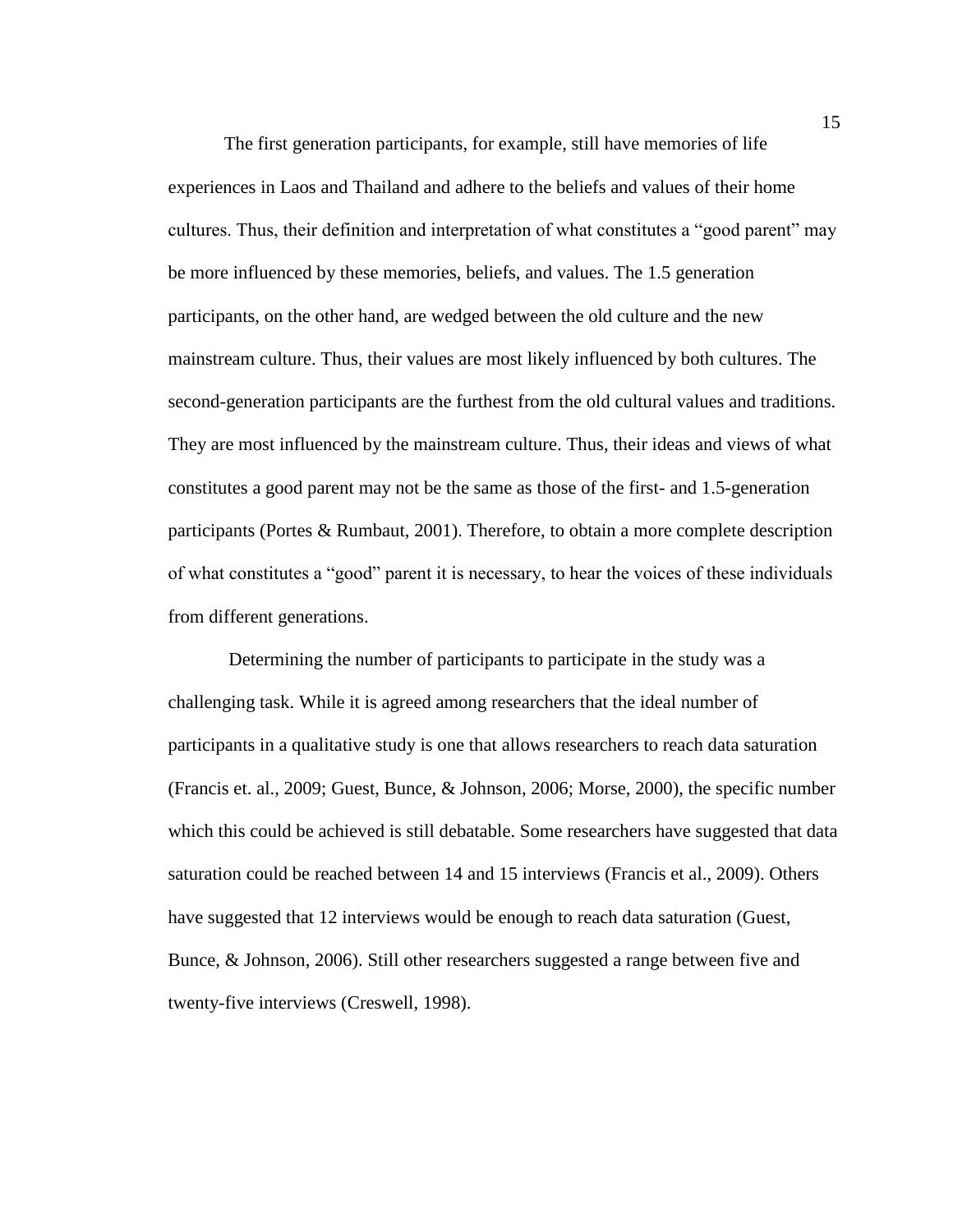The first generation participants, for example, still have memories of life experiences in Laos and Thailand and adhere to the beliefs and values of their home cultures. Thus, their definition and interpretation of what constitutes a "good parent" may be more influenced by these memories, beliefs, and values. The 1.5 generation participants, on the other hand, are wedged between the old culture and the new mainstream culture. Thus, their values are most likely influenced by both cultures. The second-generation participants are the furthest from the old cultural values and traditions. They are most influenced by the mainstream culture. Thus, their ideas and views of what constitutes a good parent may not be the same as those of the first- and 1.5-generation participants (Portes & Rumbaut, 2001). Therefore, to obtain a more complete description of what constitutes a "good" parent it is necessary, to hear the voices of these individuals from different generations.

Determining the number of participants to participate in the study was a challenging task. While it is agreed among researchers that the ideal number of participants in a qualitative study is one that allows researchers to reach data saturation (Francis et. al., 2009; Guest, Bunce, & Johnson, 2006; Morse, 2000), the specific number which this could be achieved is still debatable. Some researchers have suggested that data saturation could be reached between 14 and 15 interviews (Francis et al., 2009). Others have suggested that 12 interviews would be enough to reach data saturation (Guest, Bunce, & Johnson, 2006). Still other researchers suggested a range between five and twenty-five interviews (Creswell, 1998).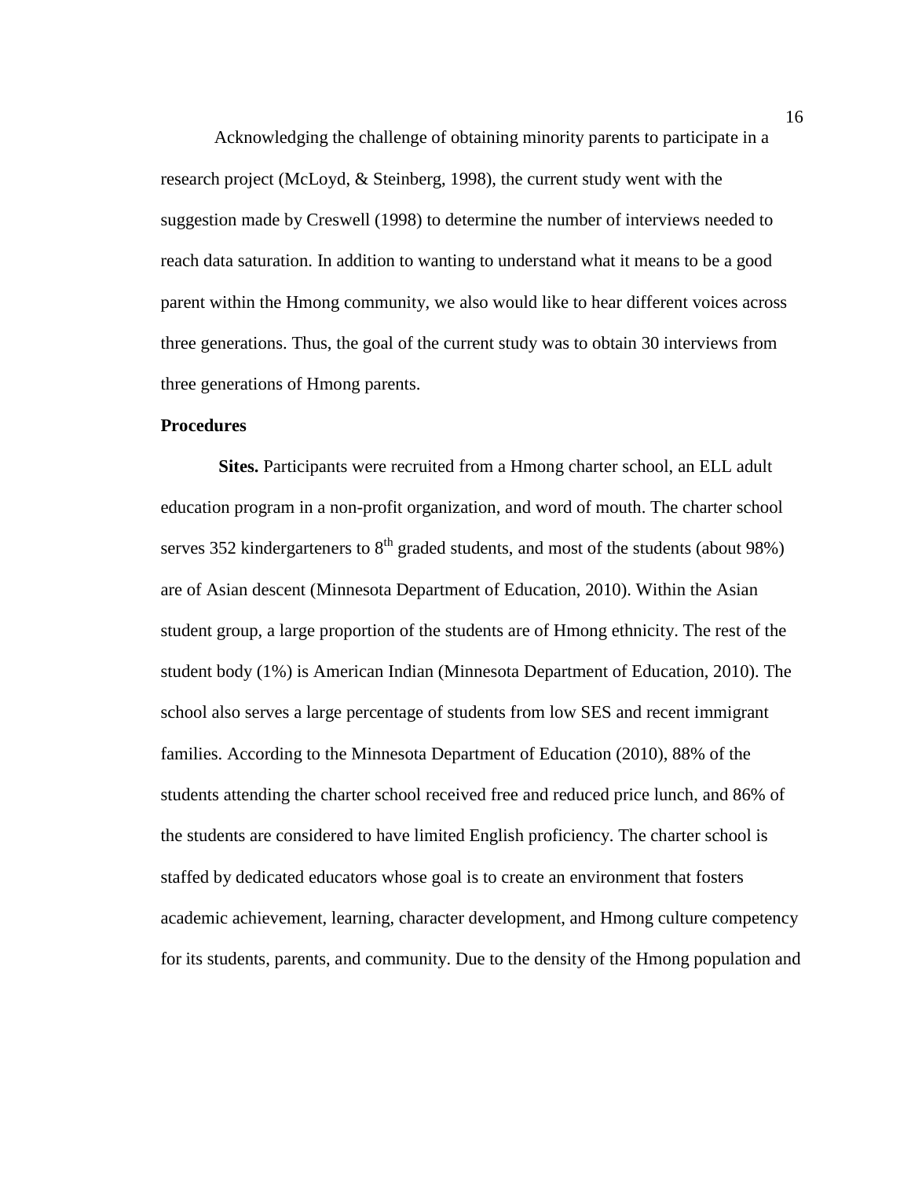Acknowledging the challenge of obtaining minority parents to participate in a research project (McLoyd, & Steinberg, 1998), the current study went with the suggestion made by Creswell (1998) to determine the number of interviews needed to reach data saturation. In addition to wanting to understand what it means to be a good parent within the Hmong community, we also would like to hear different voices across three generations. Thus, the goal of the current study was to obtain 30 interviews from three generations of Hmong parents.

**Procedures**

**Sites.** Participants were recruited from a Hmong charter school, an ELL adult education program in a non-profit organization, and word of mouth. The charter school serves 352 kindergarteners to 8th graded students, and most of the students (about 98%) are of Asian descent (Minnesota Department of Education, 2010). Within the Asian student group, a large proportion of the students are of Hmong ethnicity. The rest of the student body (1%) is American Indian (Minnesota Department of Education, 2010). The school also serves a large percentage of students from low SES and recent immigrant families. According to the Minnesota Department of Education (2010), 88% of the students attending the charter school received free and reduced price lunch, and 86% of the students are considered to have limited English proficiency. The charter school is staffed by dedicated educators whose goal is to create an environment that fosters academic achievement, learning, character development, and Hmong culture competency for its students, parents, and community. Due to the density of the Hmong population and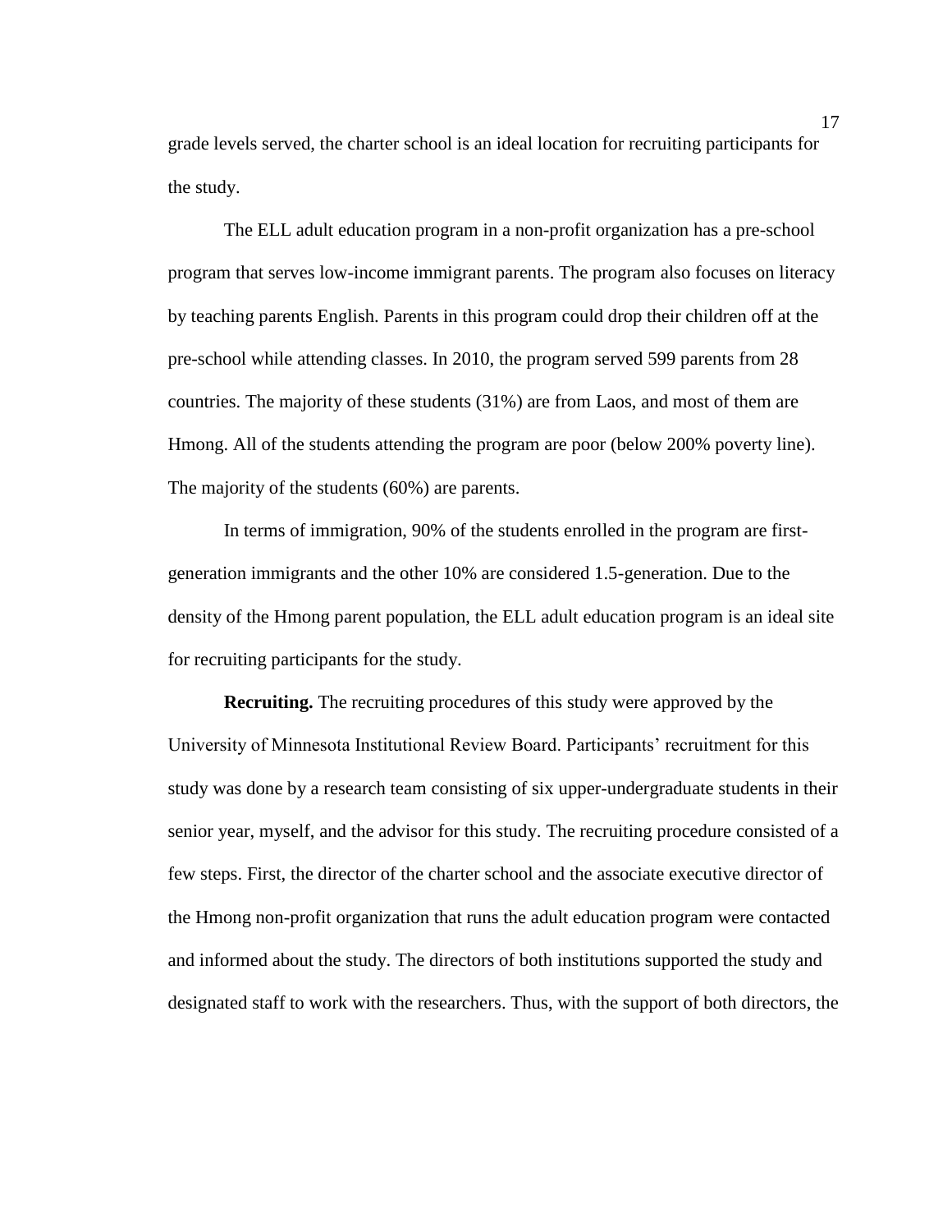grade levels served, the charter school is an ideal location for recruiting participants for the study.

The ELL adult education program in a non-profit organization has a pre-school program that serves low-income immigrant parents. The program also focuses on literacy by teaching parents English. Parents in this program could drop their children off at the pre-school while attending classes. In 2010, the program served 599 parents from 28 countries. The majority of these students (31%) are from Laos, and most of them are Hmong. All of the students attending the program are poor (below 200% poverty line). The majority of the students (60%) are parents.

In terms of immigration, 90% of the students enrolled in the program are first-generation immigrants and the other 10% are considered 1.5-generation. Due to the density of the Hmong parent population, the ELL adult education program is an ideal site for recruiting participants for the study.

**Recruiting.** The recruiting procedures of this study were approved by the University of Minnesota Institutional Review Board. Participants' recruitment for this study was done by a research team consisting of six upper-undergraduate students in their senior year, myself, and the advisor for this study. The recruiting procedure consisted of a few steps. First, the director of the charter school and the associate executive director of the Hmong non-profit organization that runs the adult education program were contacted and informed about the study. The directors of both institutions supported the study and designated staff to work with the researchers. Thus, with the support of both directors, the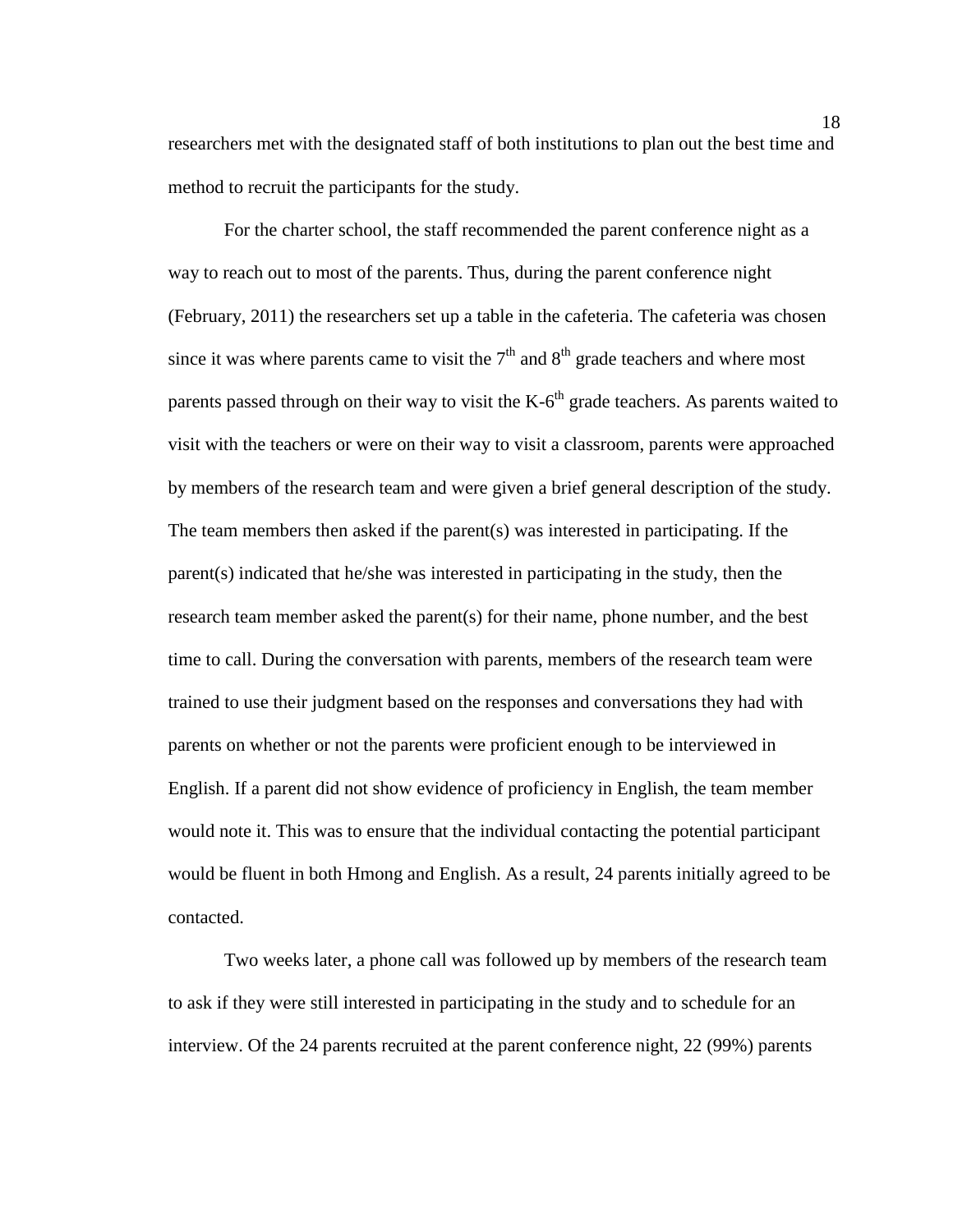researchers met with the designated staff of both institutions to plan out the best time and method to recruit the participants for the study.

For the charter school, the staff recommended the parent conference night as a way to reach out to most of the parents. Thus, during the parent conference night (February, 2011) the researchers set up a table in the cafeteria. The cafeteria was chosen since it was where parents came to visit the 7th and 8th grade teachers and where most parents passed through on their way to visit the K-6th grade teachers. As parents waited to visit with the teachers or were on their way to visit a classroom, parents were approached by members of the research team and were given a brief general description of the study. The team members then asked if the parent(s) was interested in participating. If the parent(s) indicated that he/she was interested in participating in the study, then the research team member asked the parent(s) for their name, phone number, and the best time to call. During the conversation with parents, members of the research team were trained to use their judgment based on the responses and conversations they had with parents on whether or not the parents were proficient enough to be interviewed in English. If a parent did not show evidence of proficiency in English, the team member would note it. This was to ensure that the individual contacting the potential participant would be fluent in both Hmong and English. As a result, 24 parents initially agreed to be contacted.

Two weeks later, a phone call was followed up by members of the research team to ask if they were still interested in participating in the study and to schedule for an interview. Of the 24 parents recruited at the parent conference night, 22 (99%) parents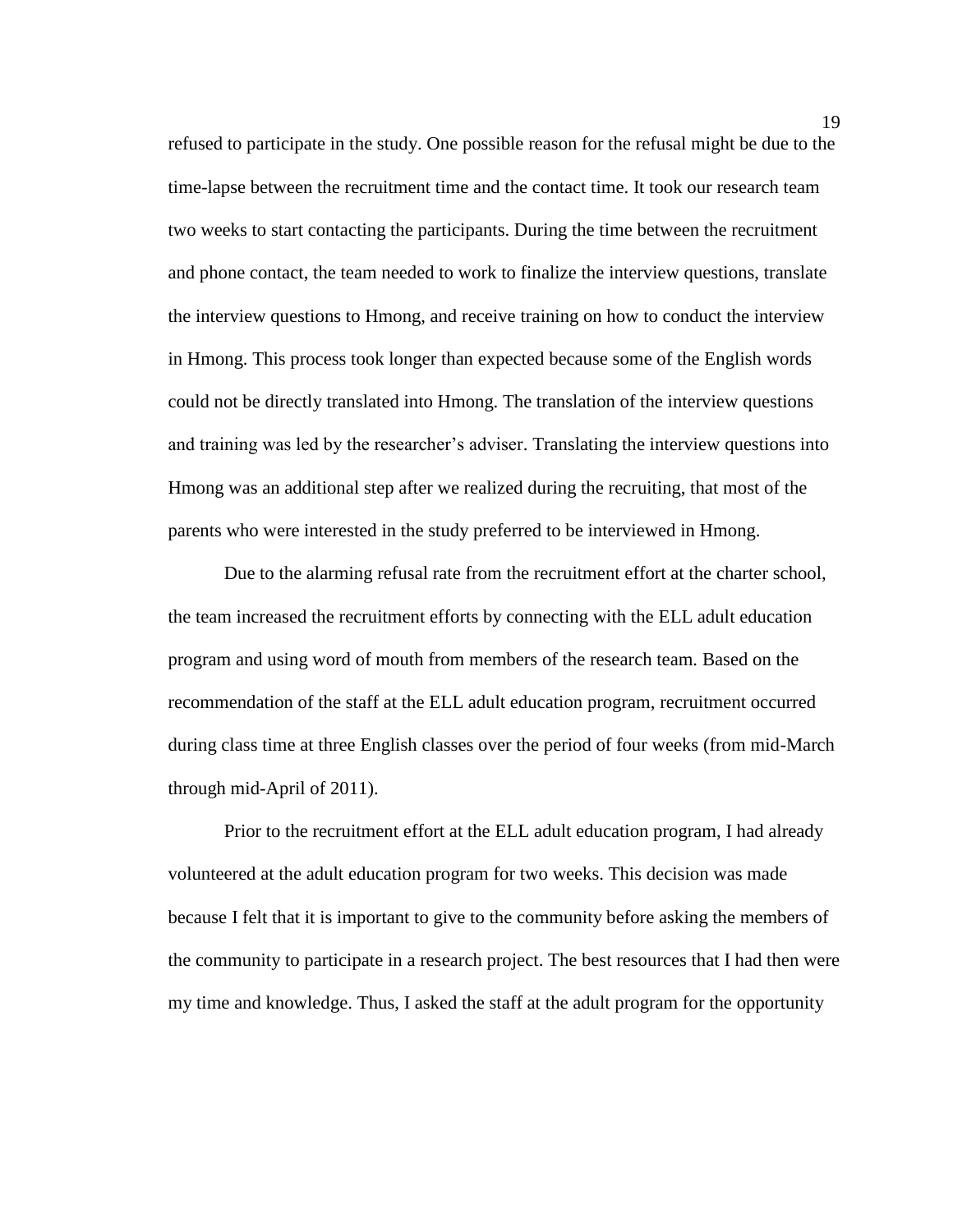refused to participate in the study. One possible reason for the refusal might be due to the time-lapse between the recruitment time and the contact time. It took our research team two weeks to start contacting the participants. During the time between the recruitment and phone contact, the team needed to work to finalize the interview questions, translate the interview questions to Hmong, and receive training on how to conduct the interview in Hmong. This process took longer than expected because some of the English words could not be directly translated into Hmong. The translation of the interview questions and training was led by the researcher's adviser. Translating the interview questions into Hmong was an additional step after we realized during the recruiting, that most of the parents who were interested in the study preferred to be interviewed in Hmong.

Due to the alarming refusal rate from the recruitment effort at the charter school, the team increased the recruitment efforts by connecting with the ELL adult education program and using word of mouth from members of the research team. Based on the recommendation of the staff at the ELL adult education program, recruitment occurred during class time at three English classes over the period of four weeks (from mid-March through mid-April of 2011).

Prior to the recruitment effort at the ELL adult education program, I had already volunteered at the adult education program for two weeks. This decision was made because I felt that it is important to give to the community before asking the members of the community to participate in a research project. The best resources that I had then were my time and knowledge. Thus, I asked the staff at the adult program for the opportunity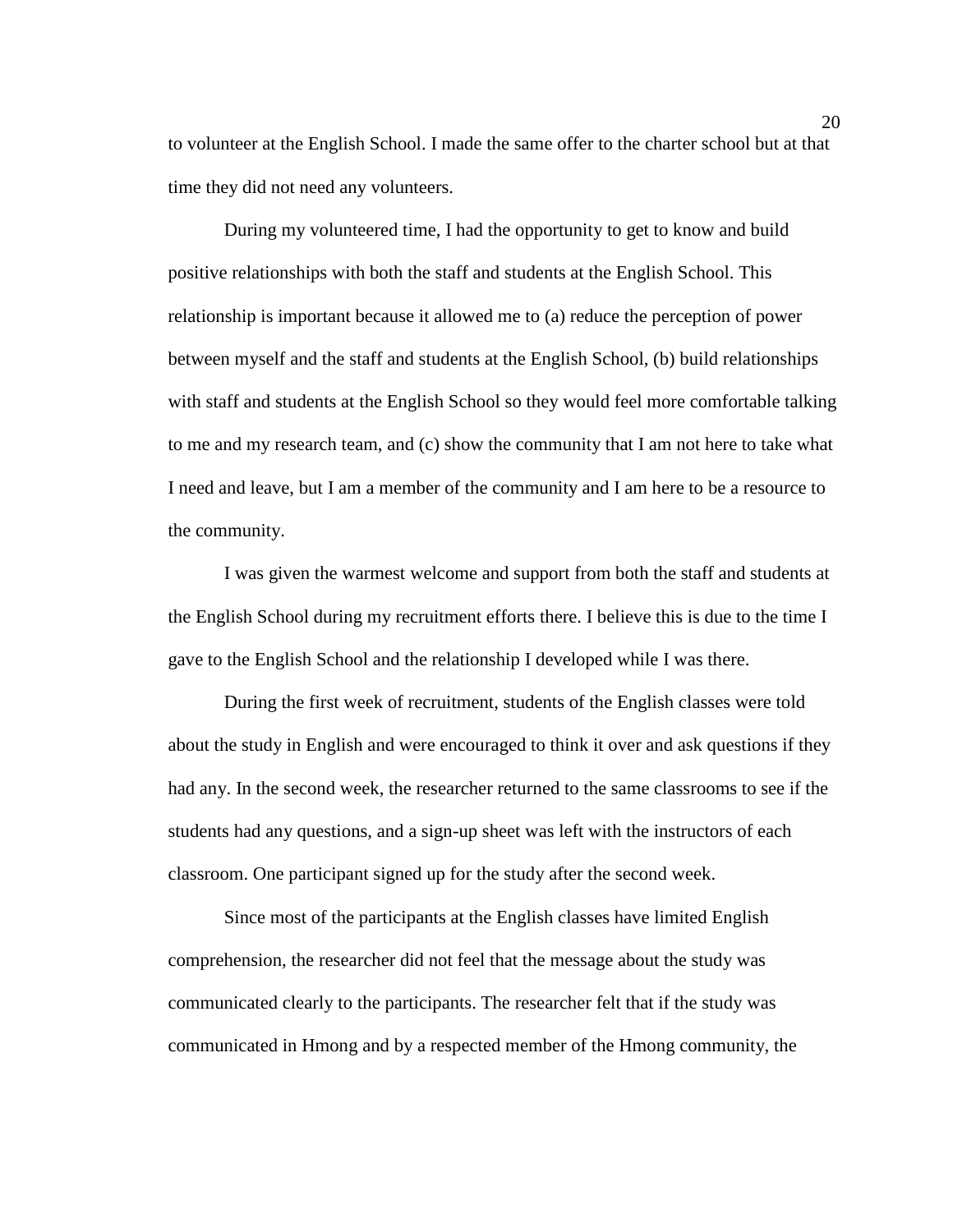to volunteer at the English School. I made the same offer to the charter school but at that time they did not need any volunteers.

During my volunteered time, I had the opportunity to get to know and build positive relationships with both the staff and students at the English School. This relationship is important because it allowed me to (a) reduce the perception of power between myself and the staff and students at the English School, (b) build relationships with staff and students at the English School so they would feel more comfortable talking to me and my research team, and (c) show the community that I am not here to take what I need and leave, but I am a member of the community and I am here to be a resource to the community.

I was given the warmest welcome and support from both the staff and students at the English School during my recruitment efforts there. I believe this is due to the time I gave to the English School and the relationship I developed while I was there.

During the first week of recruitment, students of the English classes were told about the study in English and were encouraged to think it over and ask questions if they had any. In the second week, the researcher returned to the same classrooms to see if the students had any questions, and a sign-up sheet was left with the instructors of each classroom. One participant signed up for the study after the second week.

Since most of the participants at the English classes have limited English comprehension, the researcher did not feel that the message about the study was communicated clearly to the participants. The researcher felt that if the study was communicated in Hmong and by a respected member of the Hmong community, the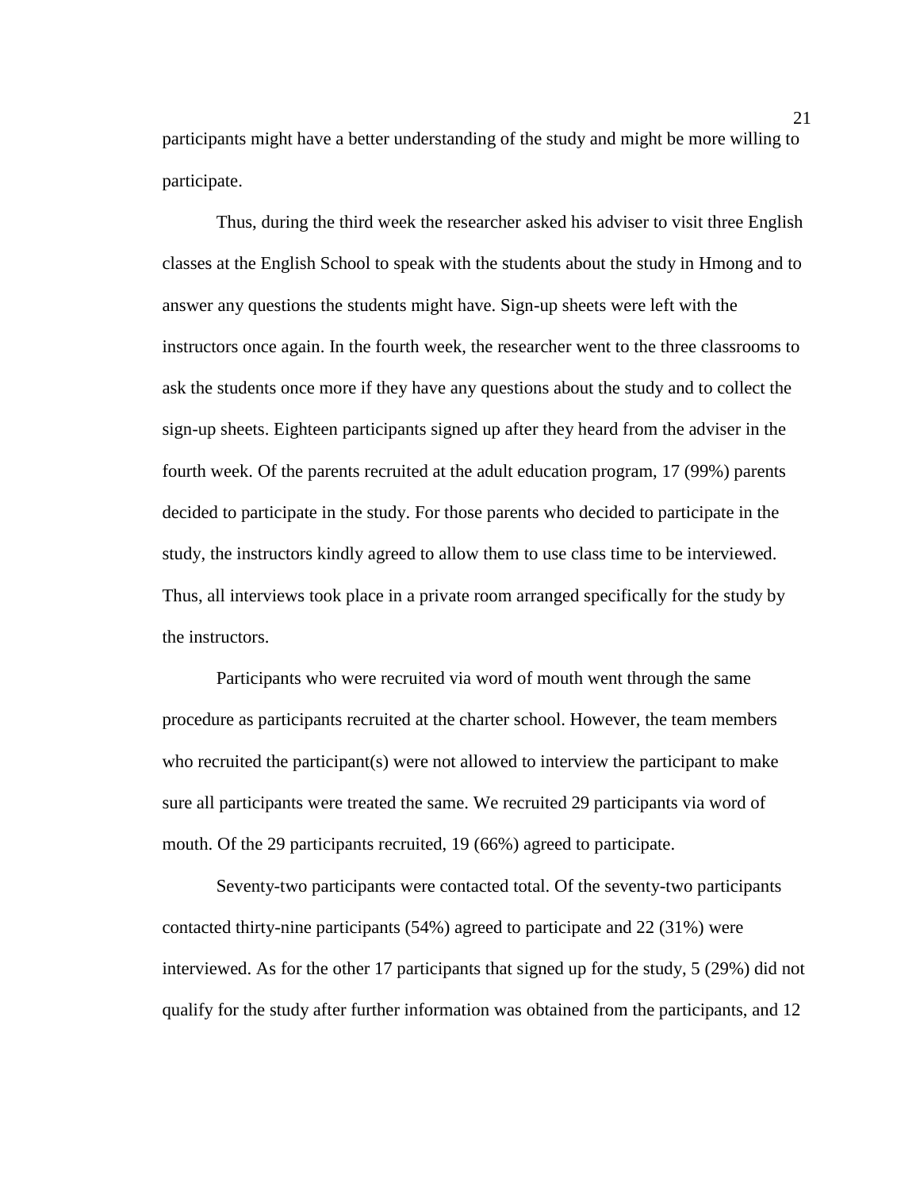participants might have a better understanding of the study and might be more willing to participate.

Thus, during the third week the researcher asked his adviser to visit three English classes at the English School to speak with the students about the study in Hmong and to answer any questions the students might have. Sign-up sheets were left with the instructors once again. In the fourth week, the researcher went to the three classrooms to ask the students once more if they have any questions about the study and to collect the sign-up sheets. Eighteen participants signed up after they heard from the adviser in the fourth week. Of the parents recruited at the adult education program, 17 (99%) parents decided to participate in the study. For those parents who decided to participate in the study, the instructors kindly agreed to allow them to use class time to be interviewed. Thus, all interviews took place in a private room arranged specifically for the study by the instructors.

Participants who were recruited via word of mouth went through the same procedure as participants recruited at the charter school. However, the team members who recruited the participant(s) were not allowed to interview the participant to make sure all participants were treated the same. We recruited 29 participants via word of mouth. Of the 29 participants recruited, 19 (66%) agreed to participate.

Seventy-two participants were contacted total. Of the seventy-two participants contacted thirty-nine participants (54%) agreed to participate and 22 (31%) were interviewed. As for the other 17 participants that signed up for the study, 5 (29%) did not qualify for the study after further information was obtained from the participants, and 12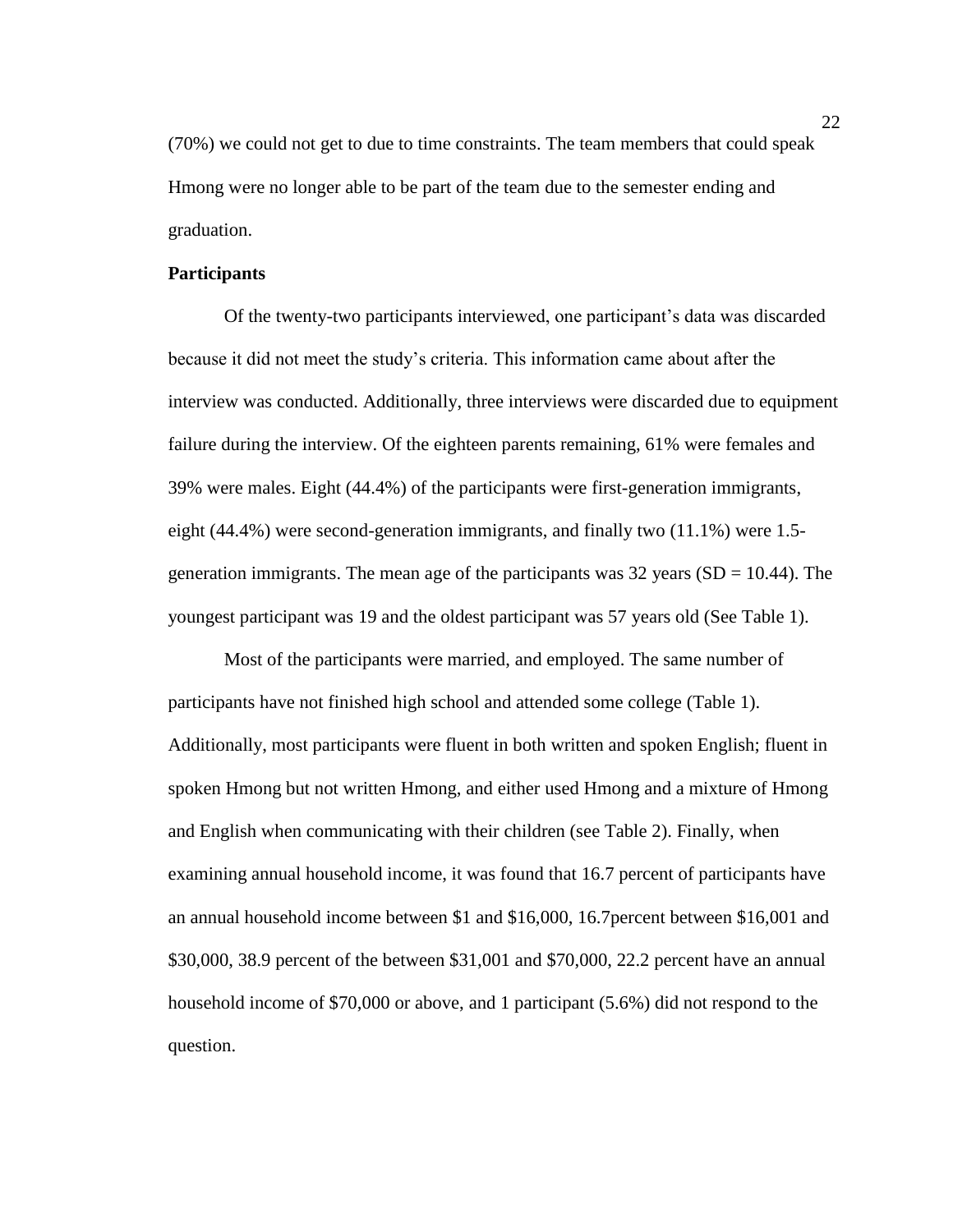(70%) we could not get to due to time constraints. The team members that could speak Hmong were no longer able to be part of the team due to the semester ending and graduation.

**Participants**

Of the twenty-two participants interviewed, one participant's data was discarded because it did not meet the study's criteria. This information came about after the interview was conducted. Additionally, three interviews were discarded due to equipment failure during the interview. Of the eighteen parents remaining, 61% were females and 39% were males. Eight (44.4%) of the participants were first-generation immigrants, eight (44.4%) were second-generation immigrants, and finally two (11.1%) were 1.5-generation immigrants. The mean age of the participants was 32 years (SD = 10.44). The youngest participant was 19 and the oldest participant was 57 years old (See Table 1).

Most of the participants were married, and employed. The same number of participants have not finished high school and attended some college (Table 1). Additionally, most participants were fluent in both written and spoken English; fluent in spoken Hmong but not written Hmong, and either used Hmong and a mixture of Hmong and English when communicating with their children (see Table 2). Finally, when examining annual household income, it was found that 16.7 percent of participants have an annual household income between $1 and $16,000, 16.7percent between $16,001 and $30,000, 38.9 percent of the between $31,001 and $70,000, 22.2 percent have an annual household income of $70,000 or above, and 1 participant (5.6%) did not respond to the question.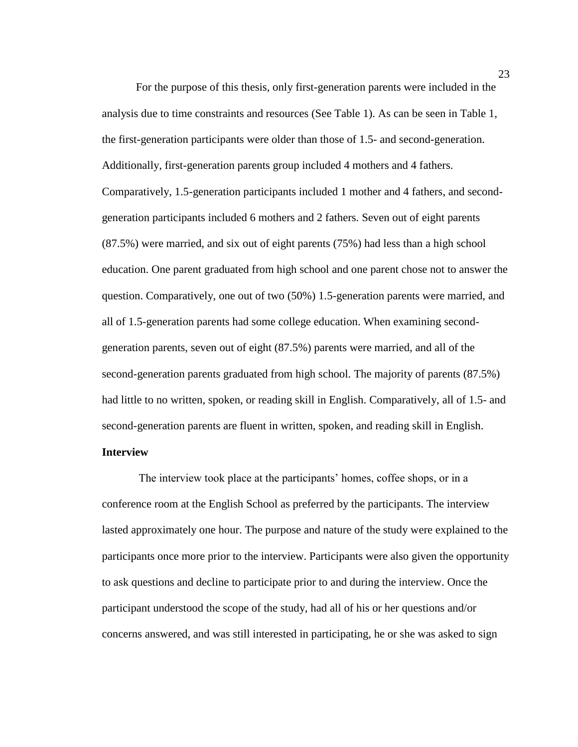For the purpose of this thesis, only first-generation parents were included in the analysis due to time constraints and resources (See Table 1). As can be seen in Table 1, the first-generation participants were older than those of 1.5- and second-generation. Additionally, first-generation parents group included 4 mothers and 4 fathers. Comparatively, 1.5-generation participants included 1 mother and 4 fathers, and second-generation participants included 6 mothers and 2 fathers. Seven out of eight parents (87.5%) were married, and six out of eight parents (75%) had less than a high school education. One parent graduated from high school and one parent chose not to answer the question. Comparatively, one out of two (50%) 1.5-generation parents were married, and all of 1.5-generation parents had some college education. When examining second-generation parents, seven out of eight (87.5%) parents were married, and all of the second-generation parents graduated from high school. The majority of parents (87.5%) had little to no written, spoken, or reading skill in English. Comparatively, all of 1.5- and second-generation parents are fluent in written, spoken, and reading skill in English.

**Interview**

The interview took place at the participants' homes, coffee shops, or in a conference room at the English School as preferred by the participants. The interview lasted approximately one hour. The purpose and nature of the study were explained to the participants once more prior to the interview. Participants were also given the opportunity to ask questions and decline to participate prior to and during the interview. Once the participant understood the scope of the study, had all of his or her questions and/or concerns answered, and was still interested in participating, he or she was asked to sign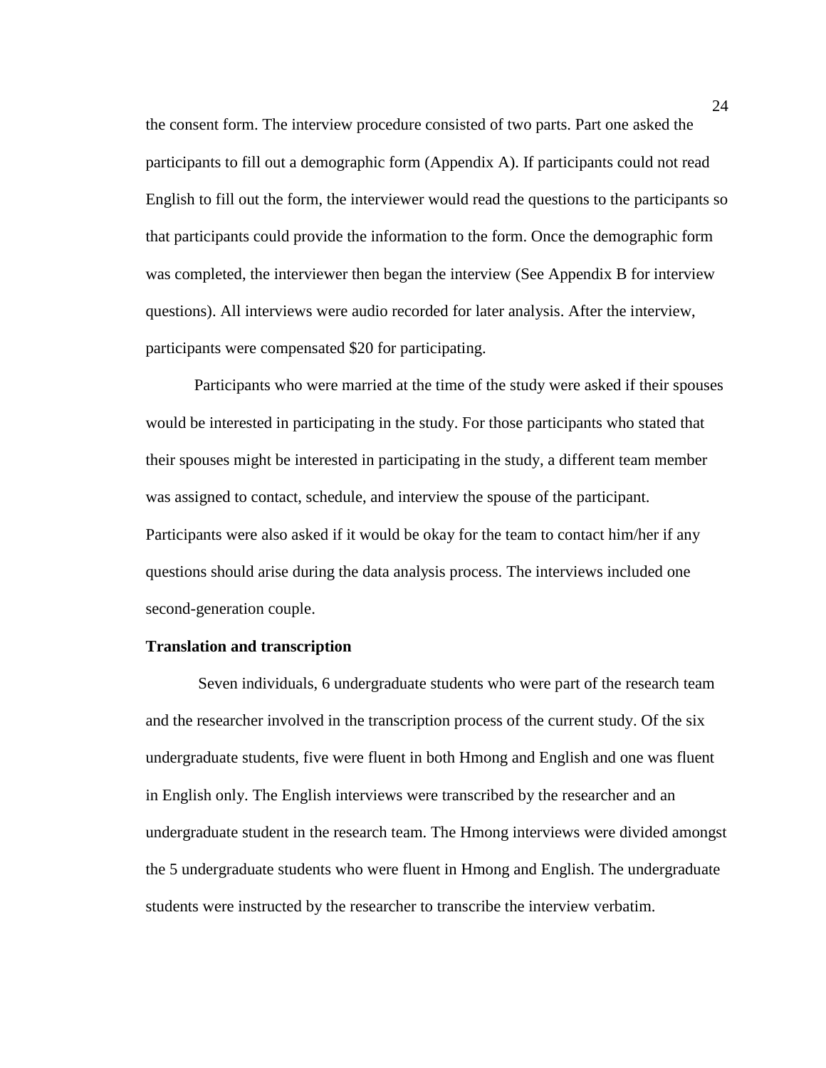the consent form. The interview procedure consisted of two parts. Part one asked the participants to fill out a demographic form (Appendix A). If participants could not read English to fill out the form, the interviewer would read the questions to the participants so that participants could provide the information to the form. Once the demographic form was completed, the interviewer then began the interview (See Appendix B for interview questions). All interviews were audio recorded for later analysis. After the interview, participants were compensated $20 for participating.

Participants who were married at the time of the study were asked if their spouses would be interested in participating in the study. For those participants who stated that their spouses might be interested in participating in the study, a different team member was assigned to contact, schedule, and interview the spouse of the participant. Participants were also asked if it would be okay for the team to contact him/her if any questions should arise during the data analysis process. The interviews included one second-generation couple.

**Translation and transcription**

Seven individuals, 6 undergraduate students who were part of the research team and the researcher involved in the transcription process of the current study. Of the six undergraduate students, five were fluent in both Hmong and English and one was fluent in English only. The English interviews were transcribed by the researcher and an undergraduate student in the research team. The Hmong interviews were divided amongst the 5 undergraduate students who were fluent in Hmong and English. The undergraduate students were instructed by the researcher to transcribe the interview verbatim.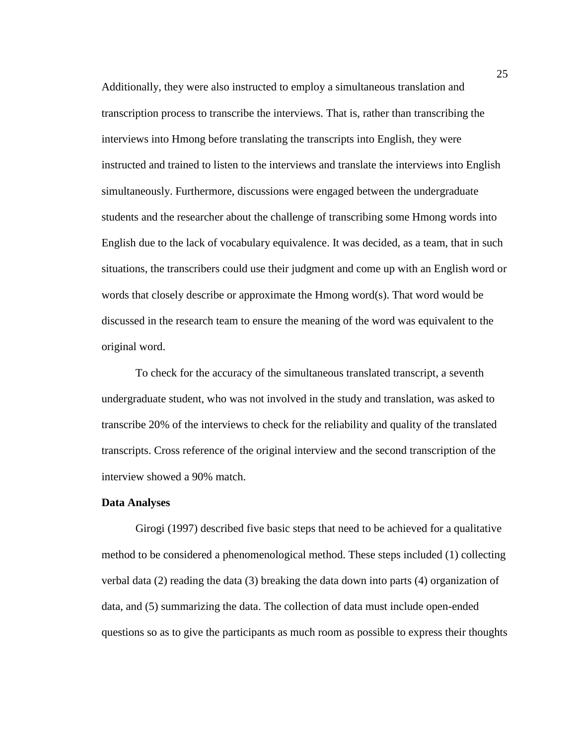Additionally, they were also instructed to employ a simultaneous translation and transcription process to transcribe the interviews. That is, rather than transcribing the interviews into Hmong before translating the transcripts into English, they were instructed and trained to listen to the interviews and translate the interviews into English simultaneously. Furthermore, discussions were engaged between the undergraduate students and the researcher about the challenge of transcribing some Hmong words into English due to the lack of vocabulary equivalence. It was decided, as a team, that in such situations, the transcribers could use their judgment and come up with an English word or words that closely describe or approximate the Hmong word(s). That word would be discussed in the research team to ensure the meaning of the word was equivalent to the original word.

To check for the accuracy of the simultaneous translated transcript, a seventh undergraduate student, who was not involved in the study and translation, was asked to transcribe 20% of the interviews to check for the reliability and quality of the translated transcripts. Cross reference of the original interview and the second transcription of the interview showed a 90% match.

**Data Analyses**

Girogi (1997) described five basic steps that need to be achieved for a qualitative method to be considered a phenomenological method. These steps included (1) collecting verbal data (2) reading the data (3) breaking the data down into parts (4) organization of data, and (5) summarizing the data. The collection of data must include open-ended questions so as to give the participants as much room as possible to express their thoughts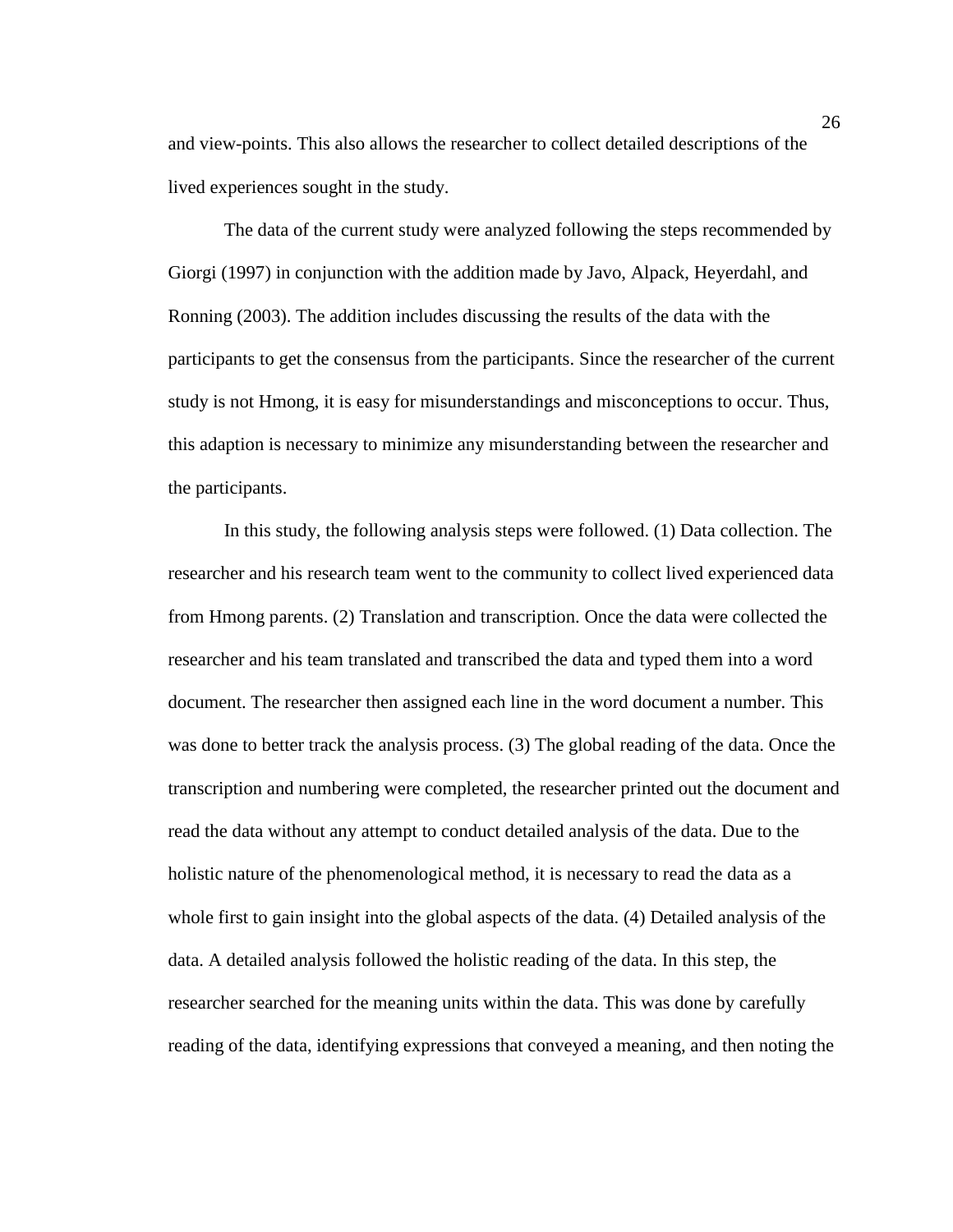and view-points. This also allows the researcher to collect detailed descriptions of the lived experiences sought in the study.

The data of the current study were analyzed following the steps recommended by Giorgi (1997) in conjunction with the addition made by Javo, Alpack, Heyerdahl, and Ronning (2003). The addition includes discussing the results of the data with the participants to get the consensus from the participants. Since the researcher of the current study is not Hmong, it is easy for misunderstandings and misconceptions to occur. Thus, this adaption is necessary to minimize any misunderstanding between the researcher and the participants.

In this study, the following analysis steps were followed. (1) Data collection. The researcher and his research team went to the community to collect lived experienced data from Hmong parents. (2) Translation and transcription. Once the data were collected the researcher and his team translated and transcribed the data and typed them into a word document. The researcher then assigned each line in the word document a number. This was done to better track the analysis process. (3) The global reading of the data. Once the transcription and numbering were completed, the researcher printed out the document and read the data without any attempt to conduct detailed analysis of the data. Due to the holistic nature of the phenomenological method, it is necessary to read the data as a whole first to gain insight into the global aspects of the data. (4) Detailed analysis of the data. A detailed analysis followed the holistic reading of the data. In this step, the researcher searched for the meaning units within the data. This was done by carefully reading of the data, identifying expressions that conveyed a meaning, and then noting the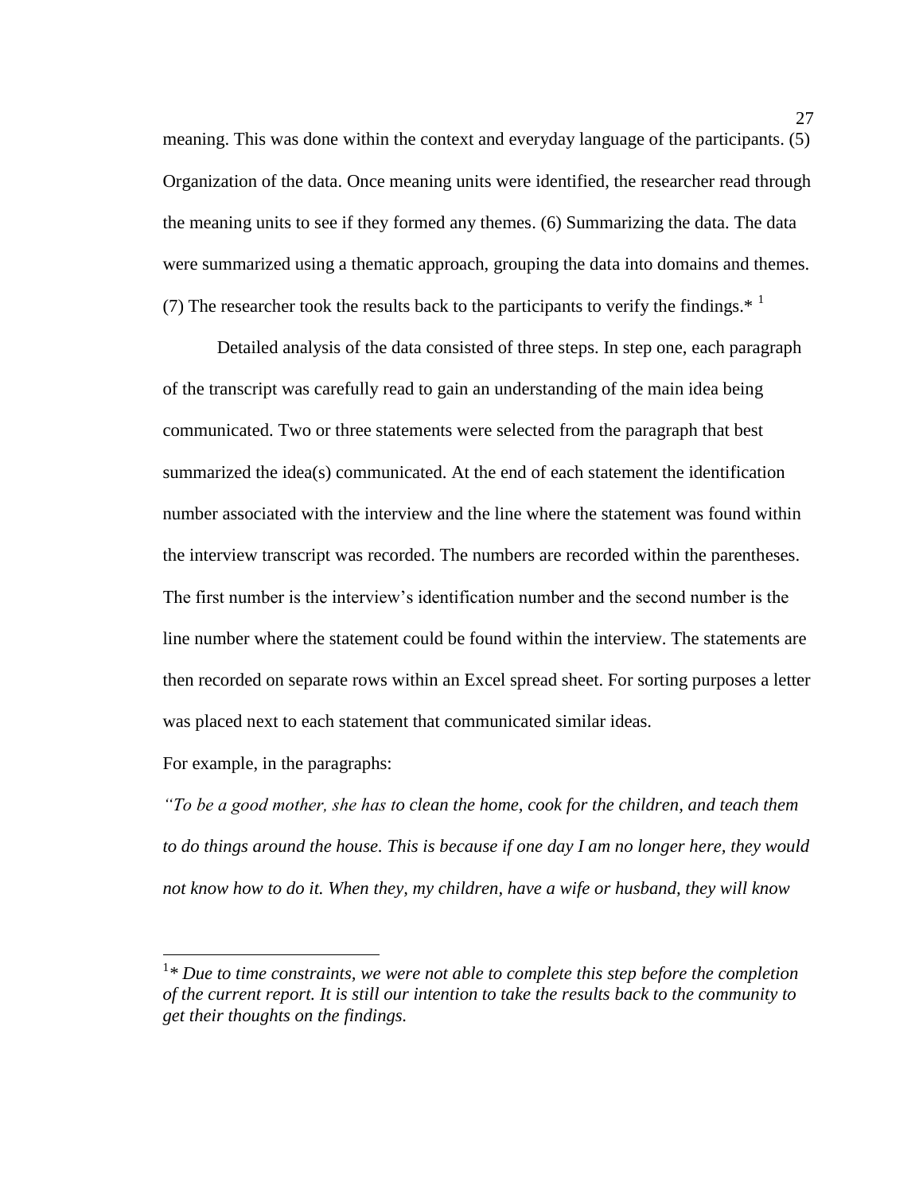meaning. This was done within the context and everyday language of the participants. (5) Organization of the data. Once meaning units were identified, the researcher read through the meaning units to see if they formed any themes. (6) Summarizing the data. The data were summarized using a thematic approach, grouping the data into domains and themes. (7) The researcher took the results back to the participants to verify the findings.* [1]

Detailed analysis of the data consisted of three steps. In step one, each paragraph of the transcript was carefully read to gain an understanding of the main idea being communicated. Two or three statements were selected from the paragraph that best summarized the idea(s) communicated. At the end of each statement the identification number associated with the interview and the line where the statement was found within the interview transcript was recorded. The numbers are recorded within the parentheses. The first number is the interview's identification number and the second number is the line number where the statement could be found within the interview. The statements are then recorded on separate rows within an Excel spread sheet. For sorting purposes a letter was placed next to each statement that communicated similar ideas.

For example, in the paragraphs:

*"To be a good mother, she has to clean the home, cook for the children, and teach them to do things around the house. This is because if one day I am no longer here, they would not know how to do it. When they, my children, have a wife or husband, they will know*

---

[1] *\* Due to time constraints, we were not able to complete this step before the completion of the current report. It is still our intention to take the results back to the community to get their thoughts on the findings.*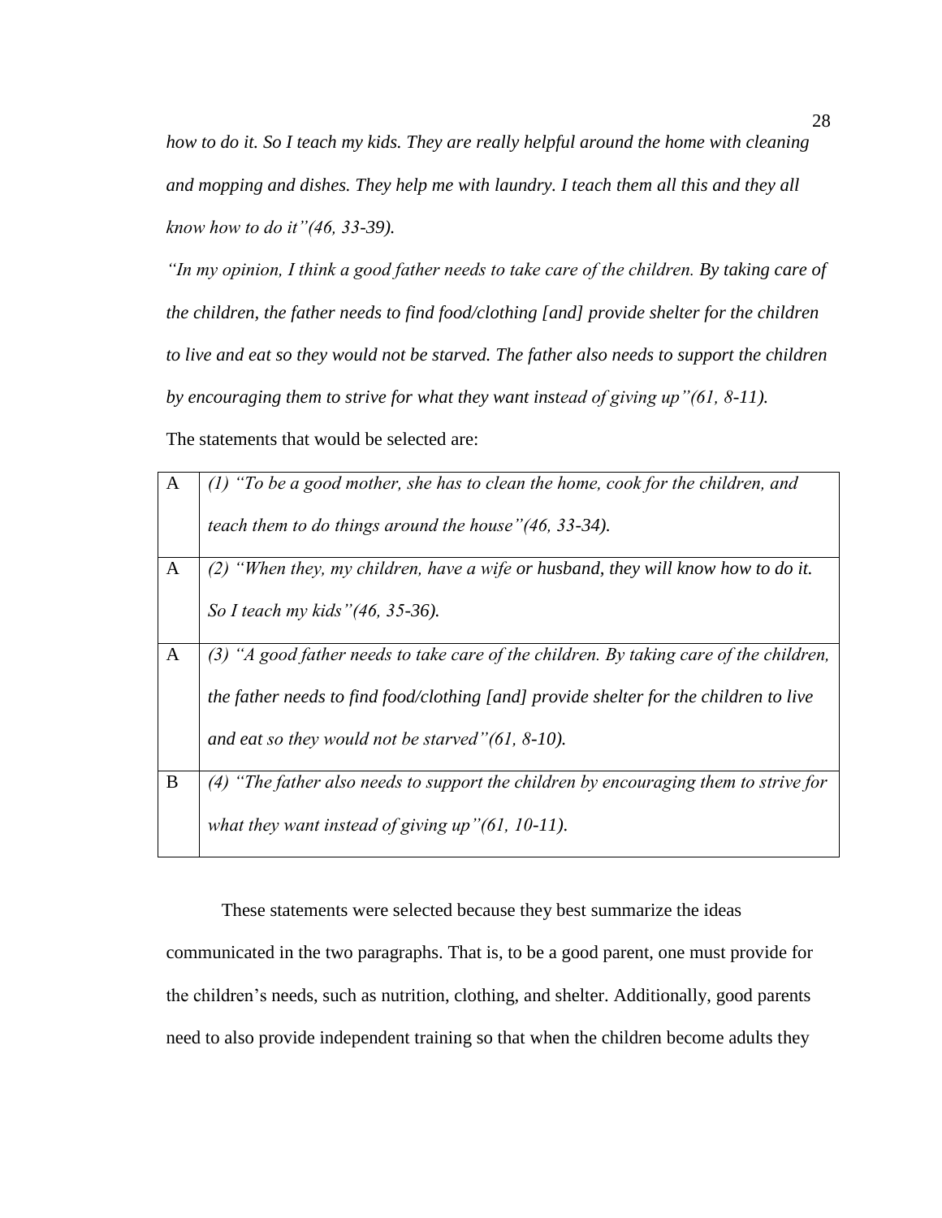*how to do it. So I teach my kids. They are really helpful around the home with cleaning and mopping and dishes. They help me with laundry. I teach them all this and they all know how to do it"(46, 33-39).*

*"In my opinion, I think a good father needs to take care of the children. By taking care of the children, the father needs to find food/clothing [and] provide shelter for the children to live and eat so they would not be starved. The father also needs to support the children by encouraging them to strive for what they want instead of giving up"(61, 8-11).*

The statements that would be selected are:

| | |
|---|---|
| A | *(1) "To be a good mother, she has to clean the home, cook for the children, and teach them to do things around the house"(46, 33-34).* |
| A | *(2) "When they, my children, have a wife or husband, they will know how to do it. So I teach my kids"(46, 35-36).* |
| A | *(3) "A good father needs to take care of the children. By taking care of the children, the father needs to find food/clothing [and] provide shelter for the children to live and eat so they would not be starved"(61, 8-10).* |
| B | *(4) "The father also needs to support the children by encouraging them to strive for what they want instead of giving up"(61, 10-11).* |

These statements were selected because they best summarize the ideas communicated in the two paragraphs. That is, to be a good parent, one must provide for the children's needs, such as nutrition, clothing, and shelter. Additionally, good parents need to also provide independent training so that when the children become adults they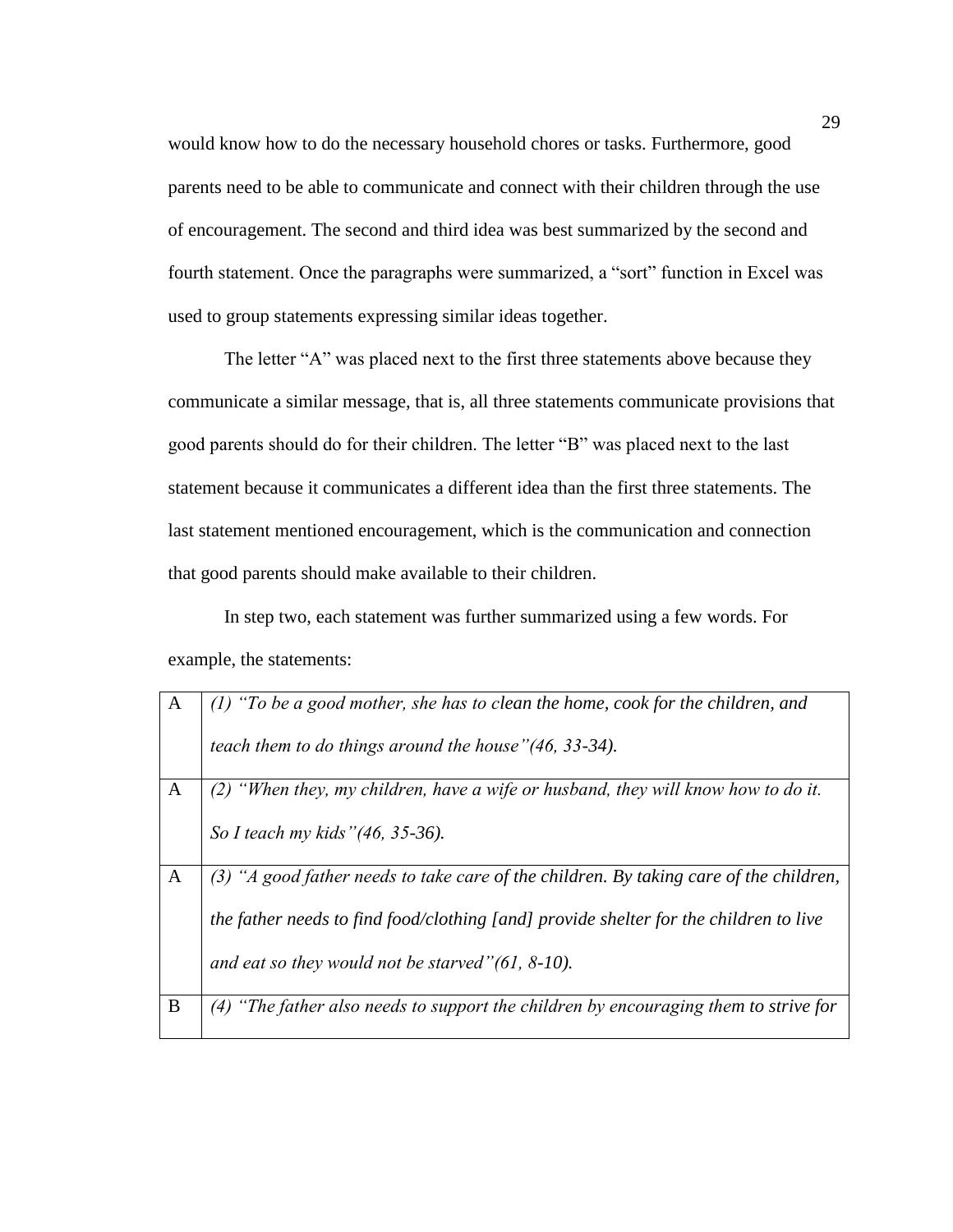would know how to do the necessary household chores or tasks. Furthermore, good parents need to be able to communicate and connect with their children through the use of encouragement. The second and third idea was best summarized by the second and fourth statement. Once the paragraphs were summarized, a “sort” function in Excel was used to group statements expressing similar ideas together.

The letter “A” was placed next to the first three statements above because they communicate a similar message, that is, all three statements communicate provisions that good parents should do for their children. The letter “B” was placed next to the last statement because it communicates a different idea than the first three statements. The last statement mentioned encouragement, which is the communication and connection that good parents should make available to their children.

In step two, each statement was further summarized using a few words. For example, the statements:

| | |
|---|---|
| A | *(1) “To be a good mother, she has to clean the home, cook for the children, and teach them to do things around the house”(46, 33-34).* |
| A | *(2) “When they, my children, have a wife or husband, they will know how to do it. So I teach my kids”(46, 35-36).* |
| A | *(3) “A good father needs to take care of the children. By taking care of the children, the father needs to find food/clothing [and] provide shelter for the children to live and eat so they would not be starved”(61, 8-10).* |
| B | *(4) “The father also needs to support the children by encouraging them to strive for* |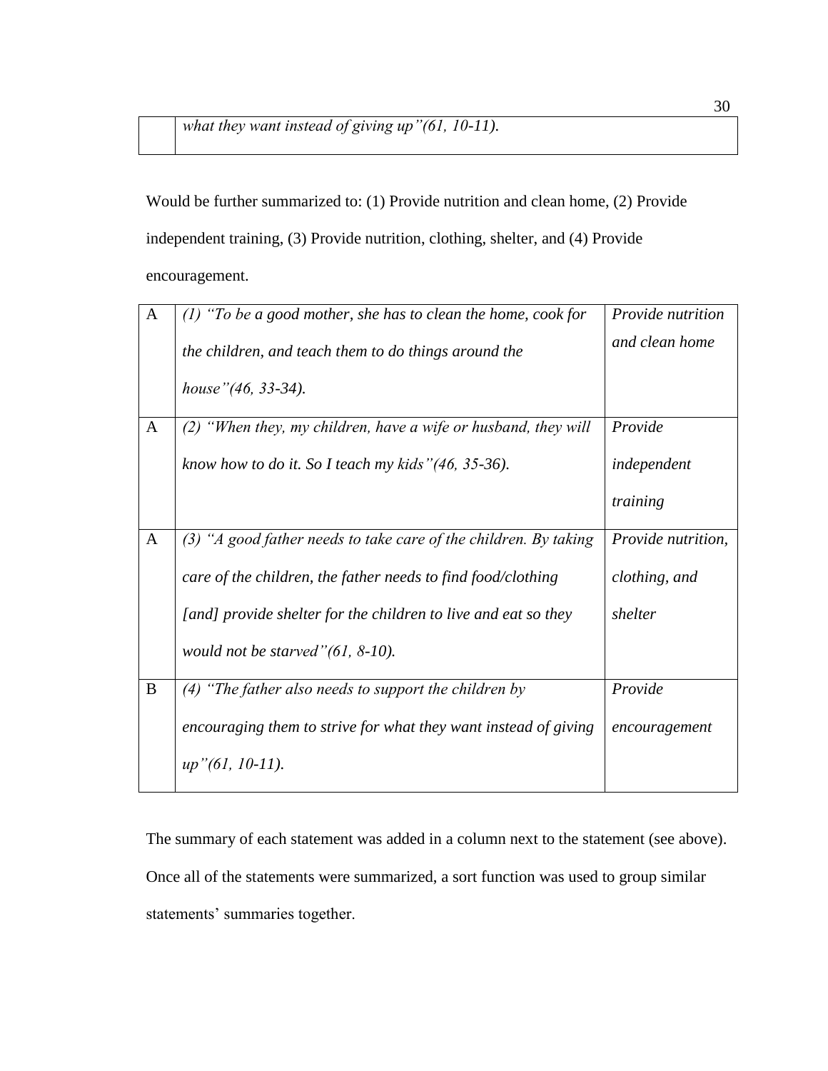| | *what they want instead of giving up"(61, 10-11).* |
|---|---|

Would be further summarized to: (1) Provide nutrition and clean home, (2) Provide independent training, (3) Provide nutrition, clothing, shelter, and (4) Provide encouragement.

| | | |
|---|---|---|
| A | *(1) "To be a good mother, she has to clean the home, cook for the children, and teach them to do things around the house"(46, 33-34).* | *Provide nutrition and clean home* |
| A | *(2) "When they, my children, have a wife or husband, they will know how to do it. So I teach my kids"(46, 35-36).* | *Provide independent training* |
| A | *(3) "A good father needs to take care of the children. By taking care of the children, the father needs to find food/clothing [and] provide shelter for the children to live and eat so they would not be starved"(61, 8-10).* | *Provide nutrition, clothing, and shelter* |
| B | *(4) "The father also needs to support the children by encouraging them to strive for what they want instead of giving up"(61, 10-11).* | *Provide encouragement* |

The summary of each statement was added in a column next to the statement (see above). Once all of the statements were summarized, a sort function was used to group similar statements' summaries together.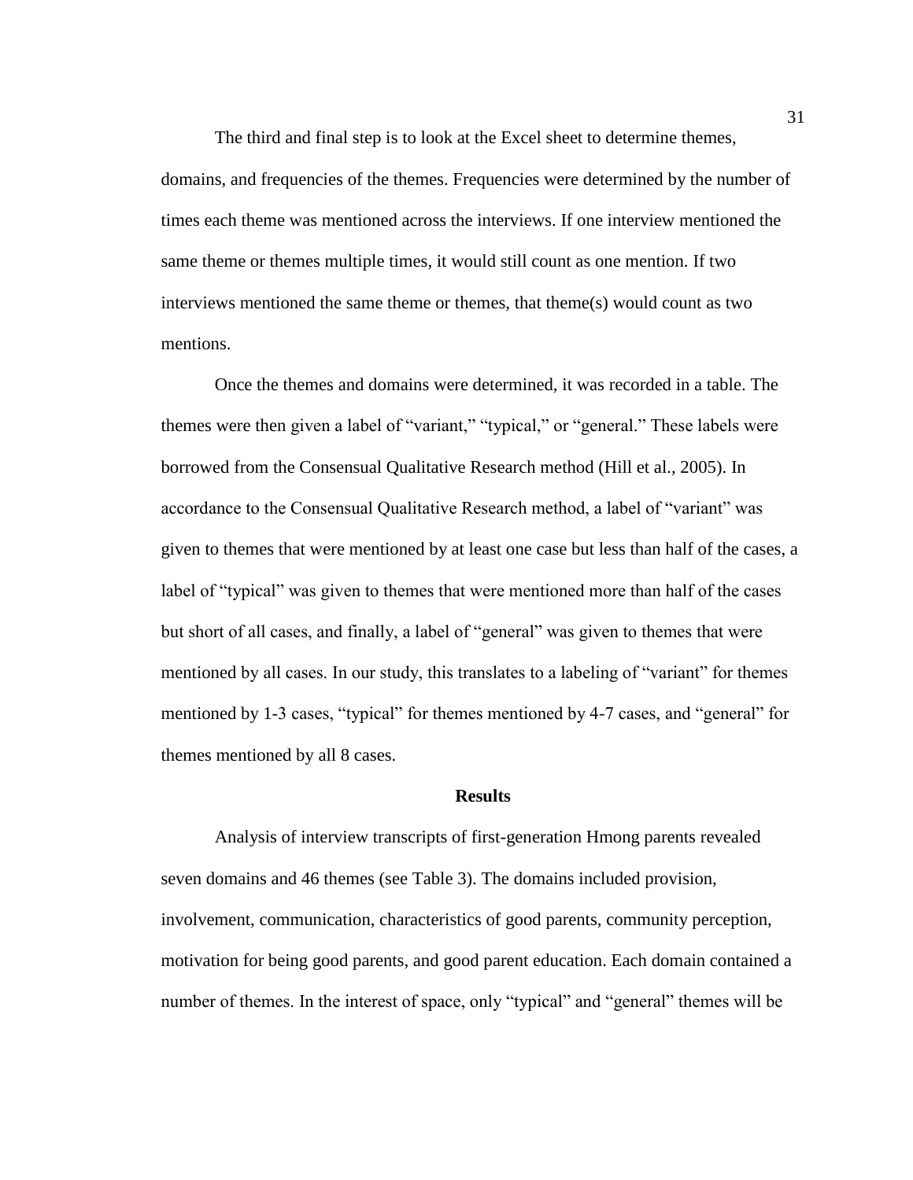The third and final step is to look at the Excel sheet to determine themes, domains, and frequencies of the themes. Frequencies were determined by the number of times each theme was mentioned across the interviews. If one interview mentioned the same theme or themes multiple times, it would still count as one mention. If two interviews mentioned the same theme or themes, that theme(s) would count as two mentions.

Once the themes and domains were determined, it was recorded in a table. The themes were then given a label of "variant," "typical," or "general." These labels were borrowed from the Consensual Qualitative Research method (Hill et al., 2005). In accordance to the Consensual Qualitative Research method, a label of "variant" was given to themes that were mentioned by at least one case but less than half of the cases, a label of "typical" was given to themes that were mentioned more than half of the cases but short of all cases, and finally, a label of "general" was given to themes that were mentioned by all cases. In our study, this translates to a labeling of "variant" for themes mentioned by 1-3 cases, "typical" for themes mentioned by 4-7 cases, and "general" for themes mentioned by all 8 cases.

## Results

Analysis of interview transcripts of first-generation Hmong parents revealed seven domains and 46 themes (see Table 3). The domains included provision, involvement, communication, characteristics of good parents, community perception, motivation for being good parents, and good parent education. Each domain contained a number of themes. In the interest of space, only "typical" and "general" themes will be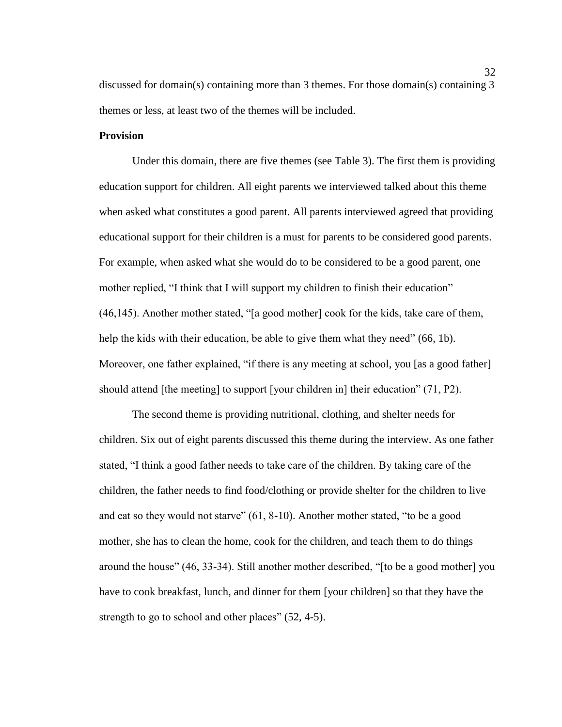discussed for domain(s) containing more than 3 themes. For those domain(s) containing 3 themes or less, at least two of the themes will be included.

**Provision**

Under this domain, there are five themes (see Table 3). The first them is providing education support for children. All eight parents we interviewed talked about this theme when asked what constitutes a good parent. All parents interviewed agreed that providing educational support for their children is a must for parents to be considered good parents. For example, when asked what she would do to be considered to be a good parent, one mother replied, "I think that I will support my children to finish their education" (46,145). Another mother stated, "[a good mother] cook for the kids, take care of them, help the kids with their education, be able to give them what they need" (66, 1b). Moreover, one father explained, "if there is any meeting at school, you [as a good father] should attend [the meeting] to support [your children in] their education" (71, P2).

The second theme is providing nutritional, clothing, and shelter needs for children. Six out of eight parents discussed this theme during the interview. As one father stated, "I think a good father needs to take care of the children. By taking care of the children, the father needs to find food/clothing or provide shelter for the children to live and eat so they would not starve" (61, 8-10). Another mother stated, "to be a good mother, she has to clean the home, cook for the children, and teach them to do things around the house" (46, 33-34). Still another mother described, "[to be a good mother] you have to cook breakfast, lunch, and dinner for them [your children] so that they have the strength to go to school and other places" (52, 4-5).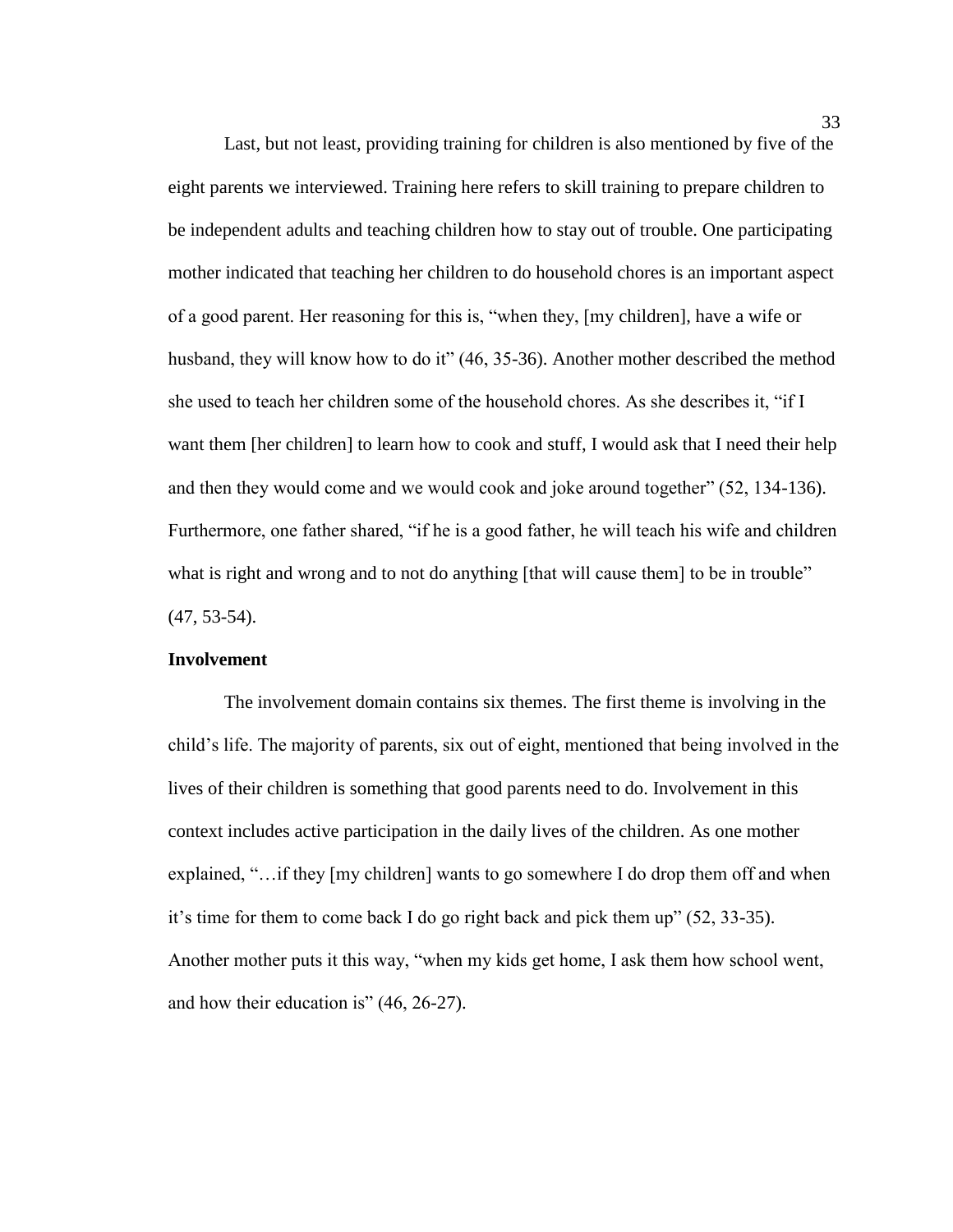Last, but not least, providing training for children is also mentioned by five of the eight parents we interviewed. Training here refers to skill training to prepare children to be independent adults and teaching children how to stay out of trouble. One participating mother indicated that teaching her children to do household chores is an important aspect of a good parent. Her reasoning for this is, "when they, [my children], have a wife or husband, they will know how to do it" (46, 35-36). Another mother described the method she used to teach her children some of the household chores. As she describes it, "if I want them [her children] to learn how to cook and stuff, I would ask that I need their help and then they would come and we would cook and joke around together" (52, 134-136). Furthermore, one father shared, "if he is a good father, he will teach his wife and children what is right and wrong and to not do anything [that will cause them] to be in trouble" (47, 53-54).

**Involvement**

The involvement domain contains six themes. The first theme is involving in the child's life. The majority of parents, six out of eight, mentioned that being involved in the lives of their children is something that good parents need to do. Involvement in this context includes active participation in the daily lives of the children. As one mother explained, "…if they [my children] wants to go somewhere I do drop them off and when it's time for them to come back I do go right back and pick them up" (52, 33-35). Another mother puts it this way, "when my kids get home, I ask them how school went, and how their education is" (46, 26-27).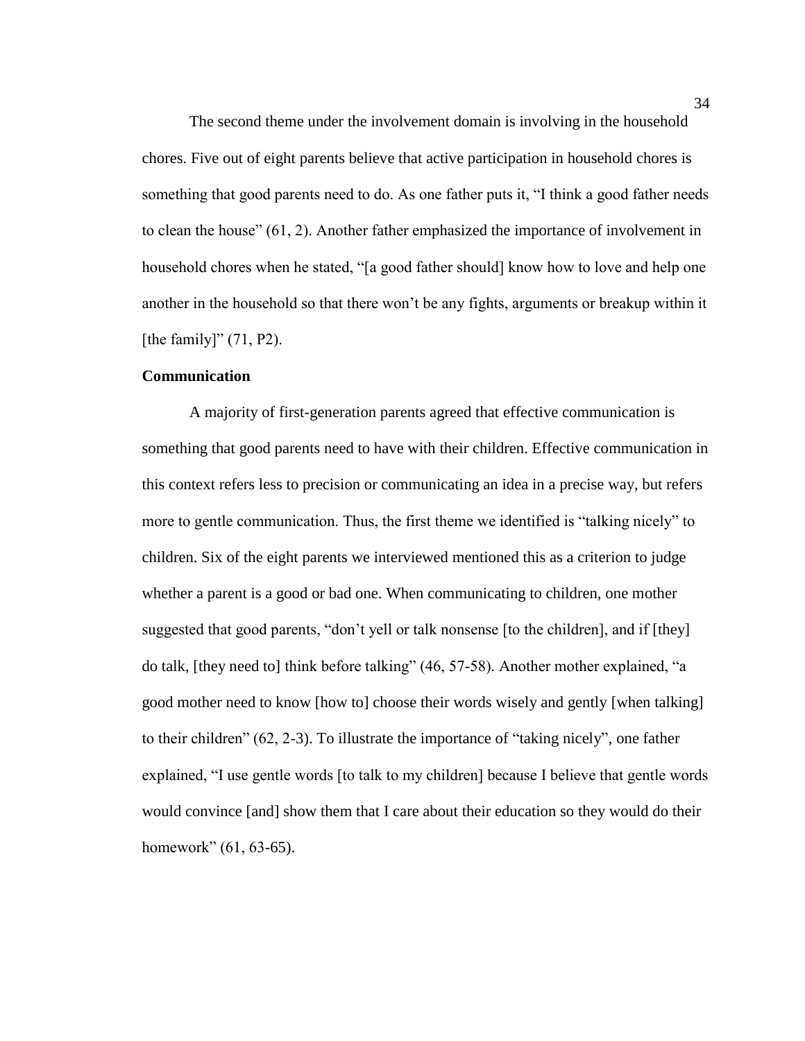The second theme under the involvement domain is involving in the household chores. Five out of eight parents believe that active participation in household chores is something that good parents need to do. As one father puts it, "I think a good father needs to clean the house" (61, 2). Another father emphasized the importance of involvement in household chores when he stated, "[a good father should] know how to love and help one another in the household so that there won't be any fights, arguments or breakup within it [the family]" (71, P2).

**Communication**

A majority of first-generation parents agreed that effective communication is something that good parents need to have with their children. Effective communication in this context refers less to precision or communicating an idea in a precise way, but refers more to gentle communication. Thus, the first theme we identified is "talking nicely" to children. Six of the eight parents we interviewed mentioned this as a criterion to judge whether a parent is a good or bad one. When communicating to children, one mother suggested that good parents, "don't yell or talk nonsense [to the children], and if [they] do talk, [they need to] think before talking" (46, 57-58). Another mother explained, "a good mother need to know [how to] choose their words wisely and gently [when talking] to their children" (62, 2-3). To illustrate the importance of "taking nicely", one father explained, "I use gentle words [to talk to my children] because I believe that gentle words would convince [and] show them that I care about their education so they would do their homework" (61, 63-65).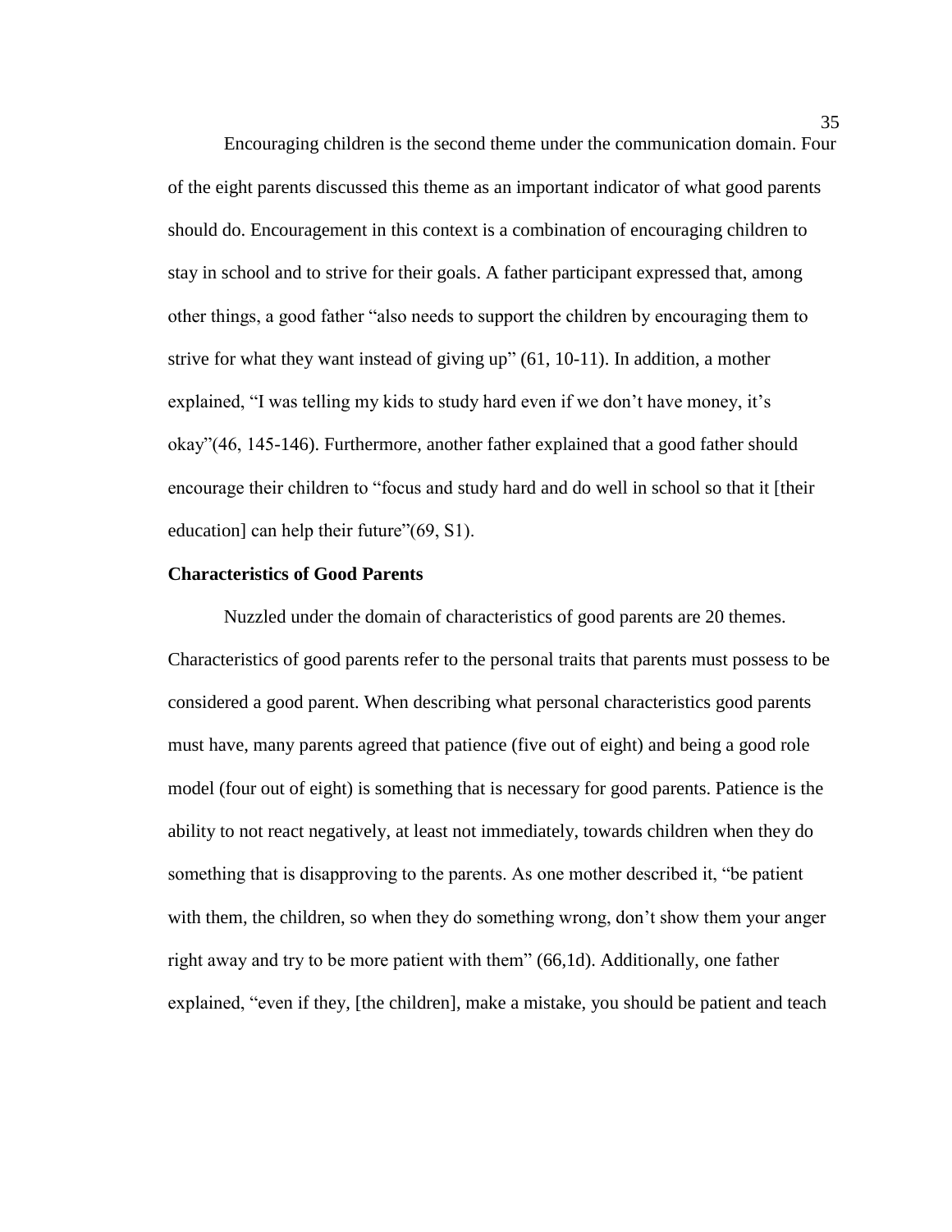Encouraging children is the second theme under the communication domain. Four of the eight parents discussed this theme as an important indicator of what good parents should do. Encouragement in this context is a combination of encouraging children to stay in school and to strive for their goals. A father participant expressed that, among other things, a good father "also needs to support the children by encouraging them to strive for what they want instead of giving up" (61, 10-11). In addition, a mother explained, "I was telling my kids to study hard even if we don't have money, it's okay"(46, 145-146). Furthermore, another father explained that a good father should encourage their children to "focus and study hard and do well in school so that it [their education] can help their future"(69, S1).

**Characteristics of Good Parents**

Nuzzled under the domain of characteristics of good parents are 20 themes. Characteristics of good parents refer to the personal traits that parents must possess to be considered a good parent. When describing what personal characteristics good parents must have, many parents agreed that patience (five out of eight) and being a good role model (four out of eight) is something that is necessary for good parents. Patience is the ability to not react negatively, at least not immediately, towards children when they do something that is disapproving to the parents. As one mother described it, "be patient with them, the children, so when they do something wrong, don't show them your anger right away and try to be more patient with them" (66,1d). Additionally, one father explained, "even if they, [the children], make a mistake, you should be patient and teach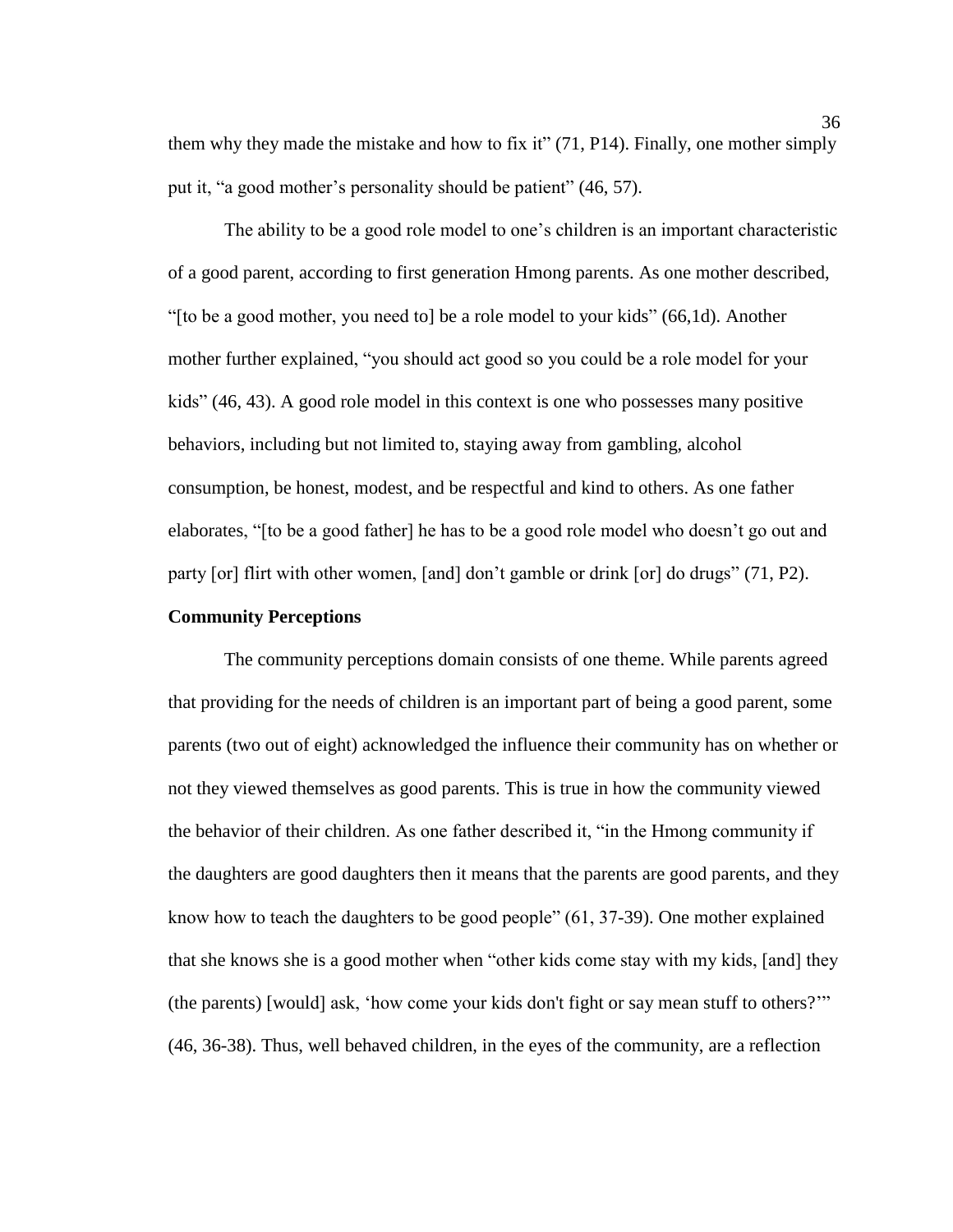them why they made the mistake and how to fix it" (71, P14). Finally, one mother simply put it, "a good mother's personality should be patient" (46, 57).

The ability to be a good role model to one's children is an important characteristic of a good parent, according to first generation Hmong parents. As one mother described, "[to be a good mother, you need to] be a role model to your kids" (66,1d). Another mother further explained, "you should act good so you could be a role model for your kids" (46, 43). A good role model in this context is one who possesses many positive behaviors, including but not limited to, staying away from gambling, alcohol consumption, be honest, modest, and be respectful and kind to others. As one father elaborates, "[to be a good father] he has to be a good role model who doesn't go out and party [or] flirt with other women, [and] don't gamble or drink [or] do drugs" (71, P2).

**Community Perceptions**

The community perceptions domain consists of one theme. While parents agreed that providing for the needs of children is an important part of being a good parent, some parents (two out of eight) acknowledged the influence their community has on whether or not they viewed themselves as good parents. This is true in how the community viewed the behavior of their children. As one father described it, "in the Hmong community if the daughters are good daughters then it means that the parents are good parents, and they know how to teach the daughters to be good people" (61, 37-39). One mother explained that she knows she is a good mother when "other kids come stay with my kids, [and] they (the parents) [would] ask, 'how come your kids don't fight or say mean stuff to others?'" (46, 36-38). Thus, well behaved children, in the eyes of the community, are a reflection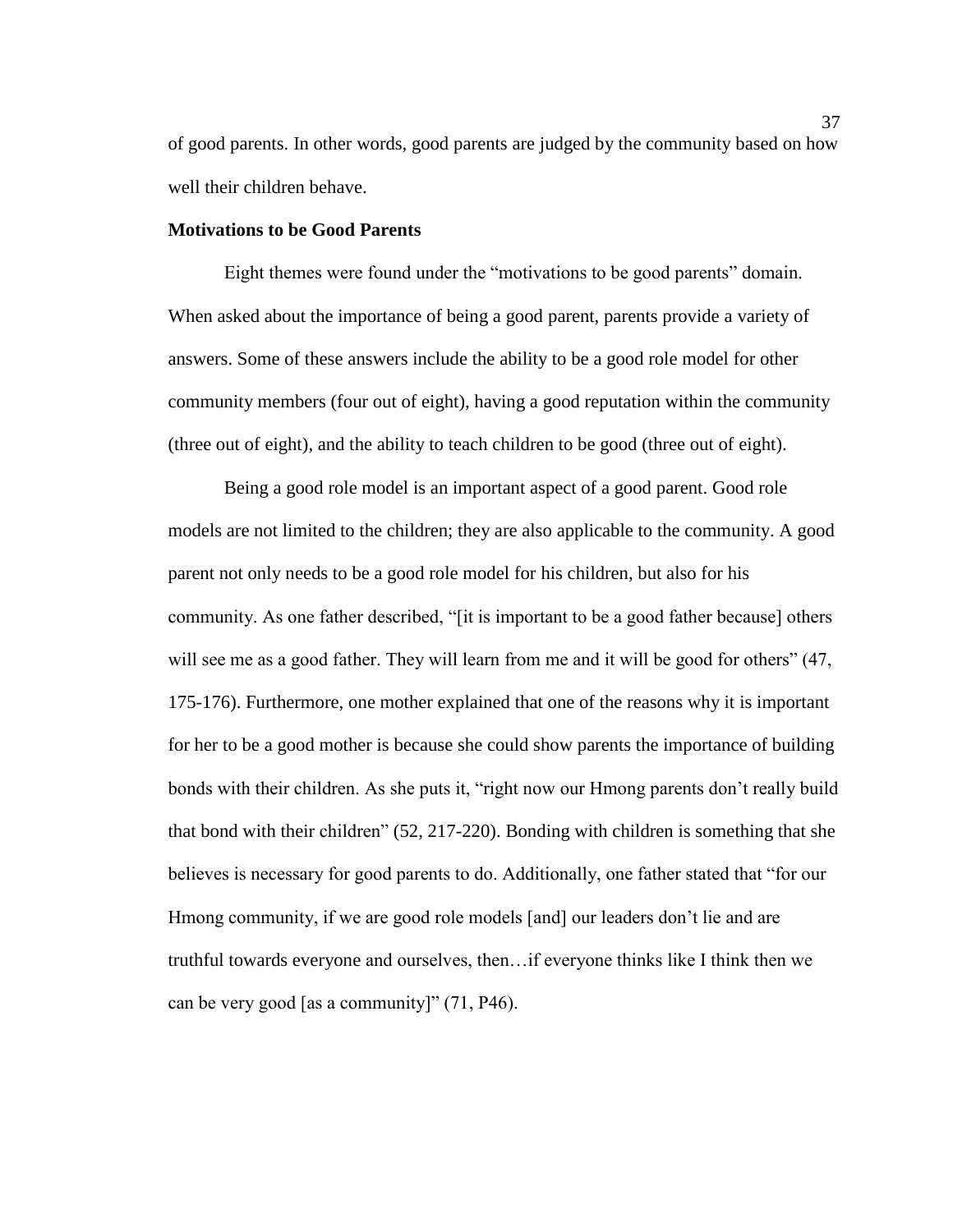of good parents. In other words, good parents are judged by the community based on how well their children behave.

**Motivations to be Good Parents**

Eight themes were found under the "motivations to be good parents" domain. When asked about the importance of being a good parent, parents provide a variety of answers. Some of these answers include the ability to be a good role model for other community members (four out of eight), having a good reputation within the community (three out of eight), and the ability to teach children to be good (three out of eight).

Being a good role model is an important aspect of a good parent. Good role models are not limited to the children; they are also applicable to the community. A good parent not only needs to be a good role model for his children, but also for his community. As one father described, "[it is important to be a good father because] others will see me as a good father. They will learn from me and it will be good for others" (47, 175-176). Furthermore, one mother explained that one of the reasons why it is important for her to be a good mother is because she could show parents the importance of building bonds with their children. As she puts it, "right now our Hmong parents don't really build that bond with their children" (52, 217-220). Bonding with children is something that she believes is necessary for good parents to do. Additionally, one father stated that "for our Hmong community, if we are good role models [and] our leaders don't lie and are truthful towards everyone and ourselves, then…if everyone thinks like I think then we can be very good [as a community]" (71, P46).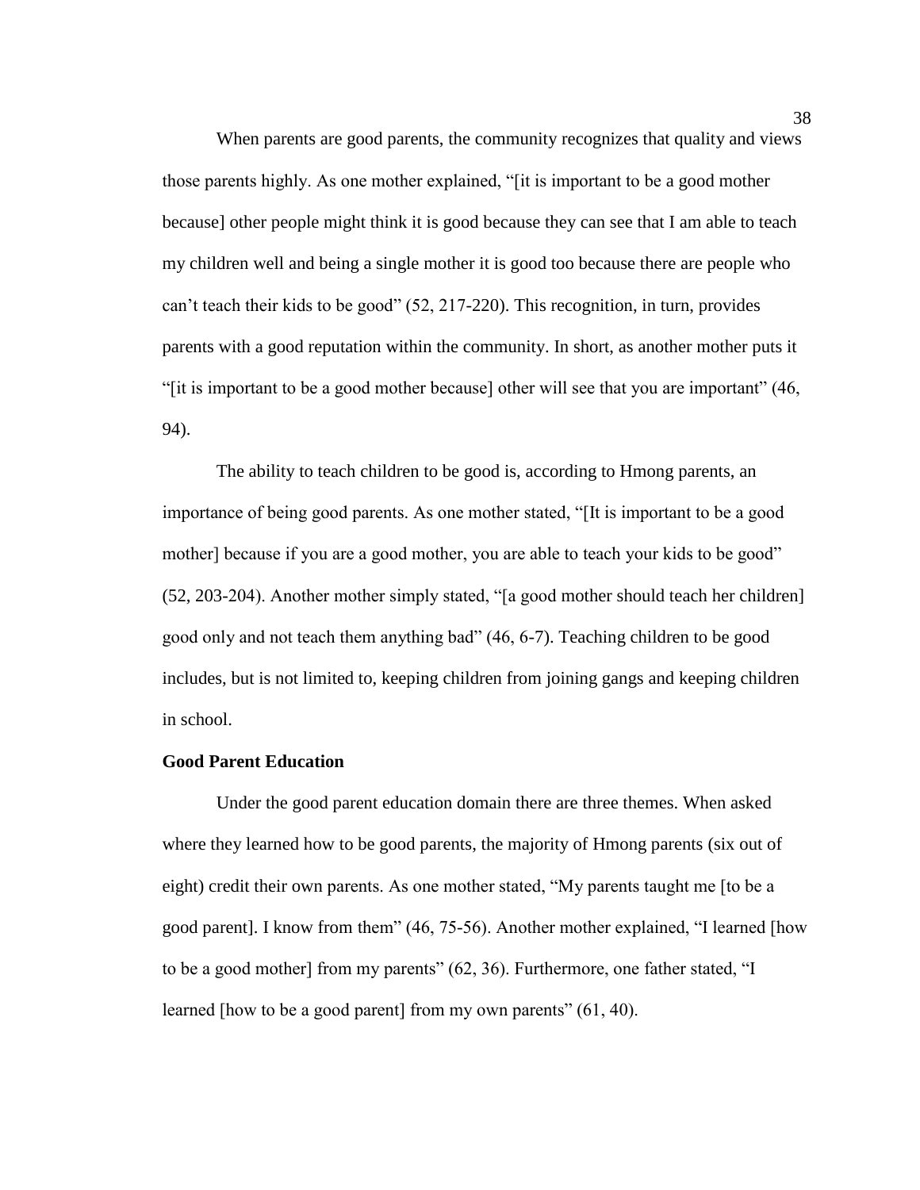When parents are good parents, the community recognizes that quality and views those parents highly. As one mother explained, "[it is important to be a good mother because] other people might think it is good because they can see that I am able to teach my children well and being a single mother it is good too because there are people who can't teach their kids to be good" (52, 217-220). This recognition, in turn, provides parents with a good reputation within the community. In short, as another mother puts it "[it is important to be a good mother because] other will see that you are important" (46, 94).

The ability to teach children to be good is, according to Hmong parents, an importance of being good parents. As one mother stated, "[It is important to be a good mother] because if you are a good mother, you are able to teach your kids to be good" (52, 203-204). Another mother simply stated, "[a good mother should teach her children] good only and not teach them anything bad" (46, 6-7). Teaching children to be good includes, but is not limited to, keeping children from joining gangs and keeping children in school.

**Good Parent Education**

Under the good parent education domain there are three themes. When asked where they learned how to be good parents, the majority of Hmong parents (six out of eight) credit their own parents. As one mother stated, "My parents taught me [to be a good parent]. I know from them" (46, 75-56). Another mother explained, "I learned [how to be a good mother] from my parents" (62, 36). Furthermore, one father stated, "I learned [how to be a good parent] from my own parents" (61, 40).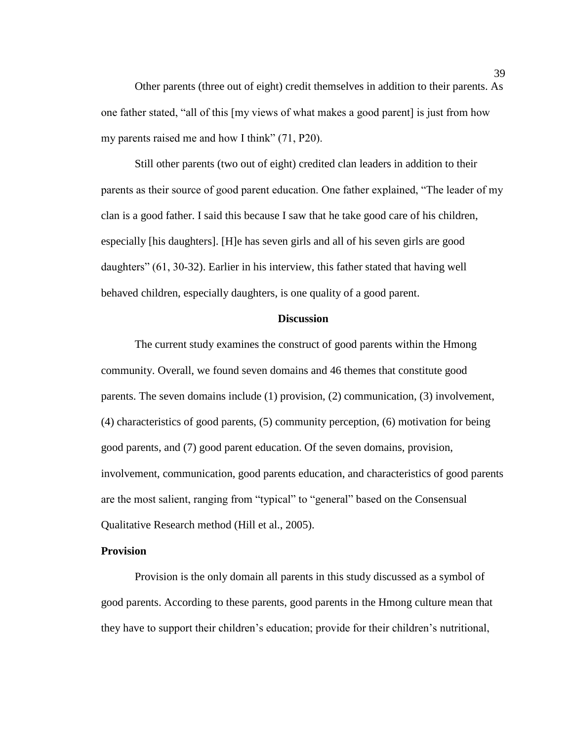Other parents (three out of eight) credit themselves in addition to their parents. As one father stated, "all of this [my views of what makes a good parent] is just from how my parents raised me and how I think" (71, P20).

Still other parents (two out of eight) credited clan leaders in addition to their parents as their source of good parent education. One father explained, "The leader of my clan is a good father. I said this because I saw that he take good care of his children, especially [his daughters]. [H]e has seven girls and all of his seven girls are good daughters" (61, 30-32). Earlier in his interview, this father stated that having well behaved children, especially daughters, is one quality of a good parent.

## Discussion

The current study examines the construct of good parents within the Hmong community. Overall, we found seven domains and 46 themes that constitute good parents. The seven domains include (1) provision, (2) communication, (3) involvement, (4) characteristics of good parents, (5) community perception, (6) motivation for being good parents, and (7) good parent education. Of the seven domains, provision, involvement, communication, good parents education, and characteristics of good parents are the most salient, ranging from "typical" to "general" based on the Consensual Qualitative Research method (Hill et al., 2005).

### Provision

Provision is the only domain all parents in this study discussed as a symbol of good parents. According to these parents, good parents in the Hmong culture mean that they have to support their children's education; provide for their children's nutritional,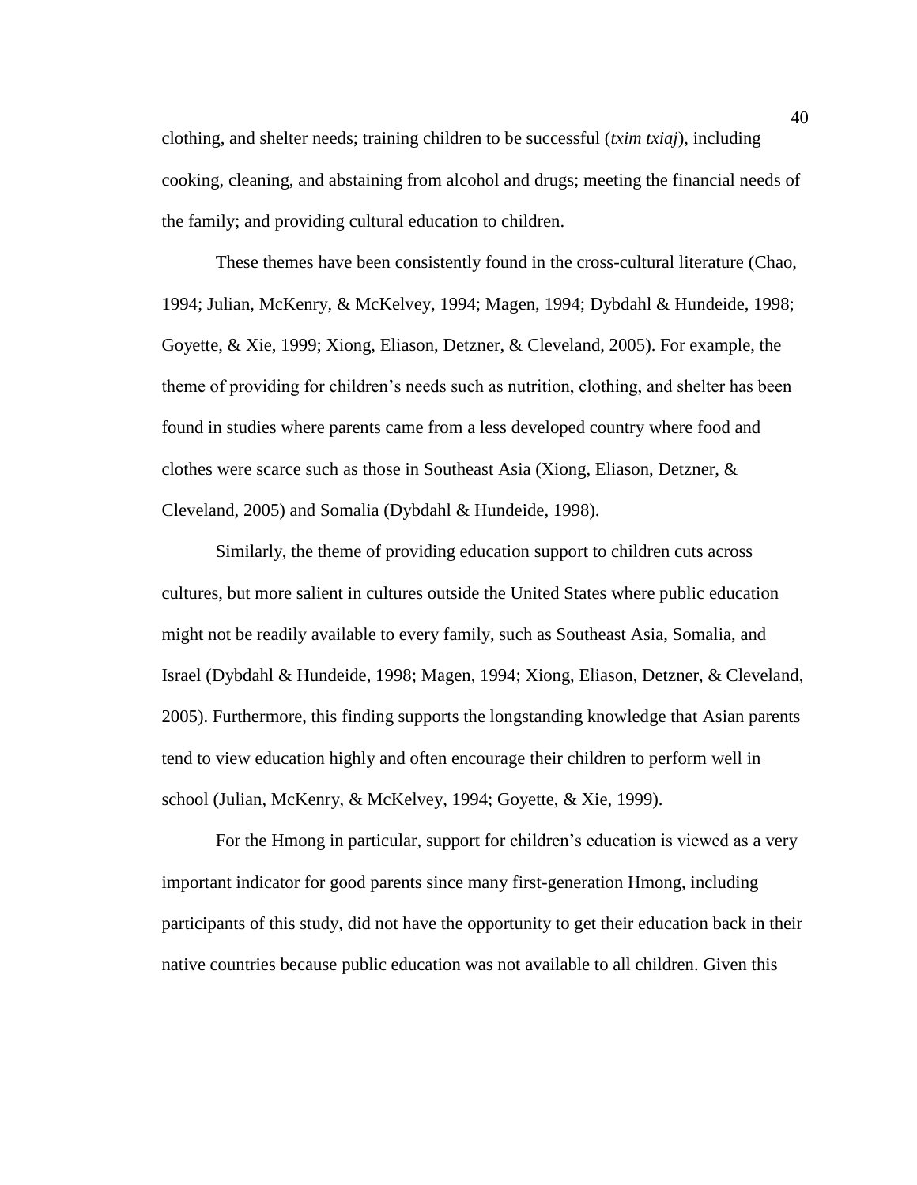clothing, and shelter needs; training children to be successful (*txim txiaj*), including cooking, cleaning, and abstaining from alcohol and drugs; meeting the financial needs of the family; and providing cultural education to children.

These themes have been consistently found in the cross-cultural literature (Chao, 1994; Julian, McKenry, & McKelvey, 1994; Magen, 1994; Dybdahl & Hundeide, 1998; Goyette, & Xie, 1999; Xiong, Eliason, Detzner, & Cleveland, 2005). For example, the theme of providing for children's needs such as nutrition, clothing, and shelter has been found in studies where parents came from a less developed country where food and clothes were scarce such as those in Southeast Asia (Xiong, Eliason, Detzner, & Cleveland, 2005) and Somalia (Dybdahl & Hundeide, 1998).

Similarly, the theme of providing education support to children cuts across cultures, but more salient in cultures outside the United States where public education might not be readily available to every family, such as Southeast Asia, Somalia, and Israel (Dybdahl & Hundeide, 1998; Magen, 1994; Xiong, Eliason, Detzner, & Cleveland, 2005). Furthermore, this finding supports the longstanding knowledge that Asian parents tend to view education highly and often encourage their children to perform well in school (Julian, McKenry, & McKelvey, 1994; Goyette, & Xie, 1999).

For the Hmong in particular, support for children's education is viewed as a very important indicator for good parents since many first-generation Hmong, including participants of this study, did not have the opportunity to get their education back in their native countries because public education was not available to all children. Given this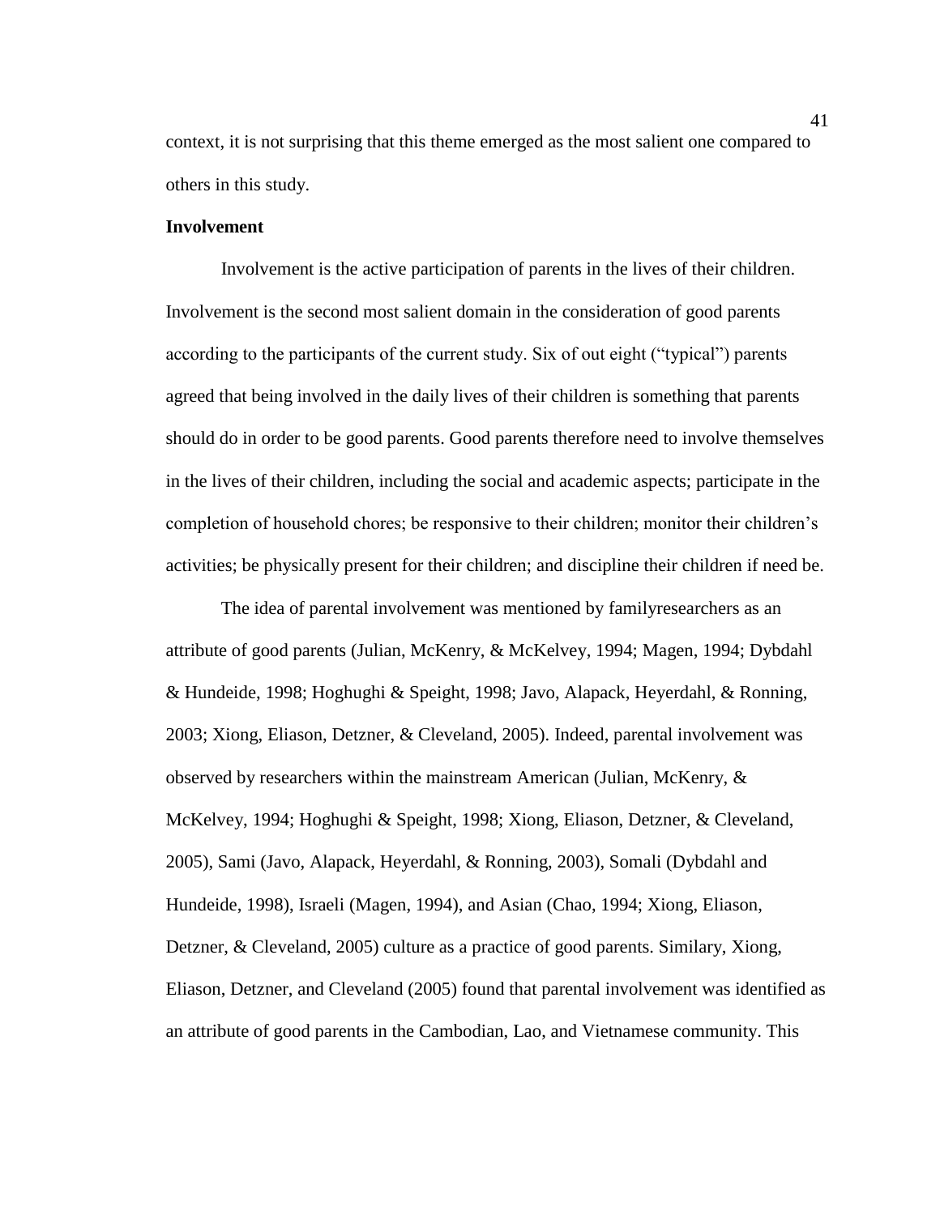context, it is not surprising that this theme emerged as the most salient one compared to others in this study.

**Involvement**

Involvement is the active participation of parents in the lives of their children. Involvement is the second most salient domain in the consideration of good parents according to the participants of the current study. Six of out eight ("typical") parents agreed that being involved in the daily lives of their children is something that parents should do in order to be good parents. Good parents therefore need to involve themselves in the lives of their children, including the social and academic aspects; participate in the completion of household chores; be responsive to their children; monitor their children's activities; be physically present for their children; and discipline their children if need be.

The idea of parental involvement was mentioned by familyresearchers as an attribute of good parents (Julian, McKenry, & McKelvey, 1994; Magen, 1994; Dybdahl & Hundeide, 1998; Hoghughi & Speight, 1998; Javo, Alapack, Heyerdahl, & Ronning, 2003; Xiong, Eliason, Detzner, & Cleveland, 2005). Indeed, parental involvement was observed by researchers within the mainstream American (Julian, McKenry, & McKelvey, 1994; Hoghughi & Speight, 1998; Xiong, Eliason, Detzner, & Cleveland, 2005), Sami (Javo, Alapack, Heyerdahl, & Ronning, 2003), Somali (Dybdahl and Hundeide, 1998), Israeli (Magen, 1994), and Asian (Chao, 1994; Xiong, Eliason, Detzner, & Cleveland, 2005) culture as a practice of good parents. Similary, Xiong, Eliason, Detzner, and Cleveland (2005) found that parental involvement was identified as an attribute of good parents in the Cambodian, Lao, and Vietnamese community. This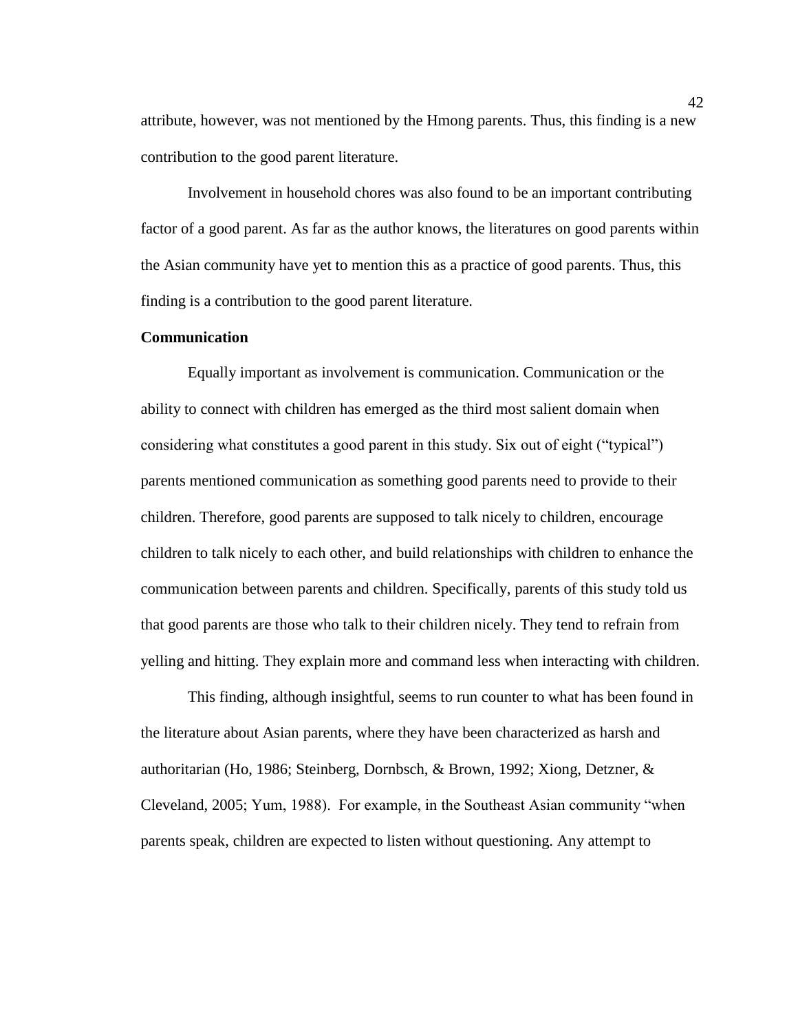attribute, however, was not mentioned by the Hmong parents. Thus, this finding is a new contribution to the good parent literature.

Involvement in household chores was also found to be an important contributing factor of a good parent. As far as the author knows, the literatures on good parents within the Asian community have yet to mention this as a practice of good parents. Thus, this finding is a contribution to the good parent literature.

**Communication**

Equally important as involvement is communication. Communication or the ability to connect with children has emerged as the third most salient domain when considering what constitutes a good parent in this study. Six out of eight ("typical") parents mentioned communication as something good parents need to provide to their children. Therefore, good parents are supposed to talk nicely to children, encourage children to talk nicely to each other, and build relationships with children to enhance the communication between parents and children. Specifically, parents of this study told us that good parents are those who talk to their children nicely. They tend to refrain from yelling and hitting. They explain more and command less when interacting with children.

This finding, although insightful, seems to run counter to what has been found in the literature about Asian parents, where they have been characterized as harsh and authoritarian (Ho, 1986; Steinberg, Dornbsch, & Brown, 1992; Xiong, Detzner, & Cleveland, 2005; Yum, 1988). For example, in the Southeast Asian community "when parents speak, children are expected to listen without questioning. Any attempt to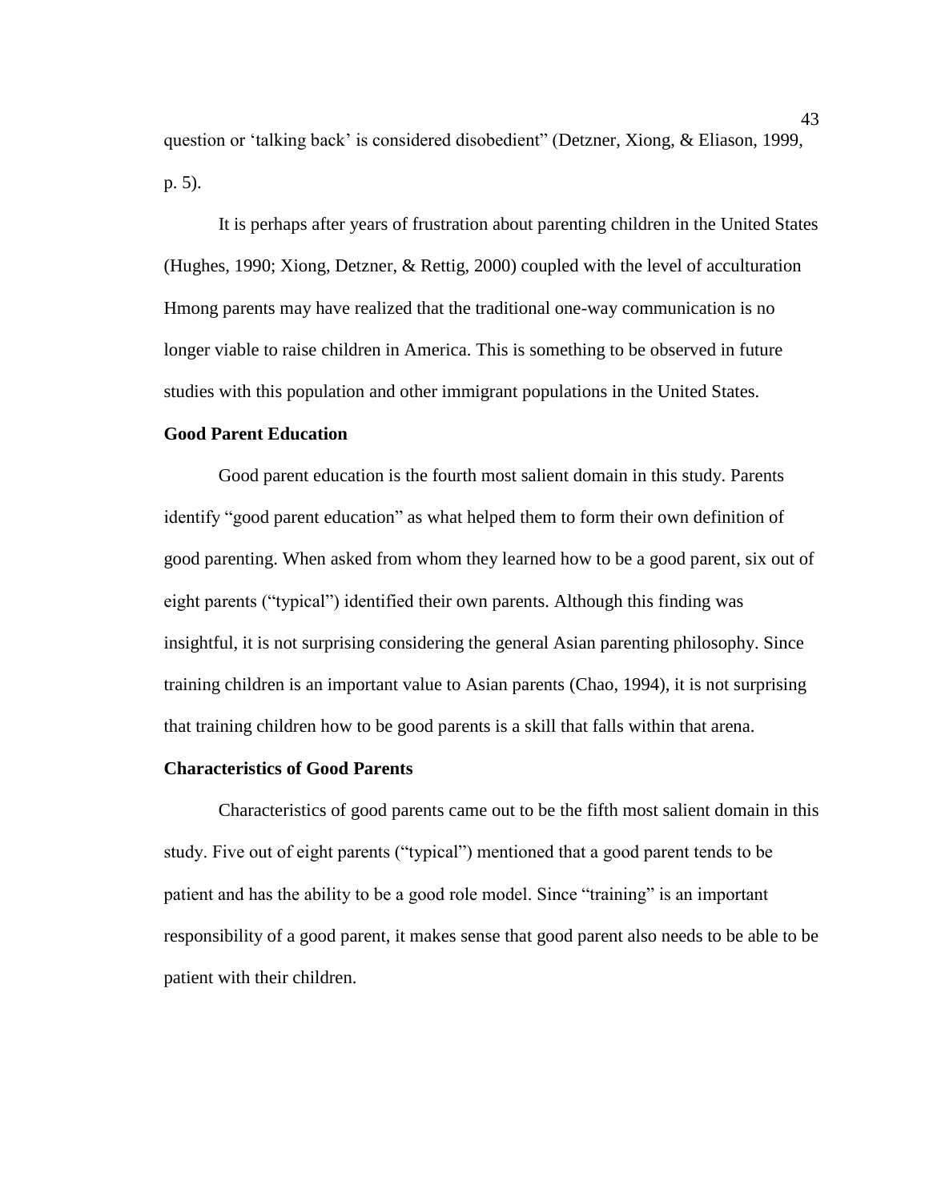question or 'talking back' is considered disobedient" (Detzner, Xiong, & Eliason, 1999, p. 5).

It is perhaps after years of frustration about parenting children in the United States (Hughes, 1990; Xiong, Detzner, & Rettig, 2000) coupled with the level of acculturation Hmong parents may have realized that the traditional one-way communication is no longer viable to raise children in America. This is something to be observed in future studies with this population and other immigrant populations in the United States.

**Good Parent Education**

Good parent education is the fourth most salient domain in this study. Parents identify "good parent education" as what helped them to form their own definition of good parenting. When asked from whom they learned how to be a good parent, six out of eight parents ("typical") identified their own parents. Although this finding was insightful, it is not surprising considering the general Asian parenting philosophy. Since training children is an important value to Asian parents (Chao, 1994), it is not surprising that training children how to be good parents is a skill that falls within that arena.

**Characteristics of Good Parents**

Characteristics of good parents came out to be the fifth most salient domain in this study. Five out of eight parents ("typical") mentioned that a good parent tends to be patient and has the ability to be a good role model. Since "training" is an important responsibility of a good parent, it makes sense that good parent also needs to be able to be patient with their children.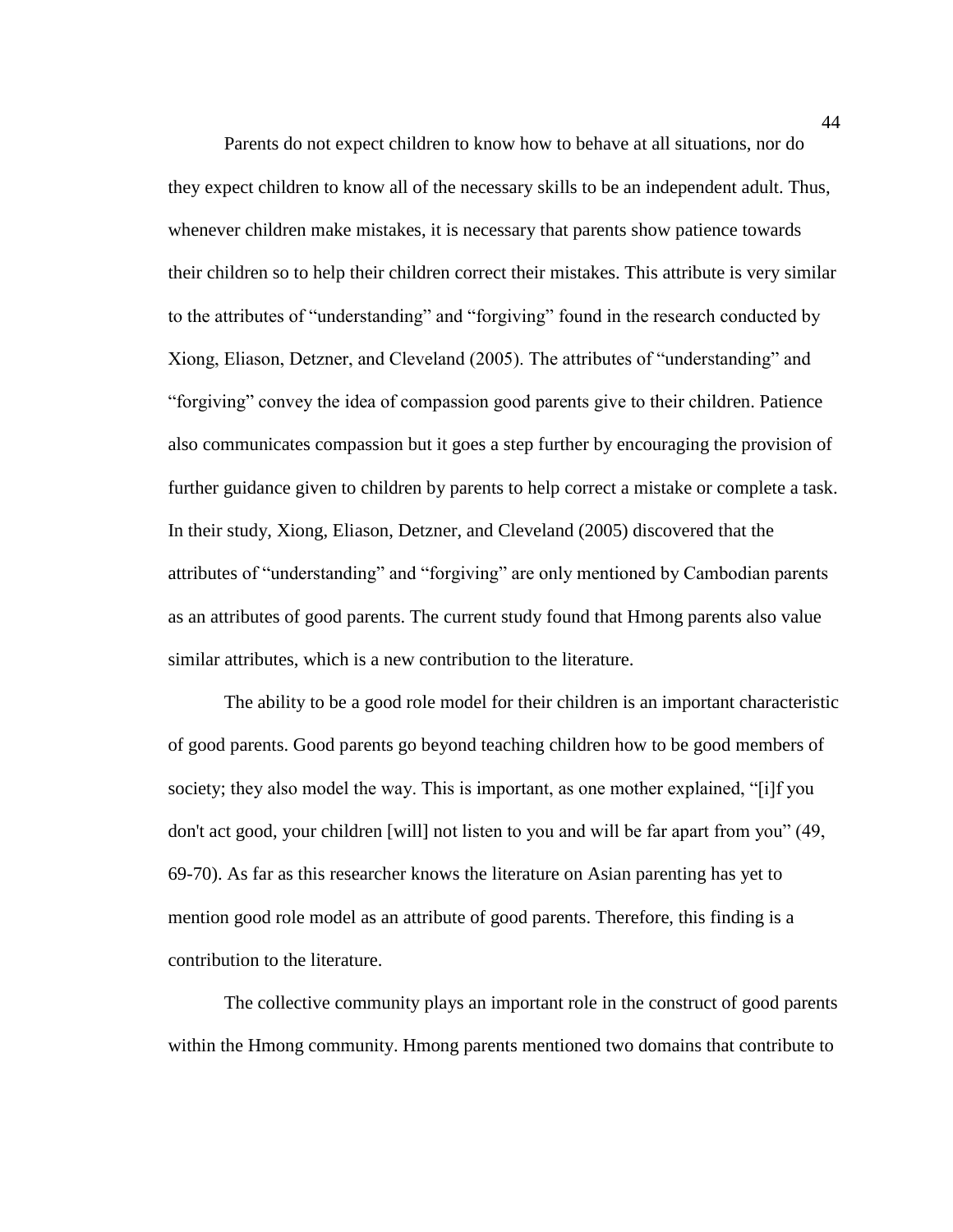Parents do not expect children to know how to behave at all situations, nor do they expect children to know all of the necessary skills to be an independent adult. Thus, whenever children make mistakes, it is necessary that parents show patience towards their children so to help their children correct their mistakes. This attribute is very similar to the attributes of "understanding" and "forgiving" found in the research conducted by Xiong, Eliason, Detzner, and Cleveland (2005). The attributes of "understanding" and "forgiving" convey the idea of compassion good parents give to their children. Patience also communicates compassion but it goes a step further by encouraging the provision of further guidance given to children by parents to help correct a mistake or complete a task. In their study, Xiong, Eliason, Detzner, and Cleveland (2005) discovered that the attributes of "understanding" and "forgiving" are only mentioned by Cambodian parents as an attributes of good parents. The current study found that Hmong parents also value similar attributes, which is a new contribution to the literature.

The ability to be a good role model for their children is an important characteristic of good parents. Good parents go beyond teaching children how to be good members of society; they also model the way. This is important, as one mother explained, "[i]f you don't act good, your children [will] not listen to you and will be far apart from you" (49, 69-70). As far as this researcher knows the literature on Asian parenting has yet to mention good role model as an attribute of good parents. Therefore, this finding is a contribution to the literature.

The collective community plays an important role in the construct of good parents within the Hmong community. Hmong parents mentioned two domains that contribute to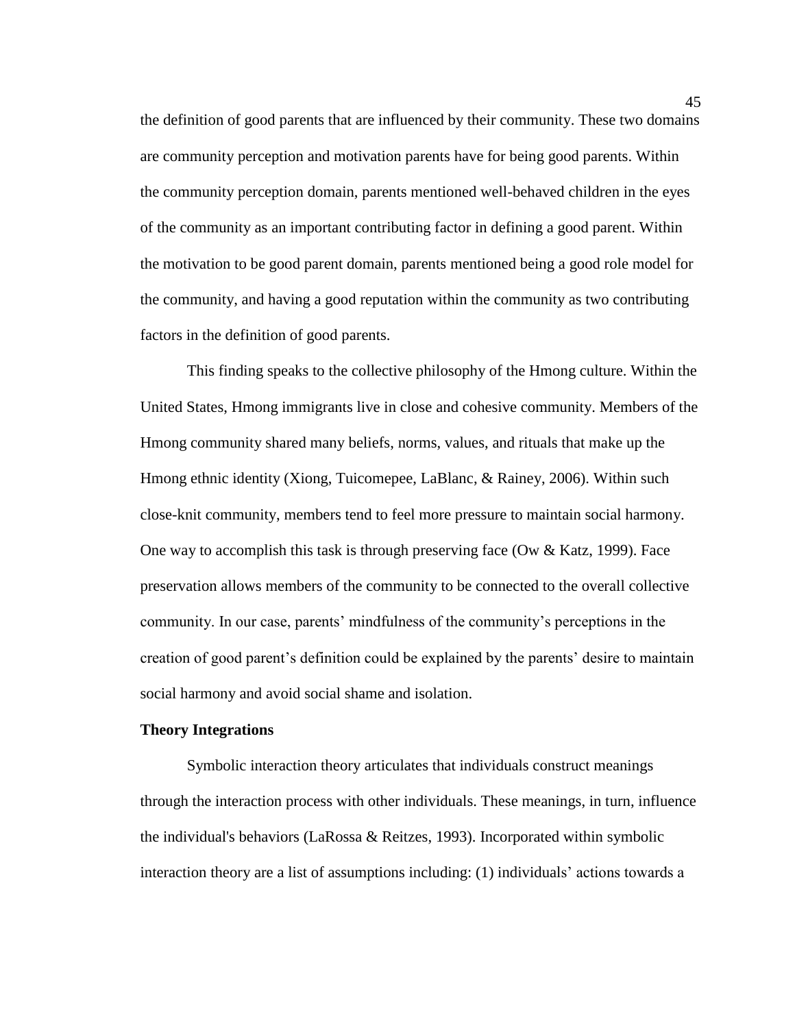the definition of good parents that are influenced by their community. These two domains are community perception and motivation parents have for being good parents. Within the community perception domain, parents mentioned well-behaved children in the eyes of the community as an important contributing factor in defining a good parent. Within the motivation to be good parent domain, parents mentioned being a good role model for the community, and having a good reputation within the community as two contributing factors in the definition of good parents.

This finding speaks to the collective philosophy of the Hmong culture. Within the United States, Hmong immigrants live in close and cohesive community. Members of the Hmong community shared many beliefs, norms, values, and rituals that make up the Hmong ethnic identity (Xiong, Tuicomepee, LaBlanc, & Rainey, 2006). Within such close-knit community, members tend to feel more pressure to maintain social harmony. One way to accomplish this task is through preserving face (Ow & Katz, 1999). Face preservation allows members of the community to be connected to the overall collective community. In our case, parents' mindfulness of the community's perceptions in the creation of good parent's definition could be explained by the parents' desire to maintain social harmony and avoid social shame and isolation.

**Theory Integrations**

Symbolic interaction theory articulates that individuals construct meanings through the interaction process with other individuals. These meanings, in turn, influence the individual's behaviors (LaRossa & Reitzes, 1993). Incorporated within symbolic interaction theory are a list of assumptions including: (1) individuals' actions towards a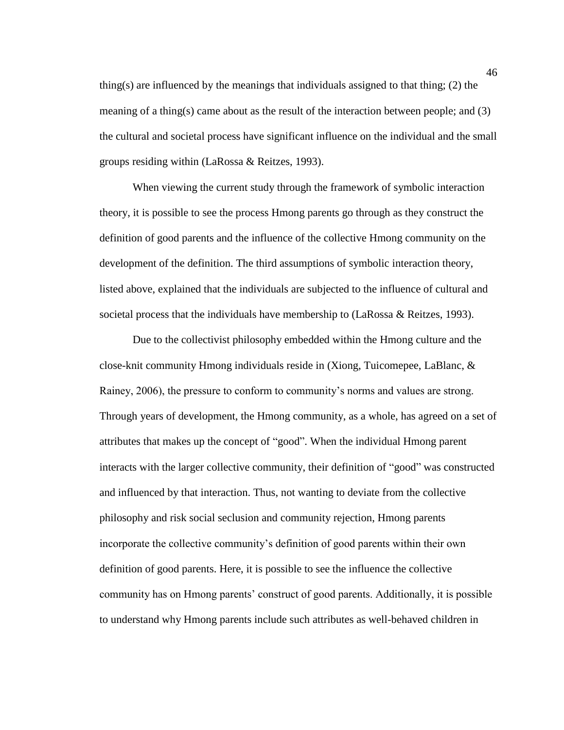thing(s) are influenced by the meanings that individuals assigned to that thing; (2) the meaning of a thing(s) came about as the result of the interaction between people; and (3) the cultural and societal process have significant influence on the individual and the small groups residing within (LaRossa & Reitzes, 1993).

When viewing the current study through the framework of symbolic interaction theory, it is possible to see the process Hmong parents go through as they construct the definition of good parents and the influence of the collective Hmong community on the development of the definition. The third assumptions of symbolic interaction theory, listed above, explained that the individuals are subjected to the influence of cultural and societal process that the individuals have membership to (LaRossa & Reitzes, 1993).

Due to the collectivist philosophy embedded within the Hmong culture and the close-knit community Hmong individuals reside in (Xiong, Tuicomepee, LaBlanc, & Rainey, 2006), the pressure to conform to community's norms and values are strong. Through years of development, the Hmong community, as a whole, has agreed on a set of attributes that makes up the concept of "good". When the individual Hmong parent interacts with the larger collective community, their definition of "good" was constructed and influenced by that interaction. Thus, not wanting to deviate from the collective philosophy and risk social seclusion and community rejection, Hmong parents incorporate the collective community's definition of good parents within their own definition of good parents. Here, it is possible to see the influence the collective community has on Hmong parents' construct of good parents. Additionally, it is possible to understand why Hmong parents include such attributes as well-behaved children in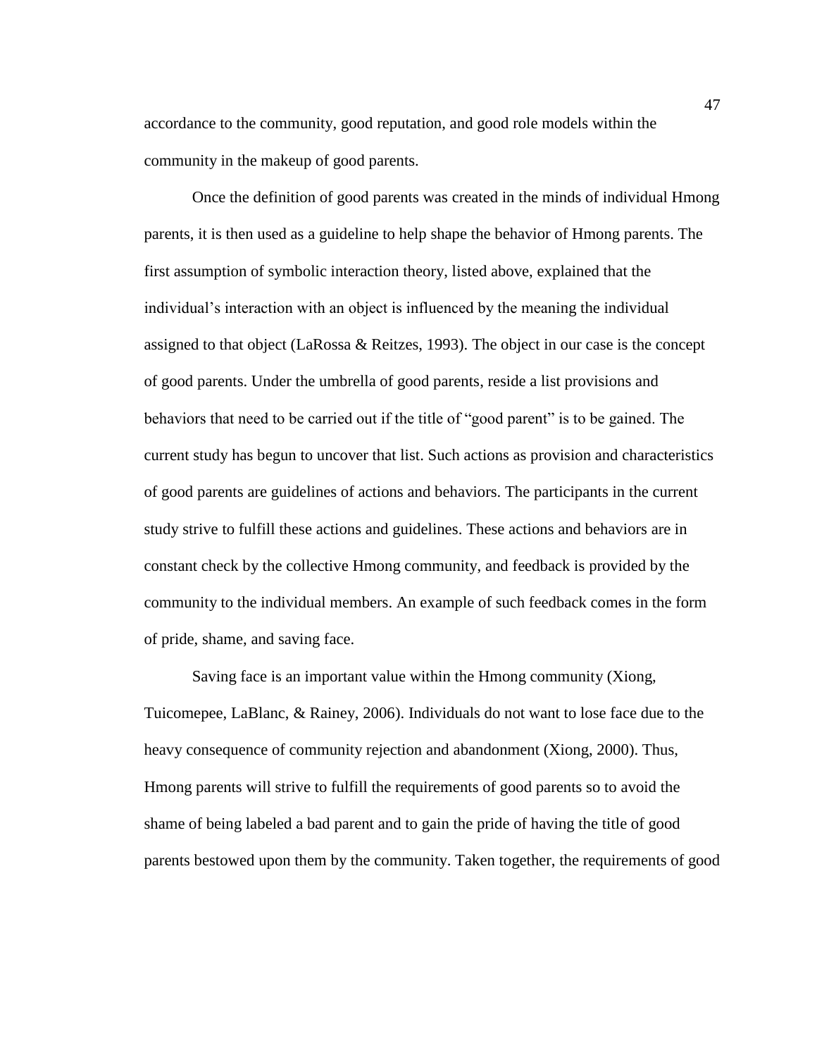accordance to the community, good reputation, and good role models within the community in the makeup of good parents.

Once the definition of good parents was created in the minds of individual Hmong parents, it is then used as a guideline to help shape the behavior of Hmong parents. The first assumption of symbolic interaction theory, listed above, explained that the individual's interaction with an object is influenced by the meaning the individual assigned to that object (LaRossa & Reitzes, 1993). The object in our case is the concept of good parents. Under the umbrella of good parents, reside a list provisions and behaviors that need to be carried out if the title of "good parent" is to be gained. The current study has begun to uncover that list. Such actions as provision and characteristics of good parents are guidelines of actions and behaviors. The participants in the current study strive to fulfill these actions and guidelines. These actions and behaviors are in constant check by the collective Hmong community, and feedback is provided by the community to the individual members. An example of such feedback comes in the form of pride, shame, and saving face.

Saving face is an important value within the Hmong community (Xiong, Tuicomepee, LaBlanc, & Rainey, 2006). Individuals do not want to lose face due to the heavy consequence of community rejection and abandonment (Xiong, 2000). Thus, Hmong parents will strive to fulfill the requirements of good parents so to avoid the shame of being labeled a bad parent and to gain the pride of having the title of good parents bestowed upon them by the community. Taken together, the requirements of good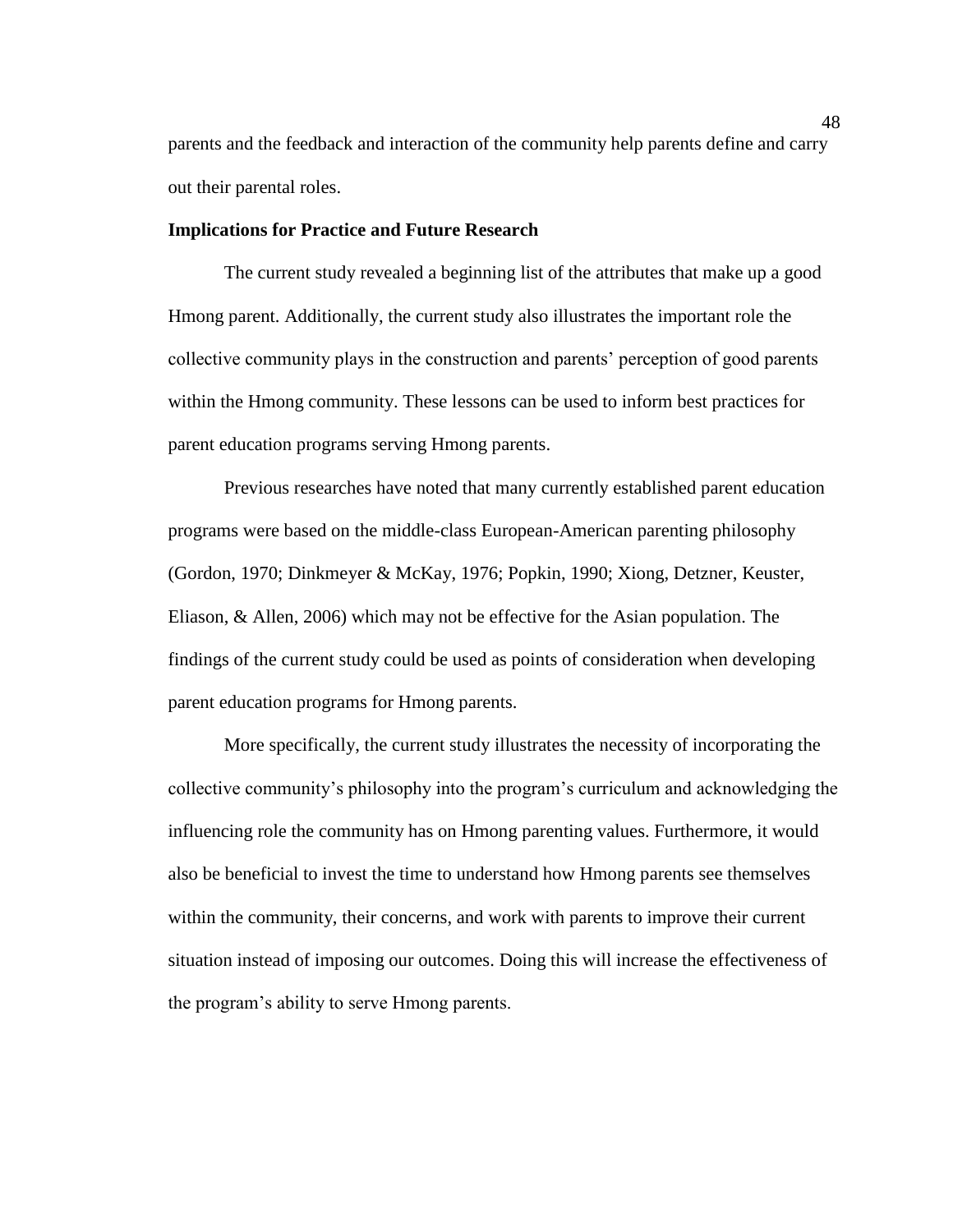parents and the feedback and interaction of the community help parents define and carry out their parental roles.

**Implications for Practice and Future Research**

The current study revealed a beginning list of the attributes that make up a good Hmong parent. Additionally, the current study also illustrates the important role the collective community plays in the construction and parents' perception of good parents within the Hmong community. These lessons can be used to inform best practices for parent education programs serving Hmong parents.

Previous researches have noted that many currently established parent education programs were based on the middle-class European-American parenting philosophy (Gordon, 1970; Dinkmeyer & McKay, 1976; Popkin, 1990; Xiong, Detzner, Keuster, Eliason, & Allen, 2006) which may not be effective for the Asian population. The findings of the current study could be used as points of consideration when developing parent education programs for Hmong parents.

More specifically, the current study illustrates the necessity of incorporating the collective community's philosophy into the program's curriculum and acknowledging the influencing role the community has on Hmong parenting values. Furthermore, it would also be beneficial to invest the time to understand how Hmong parents see themselves within the community, their concerns, and work with parents to improve their current situation instead of imposing our outcomes. Doing this will increase the effectiveness of the program's ability to serve Hmong parents.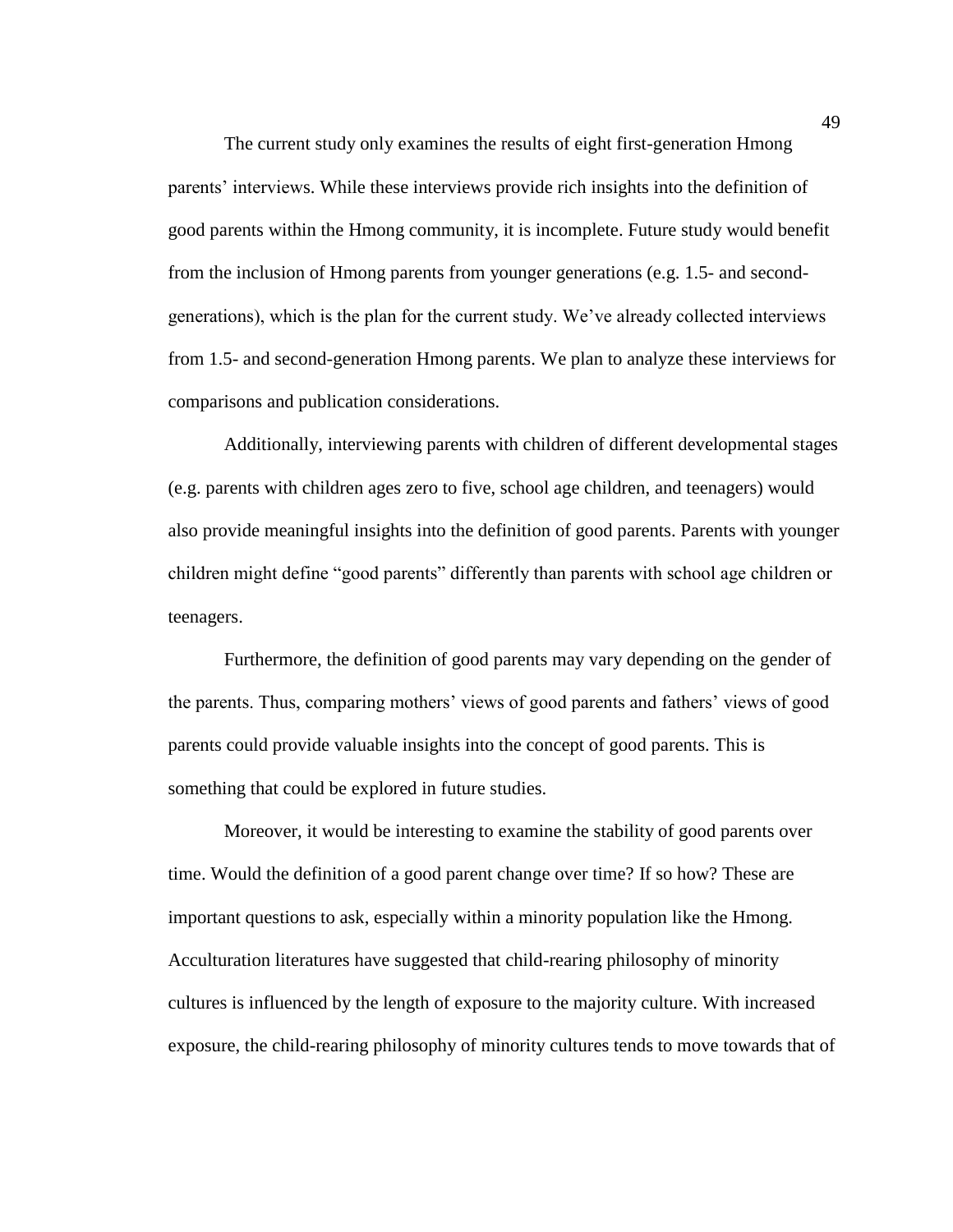The current study only examines the results of eight first-generation Hmong parents' interviews. While these interviews provide rich insights into the definition of good parents within the Hmong community, it is incomplete. Future study would benefit from the inclusion of Hmong parents from younger generations (e.g. 1.5- and second-generations), which is the plan for the current study. We've already collected interviews from 1.5- and second-generation Hmong parents. We plan to analyze these interviews for comparisons and publication considerations.

Additionally, interviewing parents with children of different developmental stages (e.g. parents with children ages zero to five, school age children, and teenagers) would also provide meaningful insights into the definition of good parents. Parents with younger children might define "good parents" differently than parents with school age children or teenagers.

Furthermore, the definition of good parents may vary depending on the gender of the parents. Thus, comparing mothers' views of good parents and fathers' views of good parents could provide valuable insights into the concept of good parents. This is something that could be explored in future studies.

Moreover, it would be interesting to examine the stability of good parents over time. Would the definition of a good parent change over time? If so how? These are important questions to ask, especially within a minority population like the Hmong. Acculturation literatures have suggested that child-rearing philosophy of minority cultures is influenced by the length of exposure to the majority culture. With increased exposure, the child-rearing philosophy of minority cultures tends to move towards that of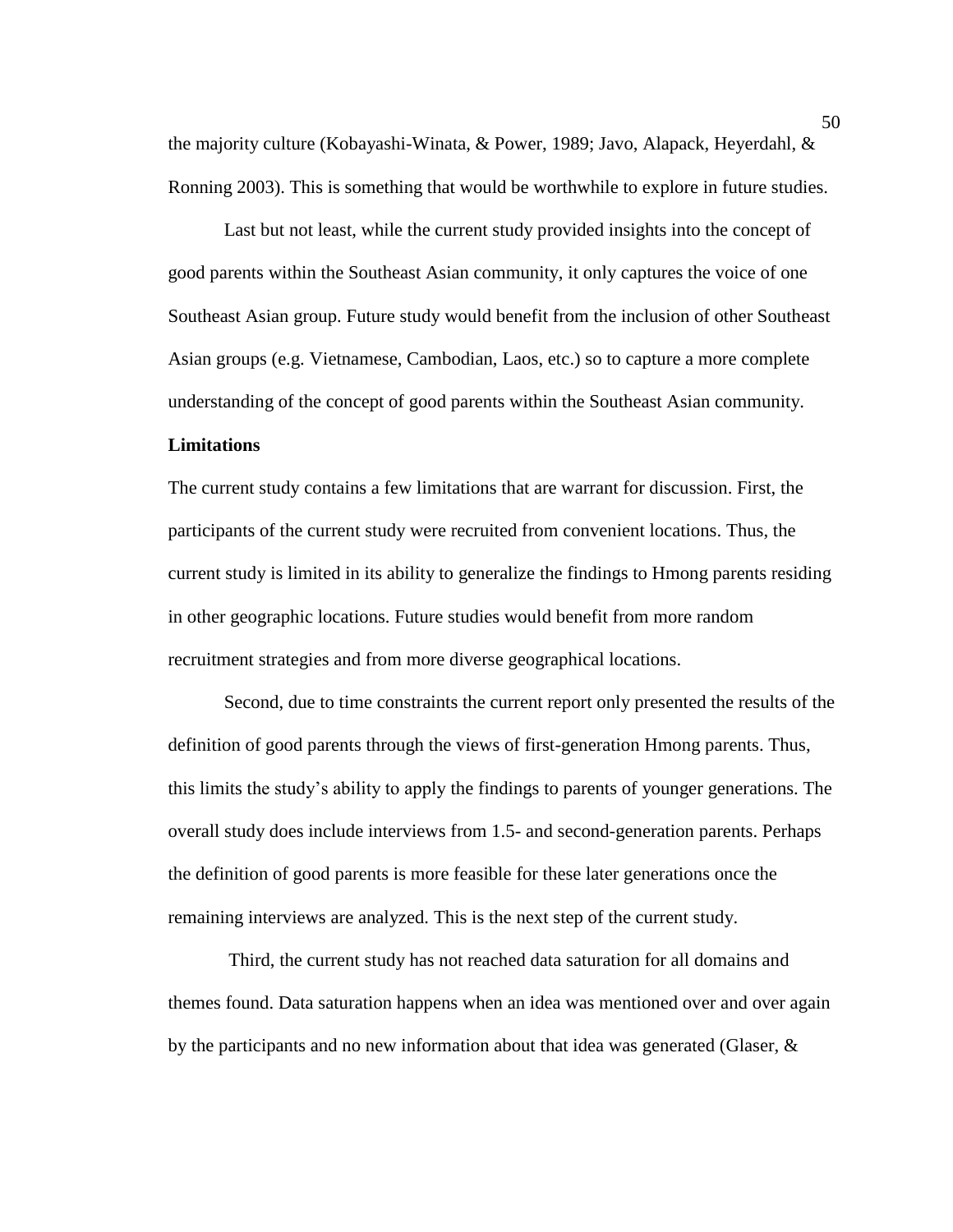the majority culture (Kobayashi-Winata, & Power, 1989; Javo, Alapack, Heyerdahl, & Ronning 2003). This is something that would be worthwhile to explore in future studies.

Last but not least, while the current study provided insights into the concept of good parents within the Southeast Asian community, it only captures the voice of one Southeast Asian group. Future study would benefit from the inclusion of other Southeast Asian groups (e.g. Vietnamese, Cambodian, Laos, etc.) so to capture a more complete understanding of the concept of good parents within the Southeast Asian community.

**Limitations**

The current study contains a few limitations that are warrant for discussion. First, the participants of the current study were recruited from convenient locations. Thus, the current study is limited in its ability to generalize the findings to Hmong parents residing in other geographic locations. Future studies would benefit from more random recruitment strategies and from more diverse geographical locations.

Second, due to time constraints the current report only presented the results of the definition of good parents through the views of first-generation Hmong parents. Thus, this limits the study's ability to apply the findings to parents of younger generations. The overall study does include interviews from 1.5- and second-generation parents. Perhaps the definition of good parents is more feasible for these later generations once the remaining interviews are analyzed. This is the next step of the current study.

Third, the current study has not reached data saturation for all domains and themes found. Data saturation happens when an idea was mentioned over and over again by the participants and no new information about that idea was generated (Glaser, &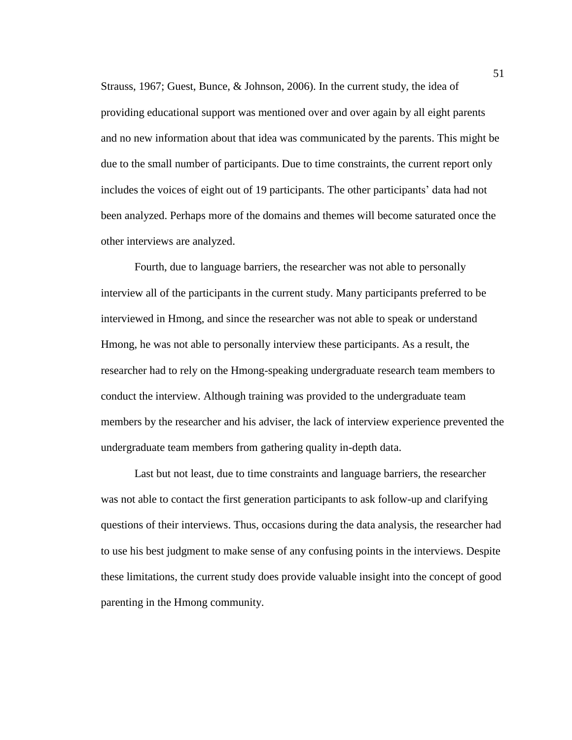Strauss, 1967; Guest, Bunce, & Johnson, 2006). In the current study, the idea of providing educational support was mentioned over and over again by all eight parents and no new information about that idea was communicated by the parents. This might be due to the small number of participants. Due to time constraints, the current report only includes the voices of eight out of 19 participants. The other participants' data had not been analyzed. Perhaps more of the domains and themes will become saturated once the other interviews are analyzed.

Fourth, due to language barriers, the researcher was not able to personally interview all of the participants in the current study. Many participants preferred to be interviewed in Hmong, and since the researcher was not able to speak or understand Hmong, he was not able to personally interview these participants. As a result, the researcher had to rely on the Hmong-speaking undergraduate research team members to conduct the interview. Although training was provided to the undergraduate team members by the researcher and his adviser, the lack of interview experience prevented the undergraduate team members from gathering quality in-depth data.

Last but not least, due to time constraints and language barriers, the researcher was not able to contact the first generation participants to ask follow-up and clarifying questions of their interviews. Thus, occasions during the data analysis, the researcher had to use his best judgment to make sense of any confusing points in the interviews. Despite these limitations, the current study does provide valuable insight into the concept of good parenting in the Hmong community.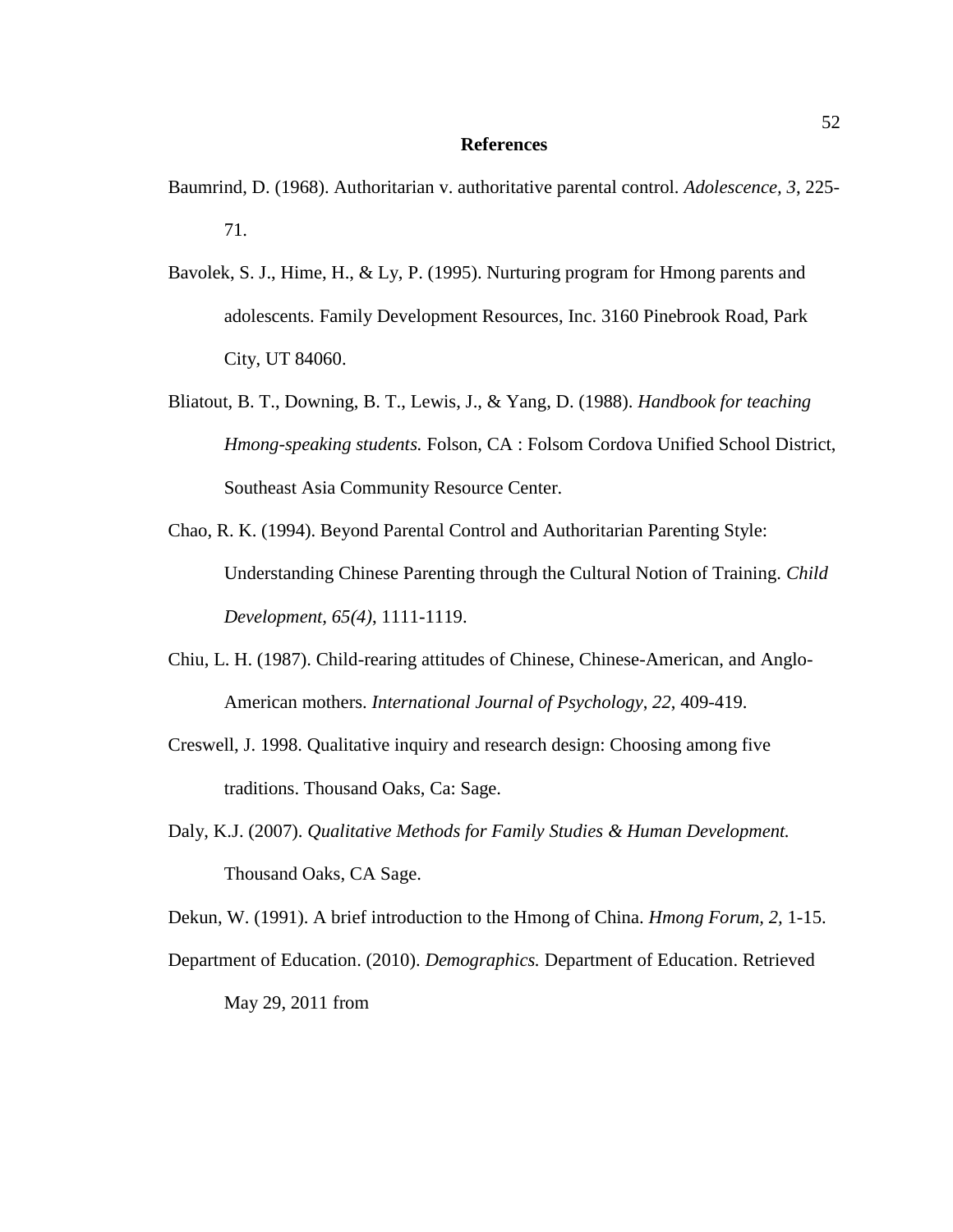# References

Baumrind, D. (1968). Authoritarian v. authoritative parental control. *Adolescence, 3*, 225-71.

Bavolek, S. J., Hime, H., & Ly, P. (1995). Nurturing program for Hmong parents and adolescents. Family Development Resources, Inc. 3160 Pinebrook Road, Park City, UT 84060.

Bliatout, B. T., Downing, B. T., Lewis, J., & Yang, D. (1988). *Handbook for teaching Hmong-speaking students.* Folson, CA : Folsom Cordova Unified School District, Southeast Asia Community Resource Center.

Chao, R. K. (1994). Beyond Parental Control and Authoritarian Parenting Style: Understanding Chinese Parenting through the Cultural Notion of Training. *Child Development, 65(4)*, 1111-1119.

Chiu, L. H. (1987). Child-rearing attitudes of Chinese, Chinese-American, and Anglo-American mothers. *International Journal of Psychology*, *22*, 409-419.

Creswell, J. 1998. Qualitative inquiry and research design: Choosing among five traditions. Thousand Oaks, Ca: Sage.

Daly, K.J. (2007). *Qualitative Methods for Family Studies & Human Development.* Thousand Oaks, CA Sage.

Dekun, W. (1991). A brief introduction to the Hmong of China. *Hmong Forum, 2,* 1-15.

Department of Education. (2010). *Demographics.* Department of Education. Retrieved May 29, 2011 from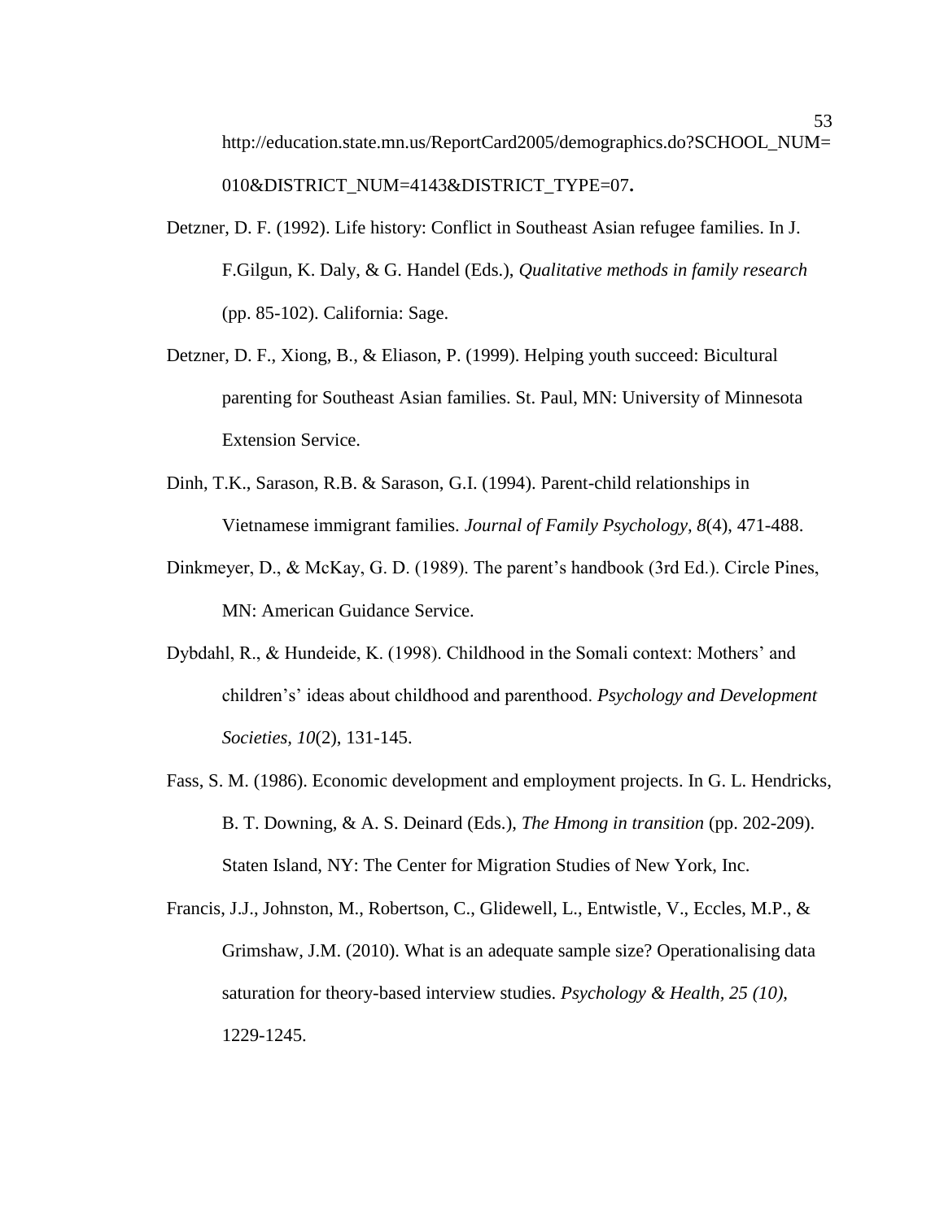http://education.state.mn.us/ReportCard2005/demographics.do?SCHOOL_NUM=010&DISTRICT_NUM=4143&DISTRICT_TYPE=07**.**

Detzner, D. F. (1992). Life history: Conflict in Southeast Asian refugee families. In J. F.Gilgun, K. Daly, & G. Handel (Eds.), *Qualitative methods in family research* (pp. 85-102). California: Sage.

Detzner, D. F., Xiong, B., & Eliason, P. (1999). Helping youth succeed: Bicultural parenting for Southeast Asian families. St. Paul, MN: University of Minnesota Extension Service.

Dinh, T.K., Sarason, R.B. & Sarason, G.I. (1994). Parent-child relationships in Vietnamese immigrant families. *Journal of Family Psychology, 8*(4), 471-488.

Dinkmeyer, D., & McKay, G. D. (1989). The parent's handbook (3rd Ed.). Circle Pines, MN: American Guidance Service.

Dybdahl, R., & Hundeide, K. (1998). Childhood in the Somali context: Mothers' and children's' ideas about childhood and parenthood. *Psychology and Development Societies, 10*(2), 131-145.

Fass, S. M. (1986). Economic development and employment projects. In G. L. Hendricks, B. T. Downing, & A. S. Deinard (Eds.), *The Hmong in transition* (pp. 202-209). Staten Island, NY: The Center for Migration Studies of New York, Inc.

Francis, J.J., Johnston, M., Robertson, C., Glidewell, L., Entwistle, V., Eccles, M.P., & Grimshaw, J.M. (2010). What is an adequate sample size? Operationalising data saturation for theory-based interview studies. *Psychology & Health, 25 (10)*, 1229-1245.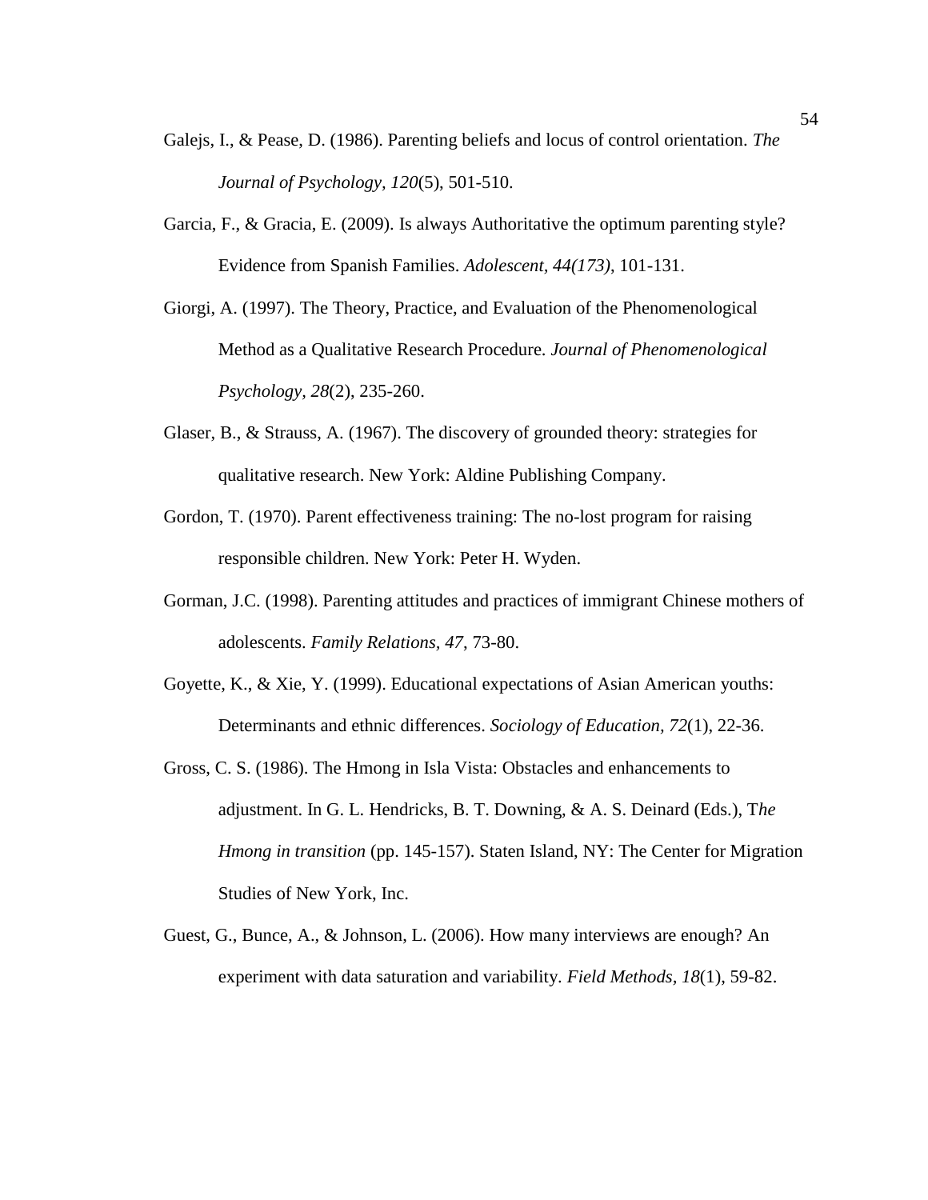Galejs, I., & Pease, D. (1986). Parenting beliefs and locus of control orientation. *The Journal of Psychology, 120*(5), 501-510.

Garcia, F., & Gracia, E. (2009). Is always Authoritative the optimum parenting style? Evidence from Spanish Families. *Adolescent, 44(173)*, 101-131.

Giorgi, A. (1997). The Theory, Practice, and Evaluation of the Phenomenological Method as a Qualitative Research Procedure. *Journal of Phenomenological Psychology, 28*(2), 235-260.

Glaser, B., & Strauss, A. (1967). The discovery of grounded theory: strategies for qualitative research. New York: Aldine Publishing Company.

Gordon, T. (1970). Parent effectiveness training: The no-lost program for raising responsible children. New York: Peter H. Wyden.

Gorman, J.C. (1998). Parenting attitudes and practices of immigrant Chinese mothers of adolescents. *Family Relations, 47*, 73-80.

Goyette, K., & Xie, Y. (1999). Educational expectations of Asian American youths: Determinants and ethnic differences. *Sociology of Education, 72*(1), 22-36.

Gross, C. S. (1986). The Hmong in Isla Vista: Obstacles and enhancements to adjustment. In G. L. Hendricks, B. T. Downing, & A. S. Deinard (Eds.), T*he Hmong in transition* (pp. 145-157). Staten Island, NY: The Center for Migration Studies of New York, Inc.

Guest, G., Bunce, A., & Johnson, L. (2006). How many interviews are enough? An experiment with data saturation and variability. *Field Methods, 18*(1), 59-82.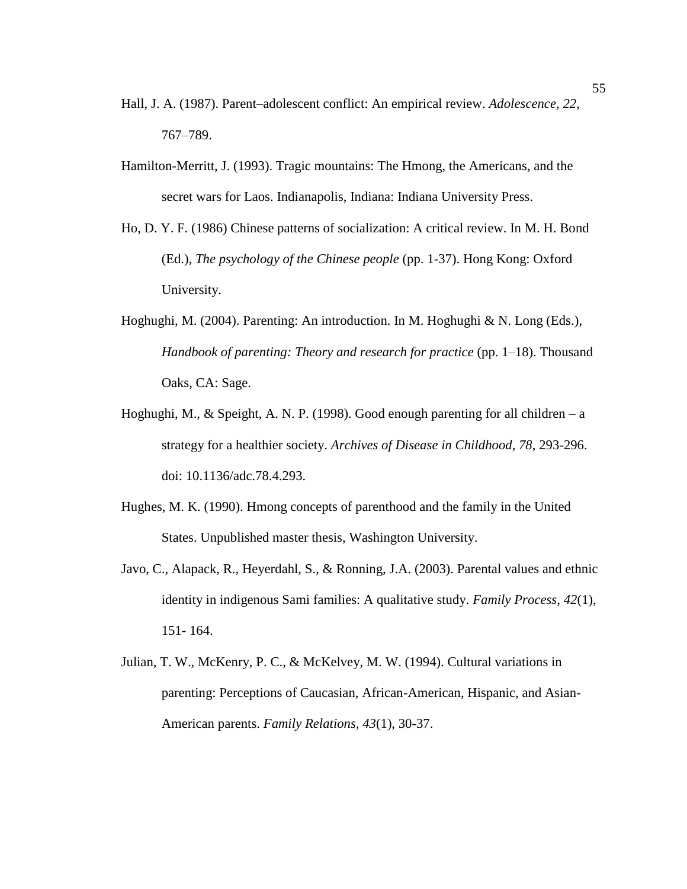Hall, J. A. (1987). Parent–adolescent conflict: An empirical review. *Adolescence, 22,* 767–789.

Hamilton-Merritt, J. (1993). Tragic mountains: The Hmong, the Americans, and the secret wars for Laos. Indianapolis, Indiana: Indiana University Press.

Ho, D. Y. F. (1986) Chinese patterns of socialization: A critical review. In M. H. Bond (Ed.), *The psychology of the Chinese people* (pp. 1-37). Hong Kong: Oxford University.

Hoghughi, M. (2004). Parenting: An introduction. In M. Hoghughi & N. Long (Eds.), *Handbook of parenting: Theory and research for practice* (pp. 1–18). Thousand Oaks, CA: Sage.

Hoghughi, M., & Speight, A. N. P. (1998). Good enough parenting for all children – a strategy for a healthier society. *Archives of Disease in Childhood, 78*, 293-296. doi: 10.1136/adc.78.4.293.

Hughes, M. K. (1990). Hmong concepts of parenthood and the family in the United States. Unpublished master thesis, Washington University.

Javo, C., Alapack, R., Heyerdahl, S., & Ronning, J.A. (2003). Parental values and ethnic identity in indigenous Sami families: A qualitative study. *Family Process*, *42*(1), 151- 164.

Julian, T. W., McKenry, P. C., & McKelvey, M. W. (1994). Cultural variations in parenting: Perceptions of Caucasian, African-American, Hispanic, and Asian-American parents. *Family Relations*, *43*(1), 30-37.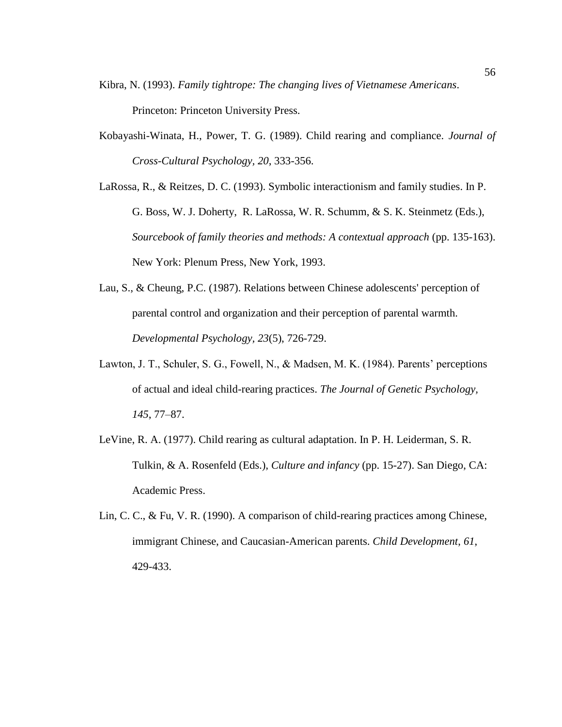Kibra, N. (1993). *Family tightrope: The changing lives of Vietnamese Americans*. Princeton: Princeton University Press.

Kobayashi-Winata, H., Power, T. G. (1989). Child rearing and compliance. *Journal of Cross-Cultural Psychology, 20*, 333-356.

LaRossa, R., & Reitzes, D. C. (1993). Symbolic interactionism and family studies. In P. G. Boss, W. J. Doherty, R. LaRossa, W. R. Schumm, & S. K. Steinmetz (Eds.), *Sourcebook of family theories and methods: A contextual approach* (pp. 135-163). New York: Plenum Press, New York, 1993.

Lau, S., & Cheung, P.C. (1987). Relations between Chinese adolescents' perception of parental control and organization and their perception of parental warmth. *Developmental Psychology, 23*(5), 726-729.

Lawton, J. T., Schuler, S. G., Fowell, N., & Madsen, M. K. (1984). Parents' perceptions of actual and ideal child-rearing practices. *The Journal of Genetic Psychology, 145*, 77–87.

LeVine, R. A. (1977). Child rearing as cultural adaptation. In P. H. Leiderman, S. R. Tulkin, & A. Rosenfeld (Eds.), *Culture and infancy* (pp. 15-27). San Diego, CA: Academic Press.

Lin, C. C., & Fu, V. R. (1990). A comparison of child-rearing practices among Chinese, immigrant Chinese, and Caucasian-American parents. *Child Development*, *61*, 429-433.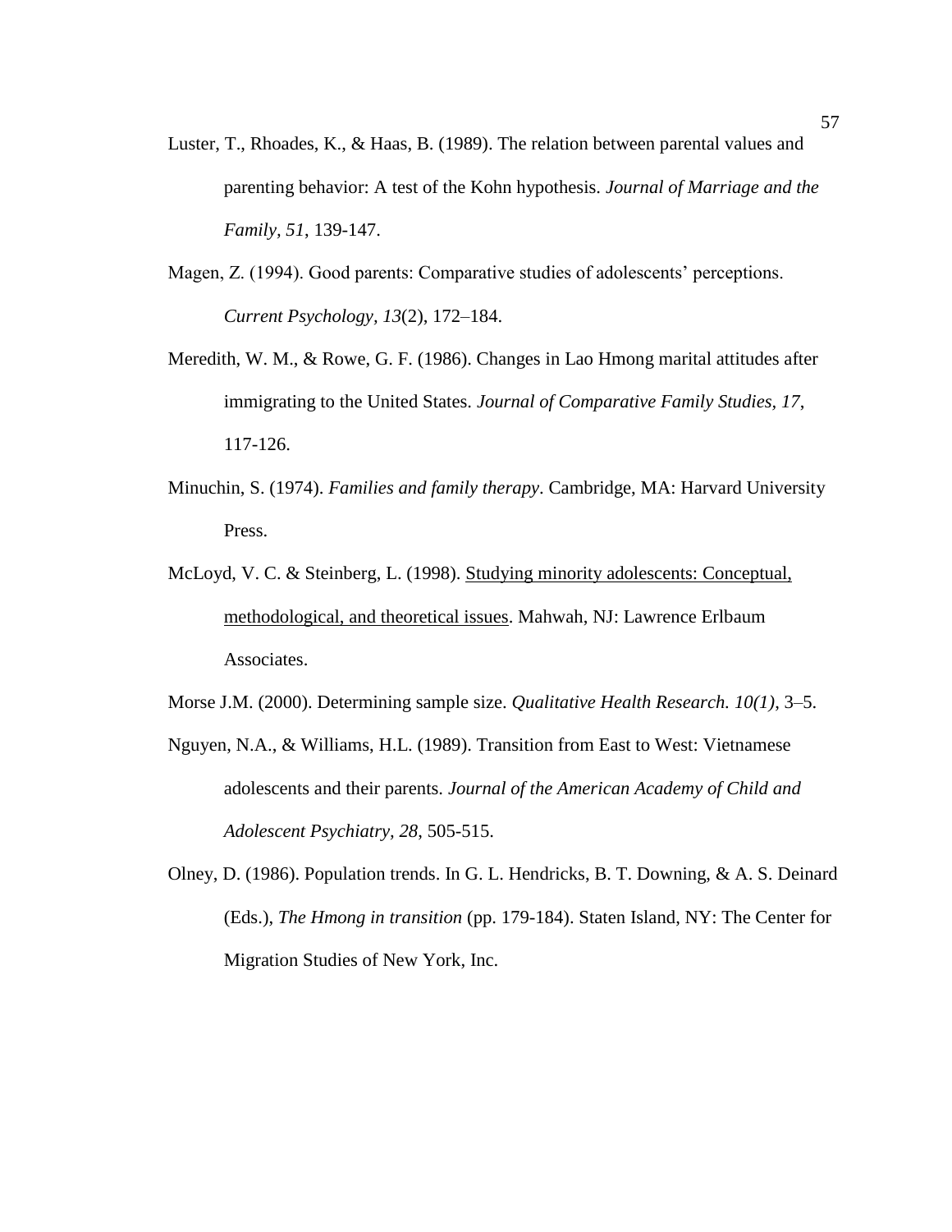Luster, T., Rhoades, K., & Haas, B. (1989). The relation between parental values and parenting behavior: A test of the Kohn hypothesis. *Journal of Marriage and the Family, 51*, 139-147.

Magen, Z. (1994). Good parents: Comparative studies of adolescents' perceptions. *Current Psychology, 13*(2), 172–184.

Meredith, W. M., & Rowe, G. F. (1986). Changes in Lao Hmong marital attitudes after immigrating to the United States. *Journal of Comparative Family Studies, 17*, 117-126.

Minuchin, S. (1974). *Families and family therapy*. Cambridge, MA: Harvard University Press.

McLoyd, V. C. & Steinberg, L. (1998). <u>Studying minority adolescents: Conceptual, methodological, and theoretical issues</u>. Mahwah, NJ: Lawrence Erlbaum Associates.

Morse J.M. (2000). Determining sample size. *Qualitative Health Research. 10(1)*, 3–5.

Nguyen, N.A., & Williams, H.L. (1989). Transition from East to West: Vietnamese adolescents and their parents. *Journal of the American Academy of Child and Adolescent Psychiatry, 28*, 505-515.

Olney, D. (1986). Population trends. In G. L. Hendricks, B. T. Downing, & A. S. Deinard (Eds.), *The Hmong in transition* (pp. 179-184). Staten Island, NY: The Center for Migration Studies of New York, Inc.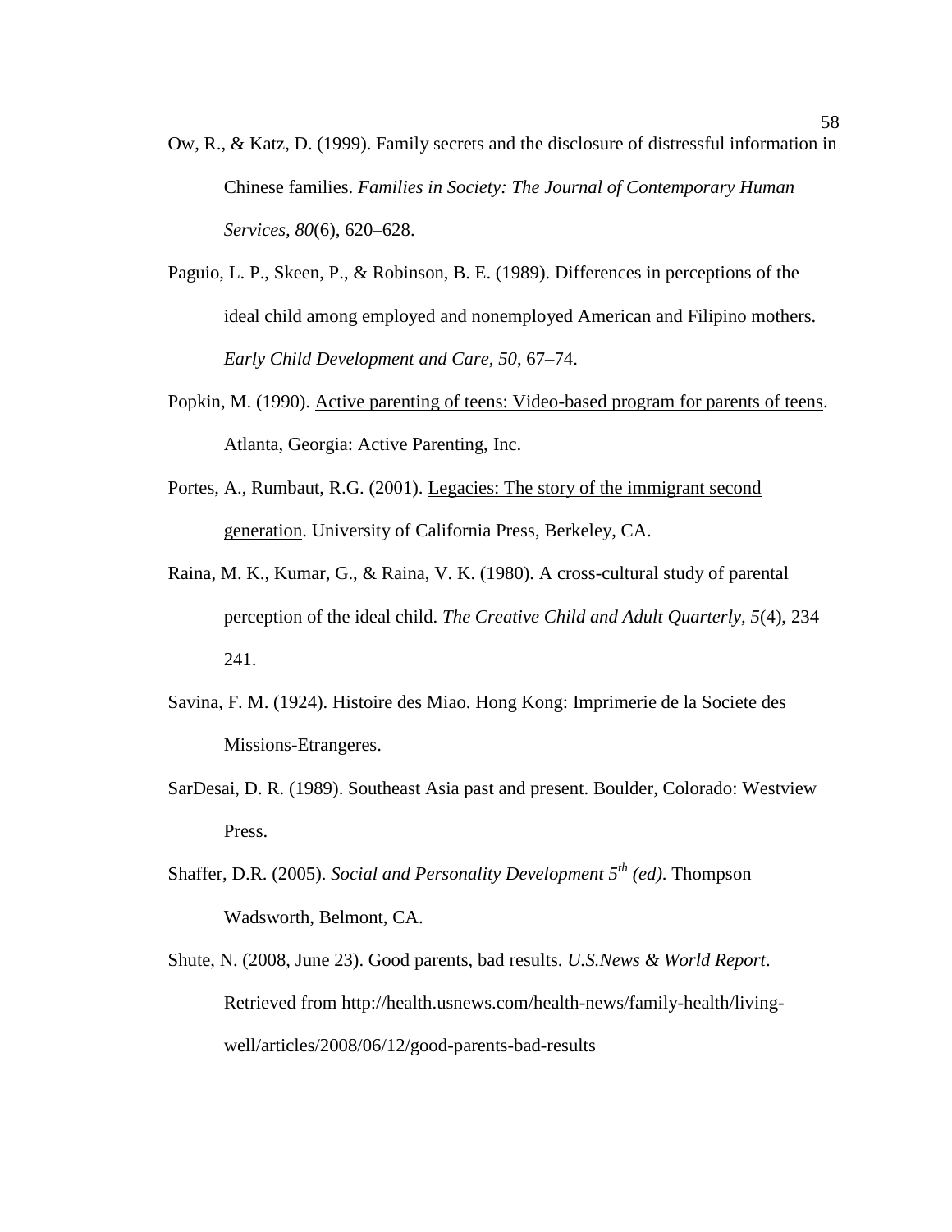Ow, R., & Katz, D. (1999). Family secrets and the disclosure of distressful information in Chinese families. *Families in Society: The Journal of Contemporary Human Services, 80*(6), 620–628.

Paguio, L. P., Skeen, P., & Robinson, B. E. (1989). Differences in perceptions of the ideal child among employed and nonemployed American and Filipino mothers. *Early Child Development and Care, 50*, 67–74.

Popkin, M. (1990). <u>Active parenting of teens: Video-based program for parents of teens</u>. Atlanta, Georgia: Active Parenting, Inc.

Portes, A., Rumbaut, R.G. (2001). <u>Legacies: The story of the immigrant second generation</u>. University of California Press, Berkeley, CA.

Raina, M. K., Kumar, G., & Raina, V. K. (1980). A cross-cultural study of parental perception of the ideal child. *The Creative Child and Adult Quarterly, 5*(4), 234–241.

Savina, F. M. (1924). Histoire des Miao. Hong Kong: Imprimerie de la Societe des Missions-Etrangeres.

SarDesai, D. R. (1989). Southeast Asia past and present. Boulder, Colorado: Westview Press.

Shaffer, D.R. (2005). *Social and Personality Development 5th (ed)*. Thompson Wadsworth, Belmont, CA.

Shute, N. (2008, June 23). Good parents, bad results. *U.S.News & World Report*. Retrieved from http://health.usnews.com/health-news/family-health/living-well/articles/2008/06/12/good-parents-bad-results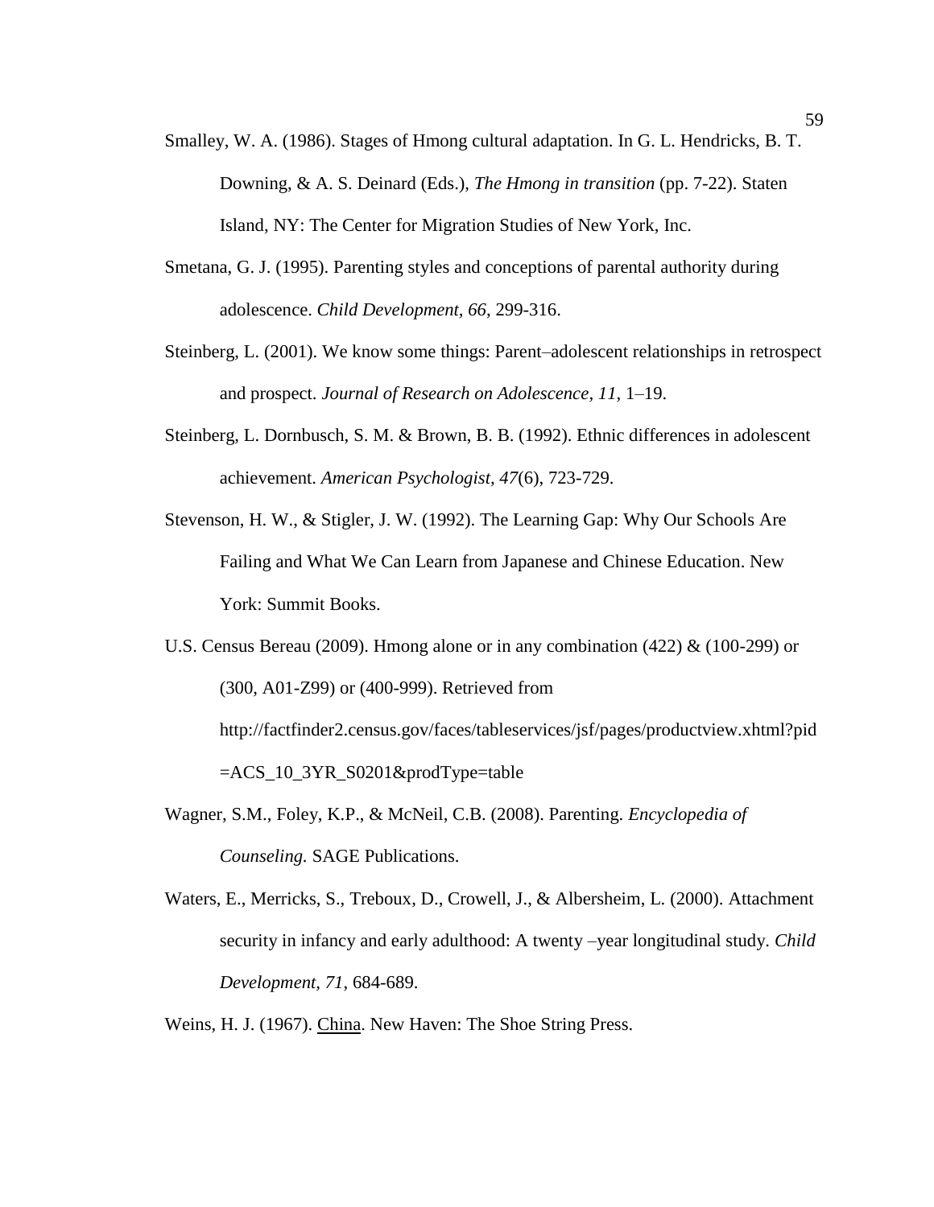Smalley, W. A. (1986). Stages of Hmong cultural adaptation. In G. L. Hendricks, B. T. Downing, & A. S. Deinard (Eds.), *The Hmong in transition* (pp. 7-22). Staten Island, NY: The Center for Migration Studies of New York, Inc.

Smetana, G. J. (1995). Parenting styles and conceptions of parental authority during adolescence. *Child Development*, *66*, 299-316.

Steinberg, L. (2001). We know some things: Parent–adolescent relationships in retrospect and prospect. *Journal of Research on Adolescence, 11,* 1–19.

Steinberg, L. Dornbusch, S. M. & Brown, B. B. (1992). Ethnic differences in adolescent achievement. *American Psychologist, 47*(6), 723-729.

Stevenson, H. W., & Stigler, J. W. (1992). The Learning Gap: Why Our Schools Are Failing and What We Can Learn from Japanese and Chinese Education. New York: Summit Books.

U.S. Census Bereau (2009). Hmong alone or in any combination (422) & (100-299) or (300, A01-Z99) or (400-999). Retrieved from http://factfinder2.census.gov/faces/tableservices/jsf/pages/productview.xhtml?pid=ACS_10_3YR_S0201&prodType=table

Wagner, S.M., Foley, K.P., & McNeil, C.B. (2008). Parenting. *Encyclopedia of Counseling.* SAGE Publications.

Waters, E., Merricks, S., Treboux, D., Crowell, J., & Albersheim, L. (2000). Attachment security in infancy and early adulthood: A twenty –year longitudinal study. *Child Development, 71*, 684-689.

Weins, H. J. (1967). China. New Haven: The Shoe String Press.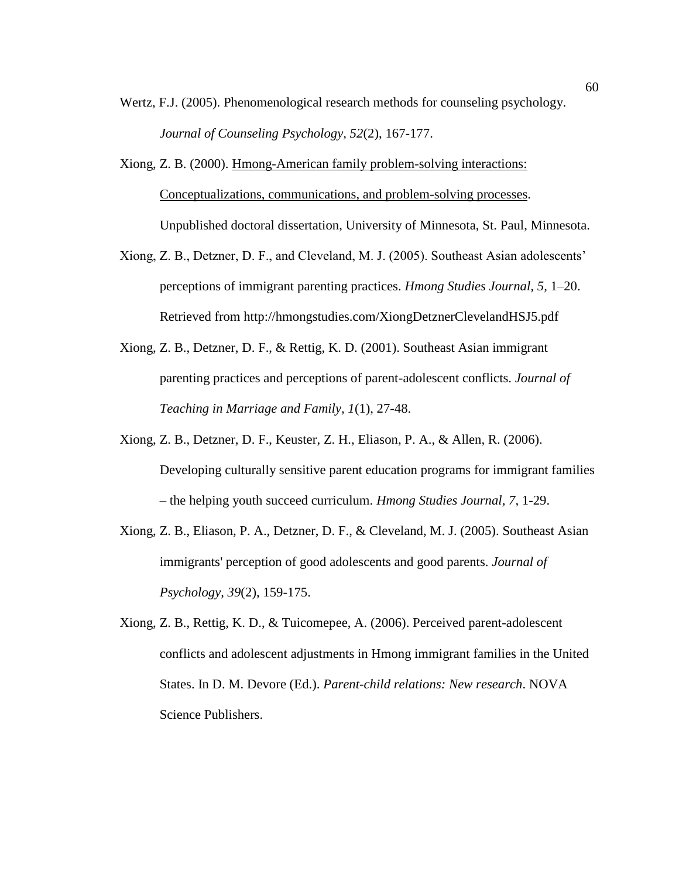Wertz, F.J. (2005). Phenomenological research methods for counseling psychology. *Journal of Counseling Psychology, 52*(2), 167-177.

Xiong, Z. B. (2000). Hmong-American family problem-solving interactions: Conceptualizations, communications, and problem-solving processes. Unpublished doctoral dissertation, University of Minnesota, St. Paul, Minnesota.

Xiong, Z. B., Detzner, D. F., and Cleveland, M. J. (2005). Southeast Asian adolescents' perceptions of immigrant parenting practices. *Hmong Studies Journal, 5,* 1–20. Retrieved from http://hmongstudies.com/XiongDetznerClevelandHSJ5.pdf

Xiong, Z. B., Detzner, D. F., & Rettig, K. D. (2001). Southeast Asian immigrant parenting practices and perceptions of parent-adolescent conflicts. *Journal of Teaching in Marriage and Family, 1*(1), 27-48.

Xiong, Z. B., Detzner, D. F., Keuster, Z. H., Eliason, P. A., & Allen, R. (2006). Developing culturally sensitive parent education programs for immigrant families – the helping youth succeed curriculum. *Hmong Studies Journal, 7*, 1-29.

Xiong, Z. B., Eliason, P. A., Detzner, D. F., & Cleveland, M. J. (2005). Southeast Asian immigrants' perception of good adolescents and good parents. *Journal of Psychology, 39*(2), 159-175.

Xiong, Z. B., Rettig, K. D., & Tuicomepee, A. (2006). Perceived parent-adolescent conflicts and adolescent adjustments in Hmong immigrant families in the United States. In D. M. Devore (Ed.). *Parent-child relations: New research*. NOVA Science Publishers.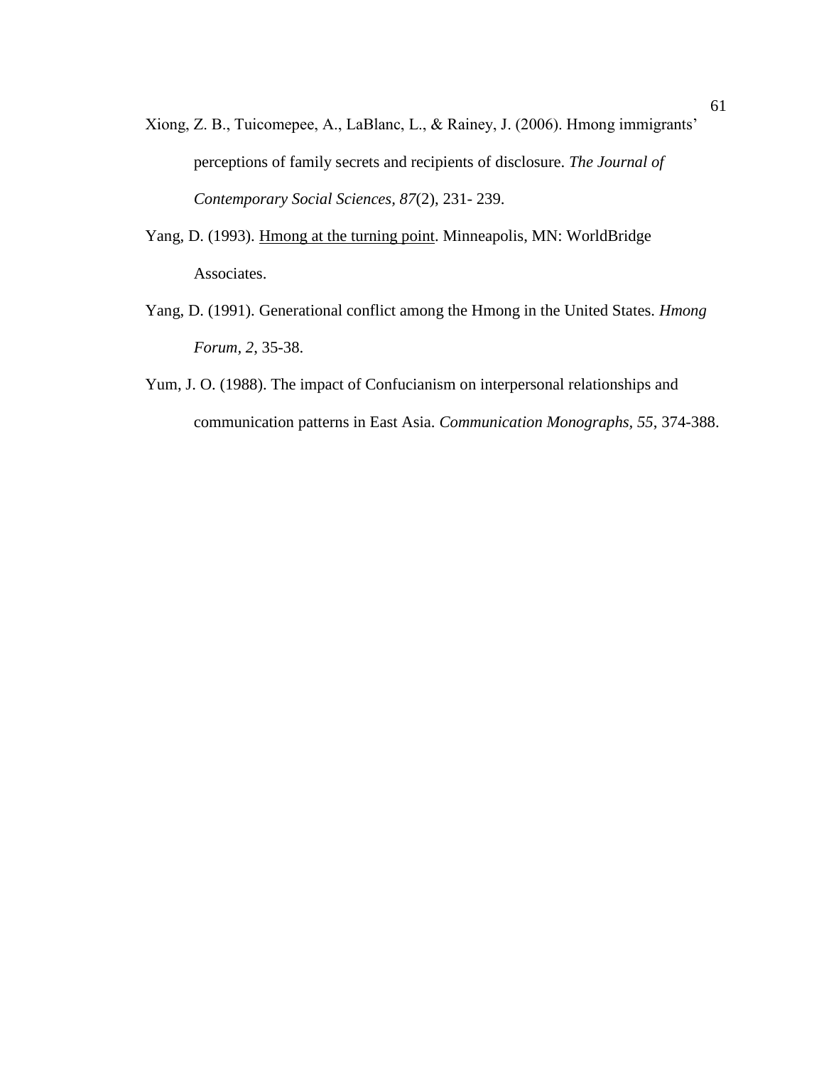Xiong, Z. B., Tuicomepee, A., LaBlanc, L., & Rainey, J. (2006). Hmong immigrants' perceptions of family secrets and recipients of disclosure. *The Journal of Contemporary Social Sciences*, *87*(2), 231- 239.

Yang, D. (1993). <u>Hmong at the turning point</u>. Minneapolis, MN: WorldBridge Associates.

Yang, D. (1991). Generational conflict among the Hmong in the United States. *Hmong Forum*, *2*, 35-38.

Yum, J. O. (1988). The impact of Confucianism on interpersonal relationships and communication patterns in East Asia. *Communication Monographs, 55*, 374-388.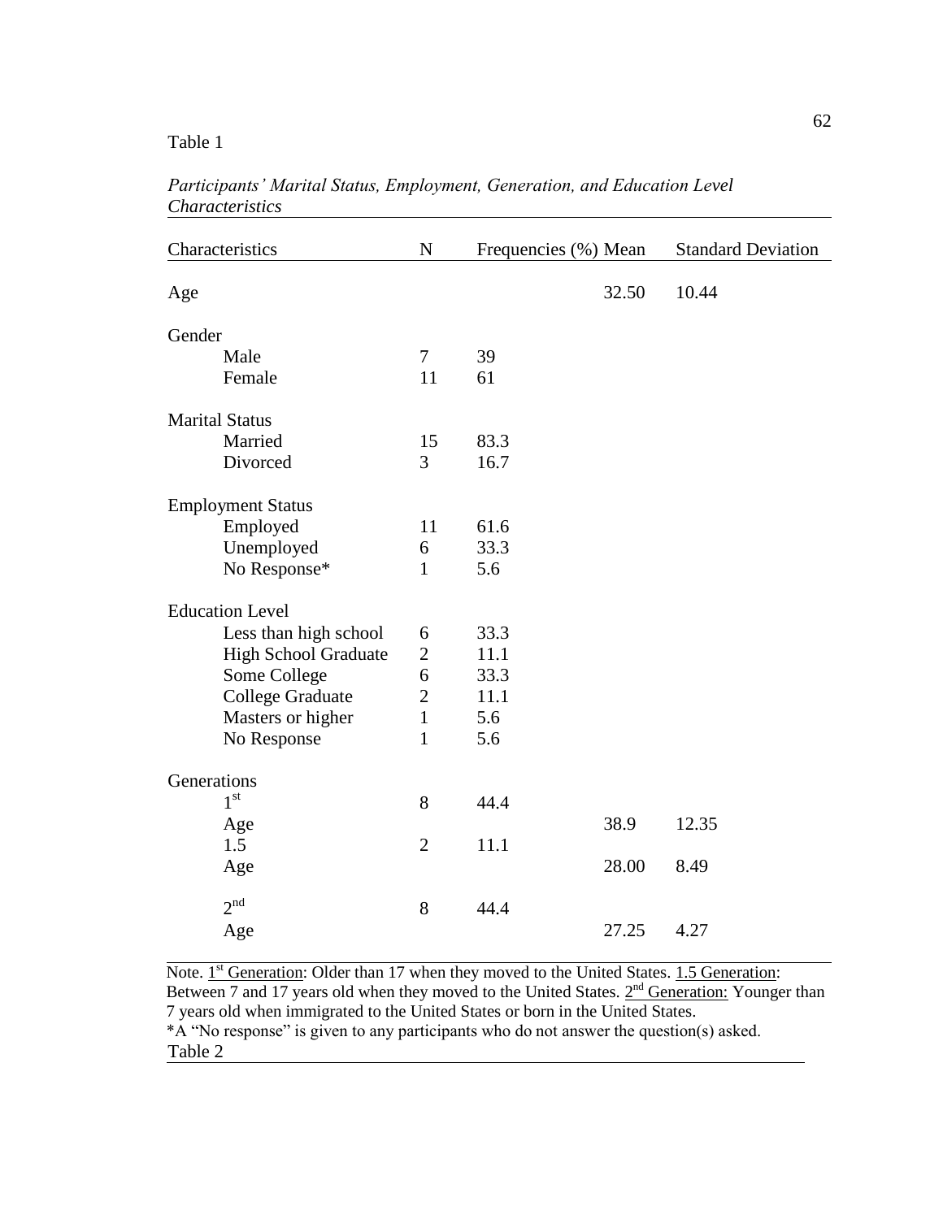Table 1

*Participants' Marital Status, Employment, Generation, and Education Level Characteristics*

| Characteristics | N | Frequencies (%) | Mean | Standard Deviation |
|---|---|---|---|---|
| Age | | | 32.50 | 10.44 |
| Gender | | | | |
| Male | 7 | 39 | | |
| Female | 11 | 61 | | |
| Marital Status | | | | |
| Married | 15 | 83.3 | | |
| Divorced | 3 | 16.7 | | |
| Employment Status | | | | |
| Employed | 11 | 61.6 | | |
| Unemployed | 6 | 33.3 | | |
| No Response* | 1 | 5.6 | | |
| Education Level | | | | |
| Less than high school | 6 | 33.3 | | |
| High School Graduate | 2 | 11.1 | | |
| Some College | 6 | 33.3 | | |
| College Graduate | 2 | 11.1 | | |
| Masters or higher | 1 | 5.6 | | |
| No Response | 1 | 5.6 | | |
| Generations | | | | |
| 1st | 8 | 44.4 | | |
| Age | | | 38.9 | 12.35 |
| 1.5 | 2 | 11.1 | | |
| Age | | | 28.00 | 8.49 |
| 2nd | 8 | 44.4 | | |
| Age | | | 27.25 | 4.27 |

Note. 1st Generation: Older than 17 when they moved to the United States. 1.5 Generation: Between 7 and 17 years old when they moved to the United States. 2nd Generation: Younger than 7 years old when immigrated to the United States or born in the United States.
*A "No response" is given to any participants who do not answer the question(s) asked.

Table 2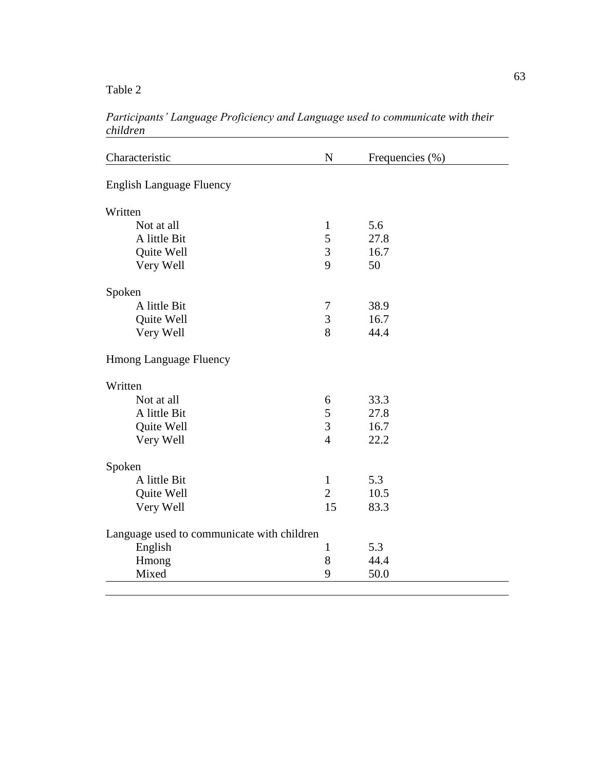Table 2

*Participants' Language Proficiency and Language used to communicate with their children*

| Characteristic | N | Frequencies (%) |
|---|---|---|
| English Language Fluency | | |
| Written | | |
| Not at all | 1 | 5.6 |
| A little Bit | 5 | 27.8 |
| Quite Well | 3 | 16.7 |
| Very Well | 9 | 50 |
| Spoken | | |
| A little Bit | 7 | 38.9 |
| Quite Well | 3 | 16.7 |
| Very Well | 8 | 44.4 |
| Hmong Language Fluency | | |
| Written | | |
| Not at all | 6 | 33.3 |
| A little Bit | 5 | 27.8 |
| Quite Well | 3 | 16.7 |
| Very Well | 4 | 22.2 |
| Spoken | | |
| A little Bit | 1 | 5.3 |
| Quite Well | 2 | 10.5 |
| Very Well | 15 | 83.3 |
| Language used to communicate with children | | |
| English | 1 | 5.3 |
| Hmong | 8 | 44.4 |
| Mixed | 9 | 50.0 |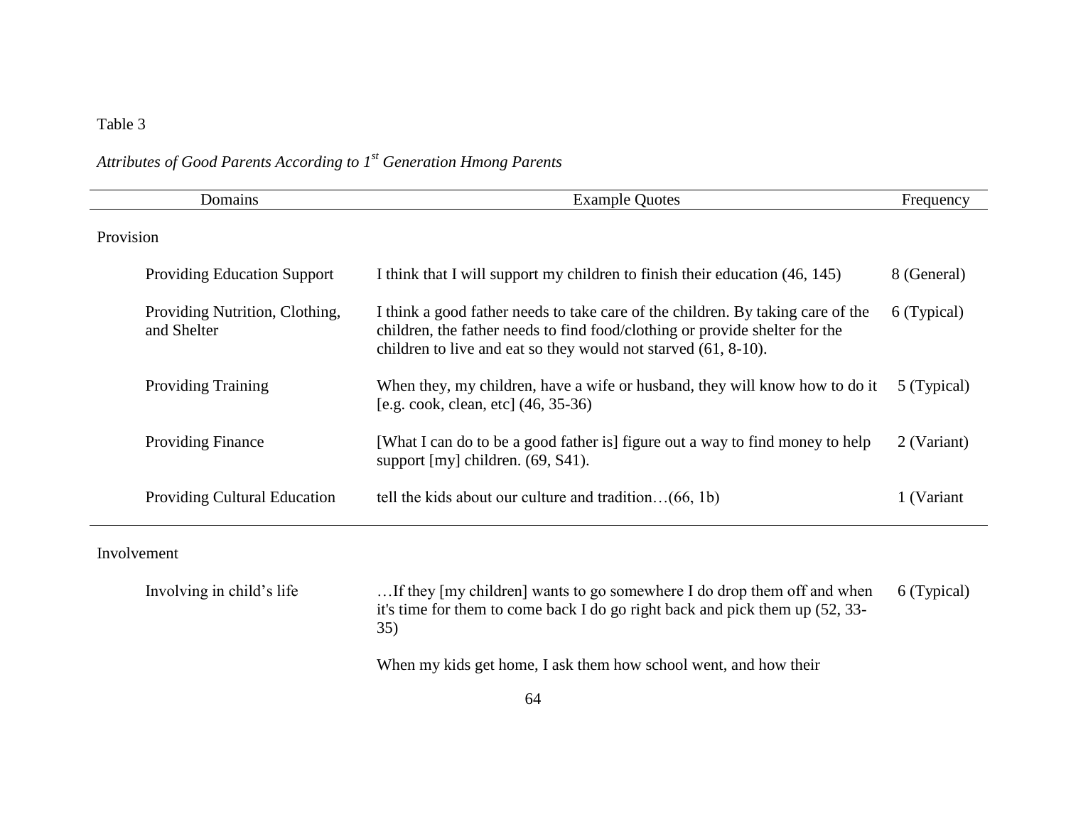Table 3

*Attributes of Good Parents According to 1st Generation Hmong Parents*

| Domains | Example Quotes | Frequency |
|---|---|---|
| Provision | | |
| Providing Education Support | I think that I will support my children to finish their education (46, 145) | 8 (General) |
| Providing Nutrition, Clothing, and Shelter | I think a good father needs to take care of the children. By taking care of the children, the father needs to find food/clothing or provide shelter for the children to live and eat so they would not starved (61, 8-10). | 6 (Typical) |
| Providing Training | When they, my children, have a wife or husband, they will know how to do it [e.g. cook, clean, etc] (46, 35-36) | 5 (Typical) |
| Providing Finance | [What I can do to be a good father is] figure out a way to find money to help support [my] children. (69, S41). | 2 (Variant) |
| Providing Cultural Education | tell the kids about our culture and tradition…(66, 1b) | 1 (Variant |
| Involvement | | |
| Involving in child's life | …If they [my children] wants to go somewhere I do drop them off and when it's time for them to come back I do go right back and pick them up (52, 33-35) | 6 (Typical) |
| | When my kids get home, I ask them how school went, and how their | |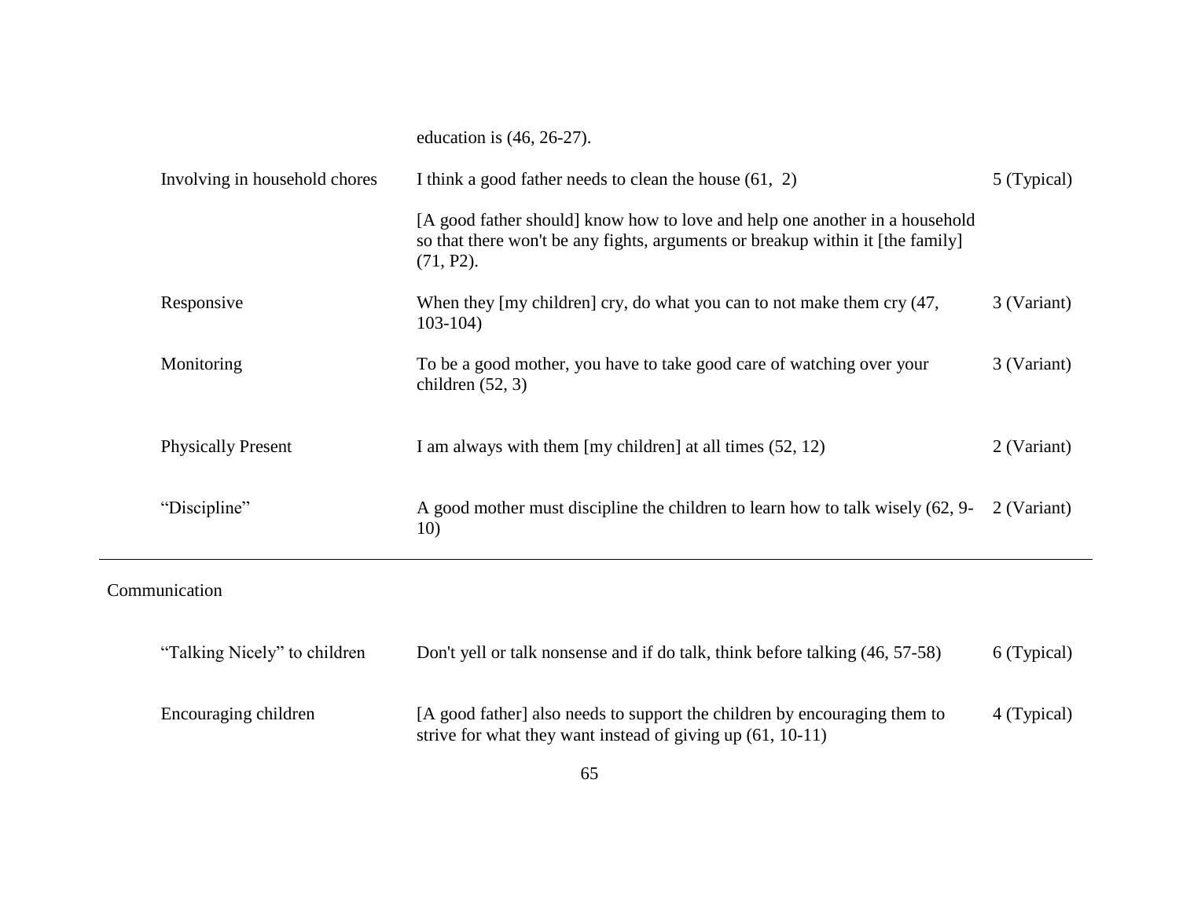| | | |
|---|---|---|
| | education is (46, 26-27). | |
| Involving in household chores | I think a good father needs to clean the house (61, 2) | 5 (Typical) |
| | [A good father should] know how to love and help one another in a household so that there won't be any fights, arguments or breakup within it [the family] (71, P2). | |
| Responsive | When they [my children] cry, do what you can to not make them cry (47, 103-104) | 3 (Variant) |
| Monitoring | To be a good mother, you have to take good care of watching over your children (52, 3) | 3 (Variant) |
| Physically Present | I am always with them [my children] at all times (52, 12) | 2 (Variant) |
| "Discipline" | A good mother must discipline the children to learn how to talk wisely (62, 9-10) | 2 (Variant) |
| **Communication** | | |
| "Talking Nicely" to children | Don't yell or talk nonsense and if do talk, think before talking (46, 57-58) | 6 (Typical) |
| Encouraging children | [A good father] also needs to support the children by encouraging them to strive for what they want instead of giving up (61, 10-11) | 4 (Typical) |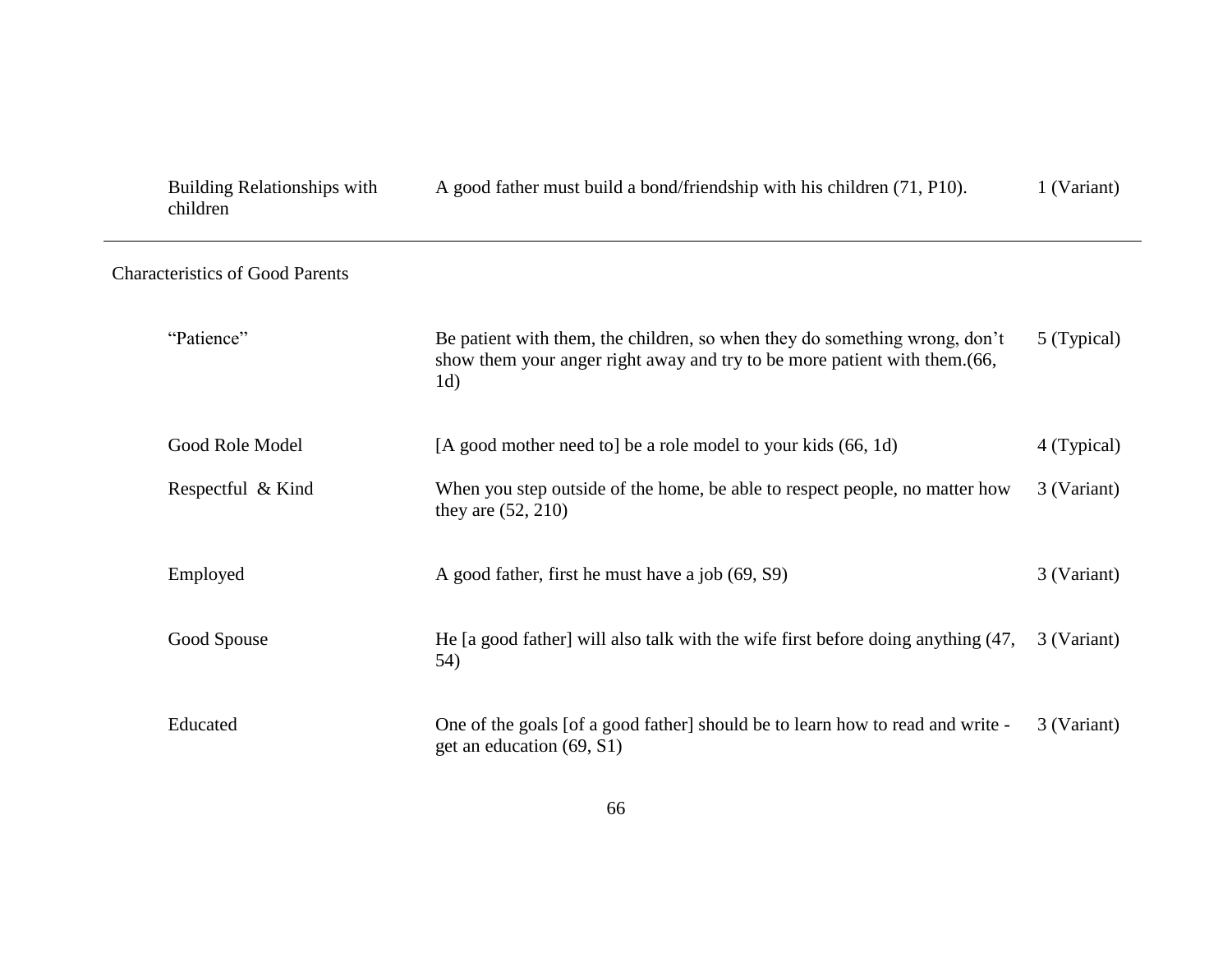| | | |
|---|---|---|
| Building Relationships with children | A good father must build a bond/friendship with his children (71, P10). | 1 (Variant) |
| **Characteristics of Good Parents** | | |
| “Patience” | Be patient with them, the children, so when they do something wrong, don’t show them your anger right away and try to be more patient with them.(66, 1d) | 5 (Typical) |
| Good Role Model | [A good mother need to] be a role model to your kids (66, 1d) | 4 (Typical) |
| Respectful & Kind | When you step outside of the home, be able to respect people, no matter how they are (52, 210) | 3 (Variant) |
| Employed | A good father, first he must have a job (69, S9) | 3 (Variant) |
| Good Spouse | He [a good father] will also talk with the wife first before doing anything (47, 54) | 3 (Variant) |
| Educated | One of the goals [of a good father] should be to learn how to read and write - get an education (69, S1) | 3 (Variant) |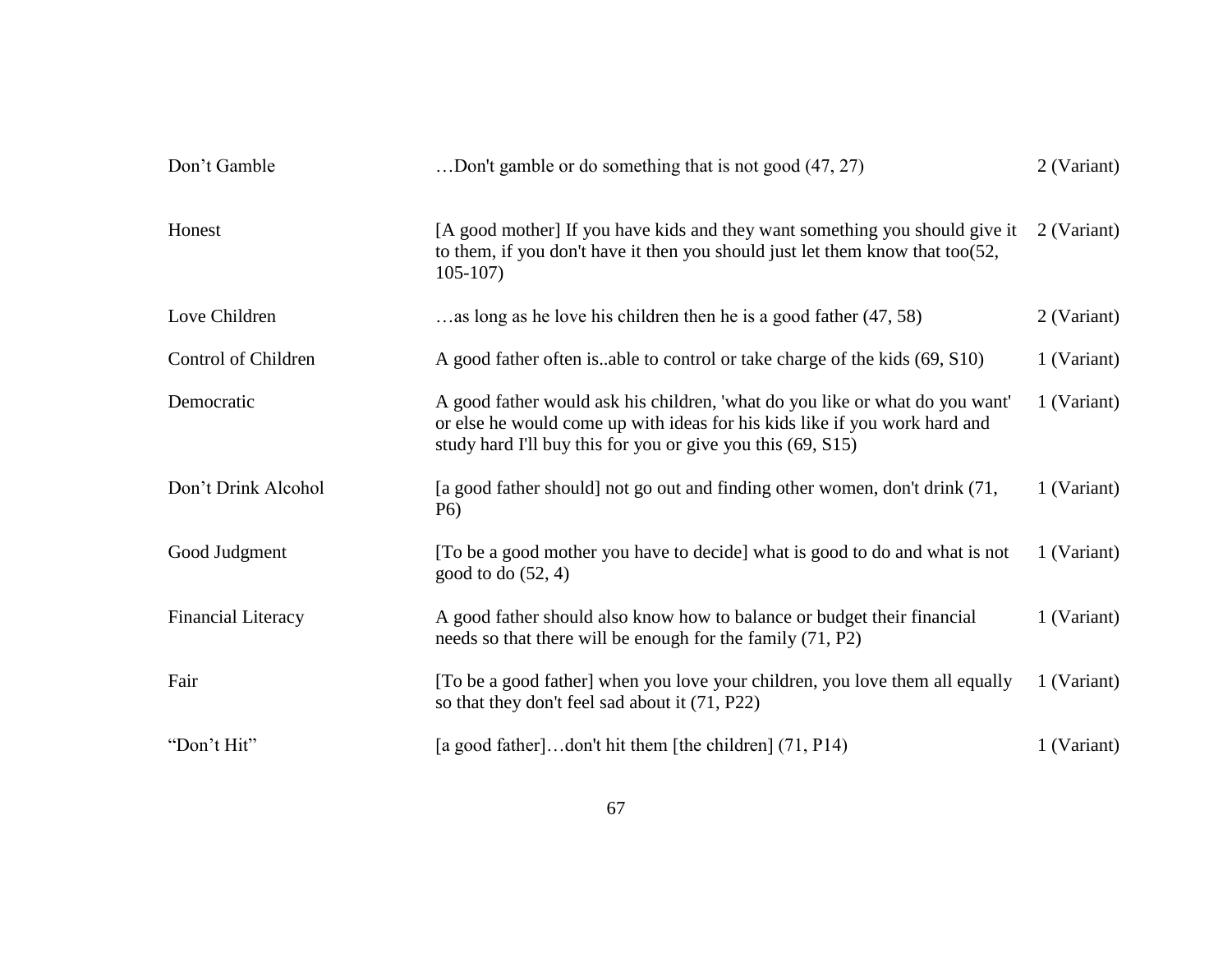| | | |
|---|---|---|
| Don’t Gamble | …Don't gamble or do something that is not good (47, 27) | 2 (Variant) |
| Honest | [A good mother] If you have kids and they want something you should give it to them, if you don't have it then you should just let them know that too(52, 105-107) | 2 (Variant) |
| Love Children | …as long as he love his children then he is a good father (47, 58) | 2 (Variant) |
| Control of Children | A good father often is..able to control or take charge of the kids (69, S10) | 1 (Variant) |
| Democratic | A good father would ask his children, 'what do you like or what do you want' or else he would come up with ideas for his kids like if you work hard and study hard I'll buy this for you or give you this (69, S15) | 1 (Variant) |
| Don’t Drink Alcohol | [a good father should] not go out and finding other women, don't drink (71, P6) | 1 (Variant) |
| Good Judgment | [To be a good mother you have to decide] what is good to do and what is not good to do (52, 4) | 1 (Variant) |
| Financial Literacy | A good father should also know how to balance or budget their financial needs so that there will be enough for the family (71, P2) | 1 (Variant) |
| Fair | [To be a good father] when you love your children, you love them all equally so that they don't feel sad about it (71, P22) | 1 (Variant) |
| “Don’t Hit” | [a good father]…don't hit them [the children] (71, P14) | 1 (Variant) |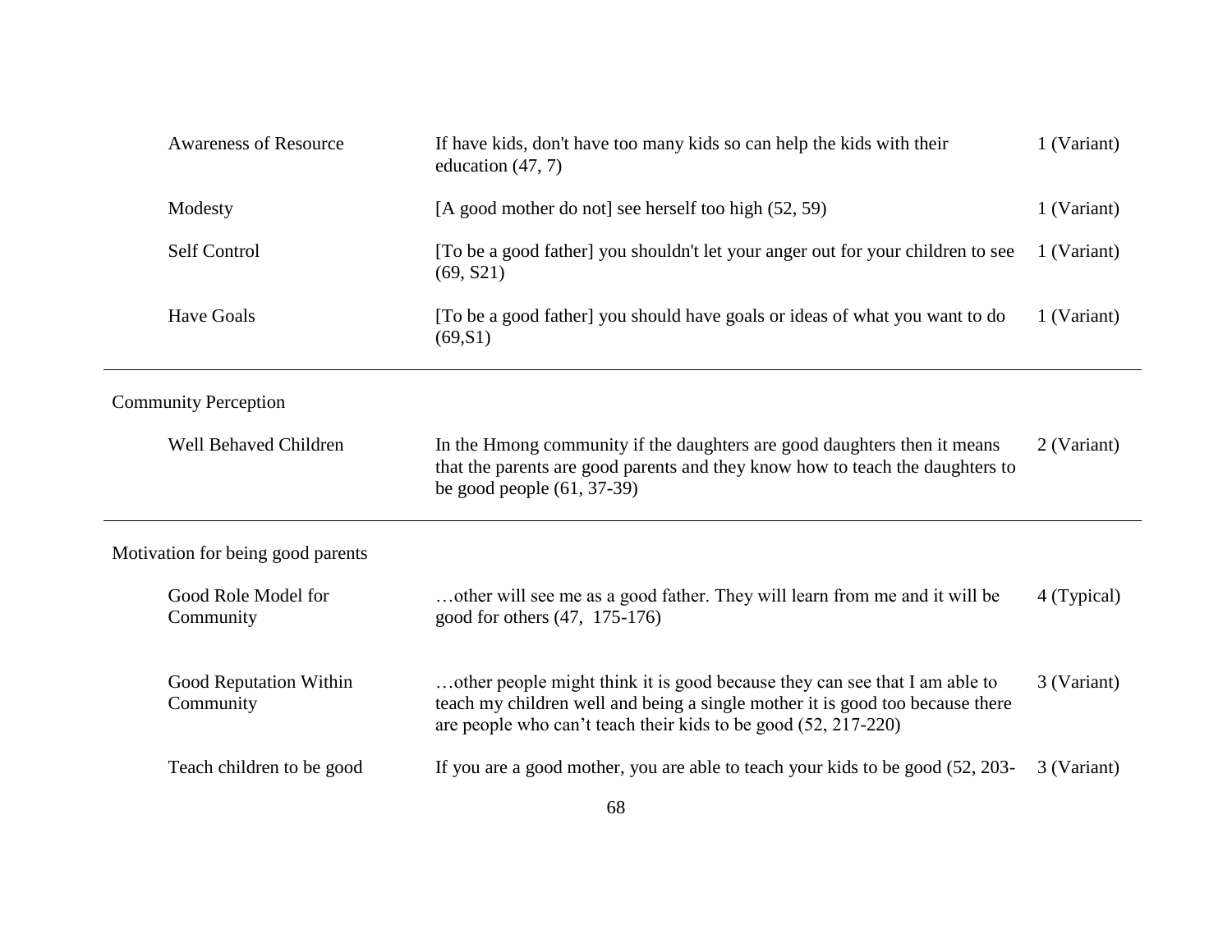| | | |
|---|---|---|
| Awareness of Resource | If have kids, don't have too many kids so can help the kids with their education (47, 7) | 1 (Variant) |
| Modesty | [A good mother do not] see herself too high (52, 59) | 1 (Variant) |
| Self Control | [To be a good father] you shouldn't let your anger out for your children to see (69, S21) | 1 (Variant) |
| Have Goals | [To be a good father] you should have goals or ideas of what you want to do (69,S1) | 1 (Variant) |
| Community Perception | | |
| Well Behaved Children | In the Hmong community if the daughters are good daughters then it means that the parents are good parents and they know how to teach the daughters to be good people (61, 37-39) | 2 (Variant) |
| Motivation for being good parents | | |
| Good Role Model for Community | …other will see me as a good father. They will learn from me and it will be good for others (47, 175-176) | 4 (Typical) |
| Good Reputation Within Community | …other people might think it is good because they can see that I am able to teach my children well and being a single mother it is good too because there are people who can't teach their kids to be good (52, 217-220) | 3 (Variant) |
| Teach children to be good | If you are a good mother, you are able to teach your kids to be good (52, 203- | 3 (Variant) |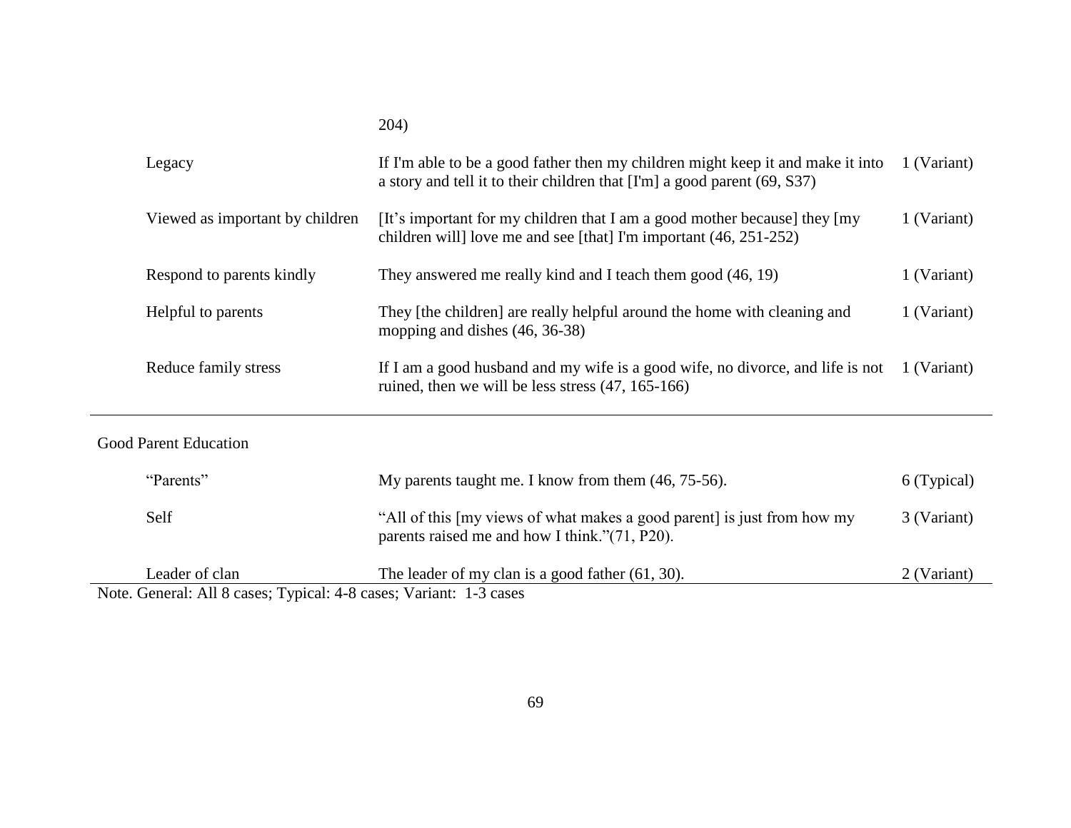| | | |
|---|---|---|
| | 204) | |
| Legacy | If I'm able to be a good father then my children might keep it and make it into a story and tell it to their children that [I'm] a good parent (69, S37) | 1 (Variant) |
| Viewed as important by children | [It's important for my children that I am a good mother because] they [my children will] love me and see [that] I'm important (46, 251-252) | 1 (Variant) |
| Respond to parents kindly | They answered me really kind and I teach them good (46, 19) | 1 (Variant) |
| Helpful to parents | They [the children] are really helpful around the home with cleaning and mopping and dishes (46, 36-38) | 1 (Variant) |
| Reduce family stress | If I am a good husband and my wife is a good wife, no divorce, and life is not ruined, then we will be less stress (47, 165-166) | 1 (Variant) |
| **Good Parent Education** | | |
| "Parents" | My parents taught me. I know from them (46, 75-56). | 6 (Typical) |
| Self | "All of this [my views of what makes a good parent] is just from how my parents raised me and how I think."(71, P20). | 3 (Variant) |
| Leader of clan | The leader of my clan is a good father (61, 30). | 2 (Variant) |

Note. General: All 8 cases; Typical: 4-8 cases; Variant: 1-3 cases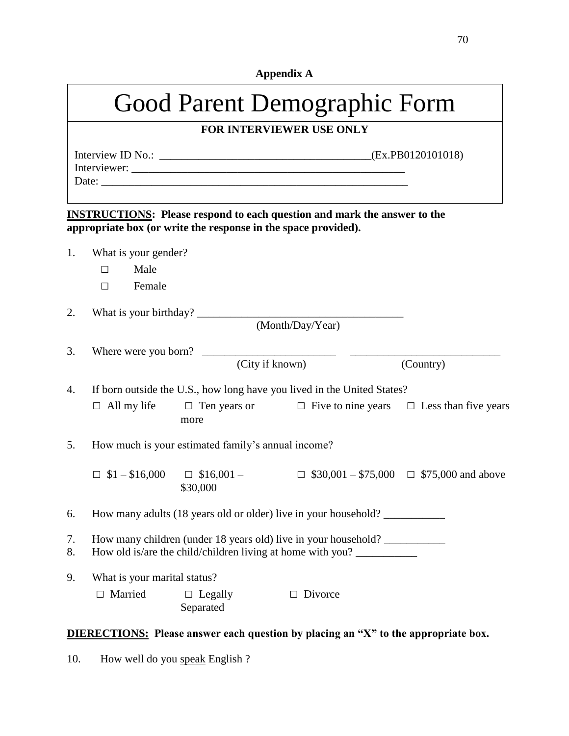**Appendix A**

# Good Parent Demographic Form

**FOR INTERVIEWER USE ONLY**

Interview ID No.: ______________________________________(Ex.PB0120101018)
Interviewer: __________________________________________________
Date: _______________________________________________________

**INSTRUCTIONS: Please respond to each question and mark the answer to the appropriate box (or write the response in the space provided).**

1. What is your gender?
   - □ Male
   - □ Female

2. What is your birthday? _____________________________________
   (Month/Day/Year)

3. Where were you born? ________________________ ___________________________
   (City if known) (Country)

4. If born outside the U.S., how long have you lived in the United States?
   □ All my life □ Ten years or more □ Five to nine years □ Less than five years

5. How much is your estimated family's annual income?
   □ $1 – $16,000 □ $16,001 – $30,000 □ $30,001 – $75,000 □ $75,000 and above

6. How many adults (18 years old or older) live in your household? ___________

7. How many children (under 18 years old) live in your household? ___________

8. How old is/are the child/children living at home with you? ___________

9. What is your marital status?
   □ Married □ Legally Separated □ Divorce

**DIERECTIONS: Please answer each question by placing an "X" to the appropriate box.**

10. How well do you speak English ?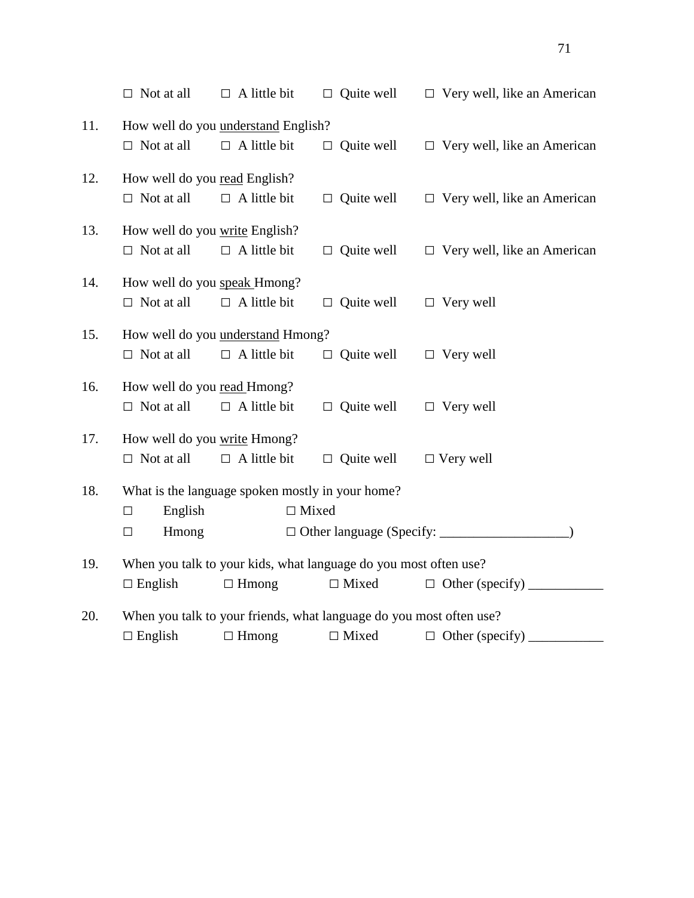☐ Not at all ☐ A little bit ☐ Quite well ☐ Very well, like an American

11. How well do you understand English?
☐ Not at all ☐ A little bit ☐ Quite well ☐ Very well, like an American

12. How well do you read English?
☐ Not at all ☐ A little bit ☐ Quite well ☐ Very well, like an American

13. How well do you write English?
☐ Not at all ☐ A little bit ☐ Quite well ☐ Very well, like an American

14. How well do you speak Hmong?
☐ Not at all ☐ A little bit ☐ Quite well ☐ Very well

15. How well do you understand Hmong?
☐ Not at all ☐ A little bit ☐ Quite well ☐ Very well

16. How well do you read Hmong?
☐ Not at all ☐ A little bit ☐ Quite well ☐ Very well

17. How well do you write Hmong?
☐ Not at all ☐ A little bit ☐ Quite well ☐ Very well

18. What is the language spoken mostly in your home?
☐ English ☐ Mixed
☐ Hmong ☐ Other language (Specify: ___________________)

19. When you talk to your kids, what language do you most often use?
☐ English ☐ Hmong ☐ Mixed ☐ Other (specify) ___________

20. When you talk to your friends, what language do you most often use?
☐ English ☐ Hmong ☐ Mixed ☐ Other (specify) ___________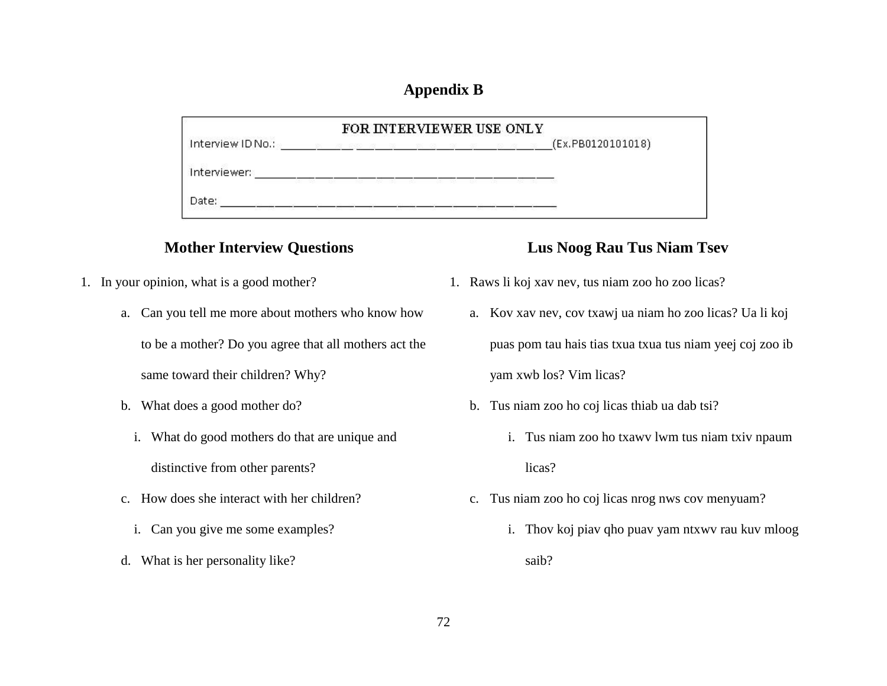# Appendix B

FOR INTERVIEWER USE ONLY

Interview ID No.: ______________________________________(Ex.PB0120101018)

Interviewer: ____________________________________________

Date: __________________________________________________

## Mother Interview Questions

1. In your opinion, what is a good mother?
    a. Can you tell me more about mothers who know how to be a mother? Do you agree that all mothers act the same toward their children? Why?
    b. What does a good mother do?
        i. What do good mothers do that are unique and distinctive from other parents?
    c. How does she interact with her children?
        i. Can you give me some examples?
    d. What is her personality like?

## Lus Noog Rau Tus Niam Tsev

1. Raws li koj xav nev, tus niam zoo ho zoo licas?
    a. Kov xav nev, cov txawj ua niam ho zoo licas? Ua li koj puas pom tau hais tias txua txua tus niam yeej coj zoo ib yam xwb los? Vim licas?
    b. Tus niam zoo ho coj licas thiab ua dab tsi?
        i. Tus niam zoo ho txawv lwm tus niam txiv npaum licas?
    c. Tus niam zoo ho coj licas nrog nws cov menyuam?
        i. Thov koj piav qho puav yam ntxwv rau kuv mloog saib?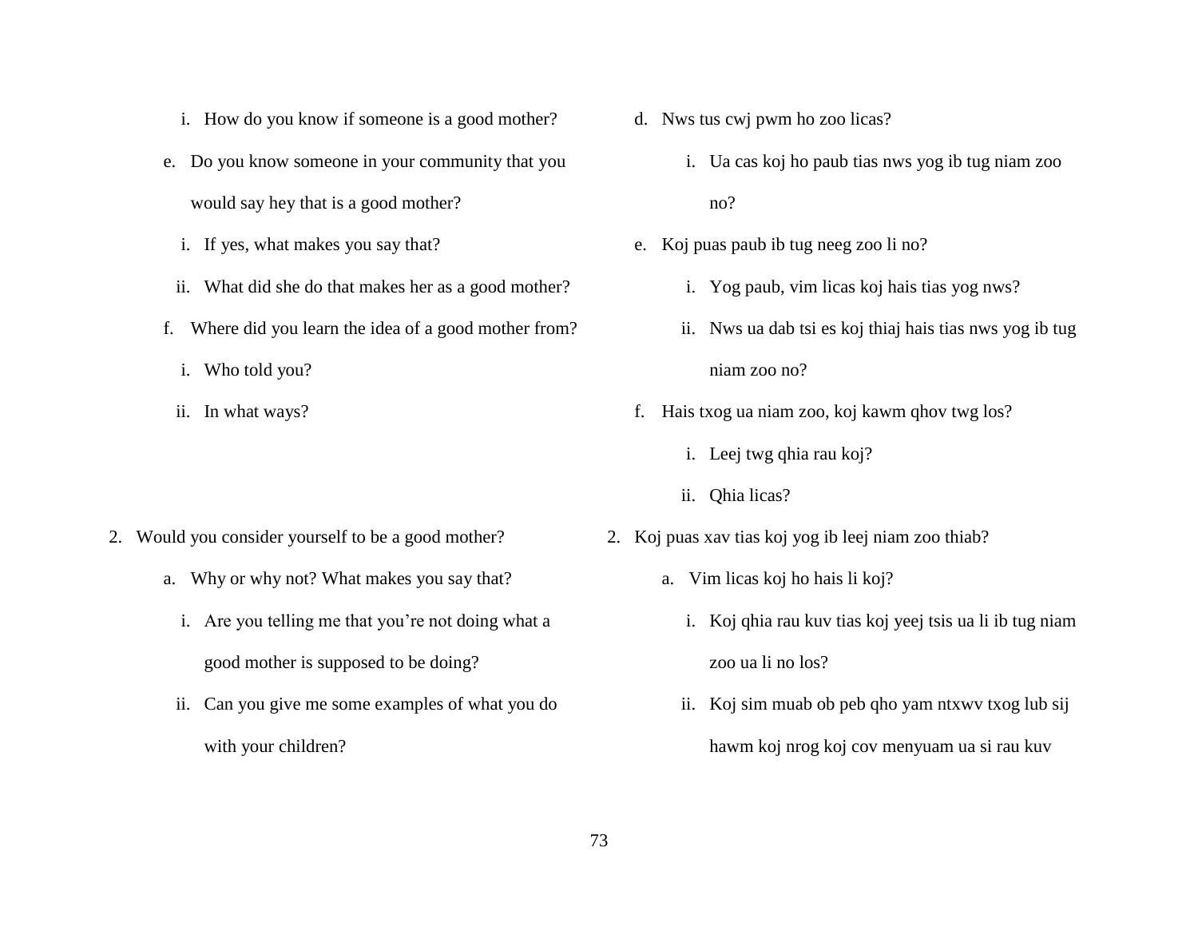i. How do you know if someone is a good mother?

e. Do you know someone in your community that you would say hey that is a good mother?

   i. If yes, what makes you say that?

   ii. What did she do that makes her as a good mother?

f. Where did you learn the idea of a good mother from?

   i. Who told you?

   ii. In what ways?

2. Would you consider yourself to be a good mother?

   a. Why or why not? What makes you say that?

      i. Are you telling me that you're not doing what a good mother is supposed to be doing?

      ii. Can you give me some examples of what you do with your children?

d. Nws tus cwj pwm ho zoo licas?

   i. Ua cas koj ho paub tias nws yog ib tug niam zoo no?

e. Koj puas paub ib tug neeg zoo li no?

   i. Yog paub, vim licas koj hais tias yog nws?

   ii. Nws ua dab tsi es koj thiaj hais tias nws yog ib tug niam zoo no?

f. Hais txog ua niam zoo, koj kawm qhov twg los?

   i. Leej twg qhia rau koj?

   ii. Qhia licas?

2. Koj puas xav tias koj yog ib leej niam zoo thiab?

   a. Vim licas koj ho hais li koj?

      i. Koj qhia rau kuv tias koj yeej tsis ua li ib tug niam zoo ua li no los?

      ii. Koj sim muab ob peb qho yam ntxwv txog lub sij hawm koj nrog koj cov menyuam ua si rau kuv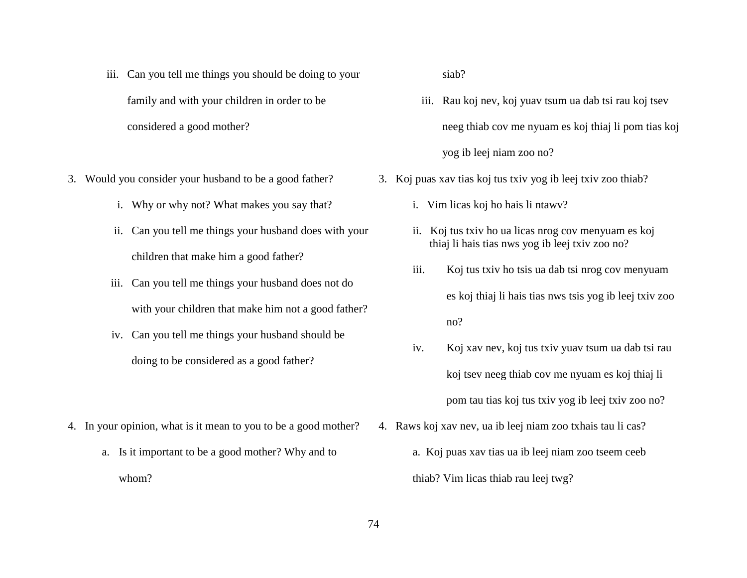iii. Can you tell me things you should be doing to your family and with your children in order to be considered a good mother?

3. Would you consider your husband to be a good father?

    i. Why or why not? What makes you say that?

    ii. Can you tell me things your husband does with your children that make him a good father?

    iii. Can you tell me things your husband does not do with your children that make him not a good father?

    iv. Can you tell me things your husband should be doing to be considered as a good father?

4. In your opinion, what is it mean to you to be a good mother?

    a. Is it important to be a good mother? Why and to whom?

siab?

iii. Rau koj nev, koj yuav tsum ua dab tsi rau koj tsev neeg thiab cov me nyuam es koj thiaj li pom tias koj yog ib leej niam zoo no?

3. Koj puas xav tias koj tus txiv yog ib leej txiv zoo thiab?

    i. Vim licas koj ho hais li ntawv?

    ii. Koj tus txiv ho ua licas nrog cov menyuam es koj thiaj li hais tias nws yog ib leej txiv zoo no?

    iii. Koj tus txiv ho tsis ua dab tsi nrog cov menyuam es koj thiaj li hais tias nws tsis yog ib leej txiv zoo no?

    iv. Koj xav nev, koj tus txiv yuav tsum ua dab tsi rau koj tsev neeg thiab cov me nyuam es koj thiaj li pom tau tias koj tus txiv yog ib leej txiv zoo no?

4. Raws koj xav nev, ua ib leej niam zoo txhais tau li cas?

    a. Koj puas xav tias ua ib leej niam zoo tseem ceeb thiab? Vim licas thiab rau leej twg?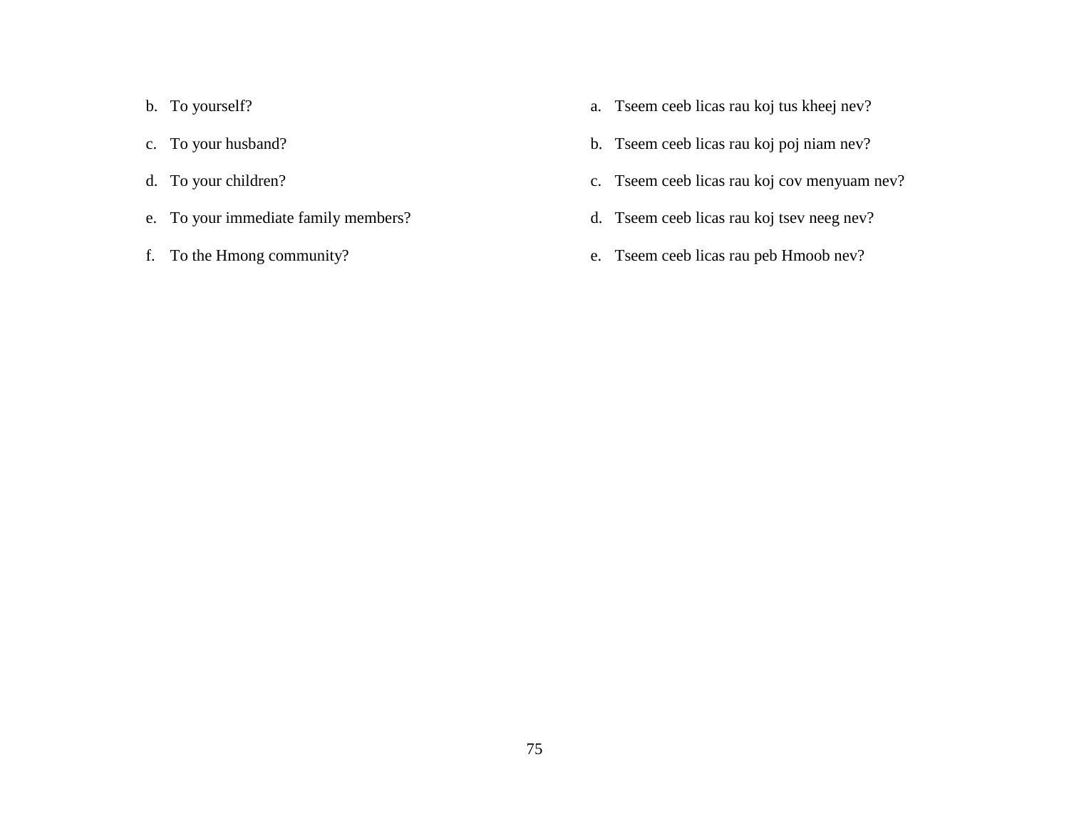b. To yourself?

c. To your husband?

d. To your children?

e. To your immediate family members?

f. To the Hmong community?

a. Tseem ceeb licas rau koj tus kheej nev?

b. Tseem ceeb licas rau koj poj niam nev?

c. Tseem ceeb licas rau koj cov menyuam nev?

d. Tseem ceeb licas rau koj tsev neeg nev?

e. Tseem ceeb licas rau peb Hmoob nev?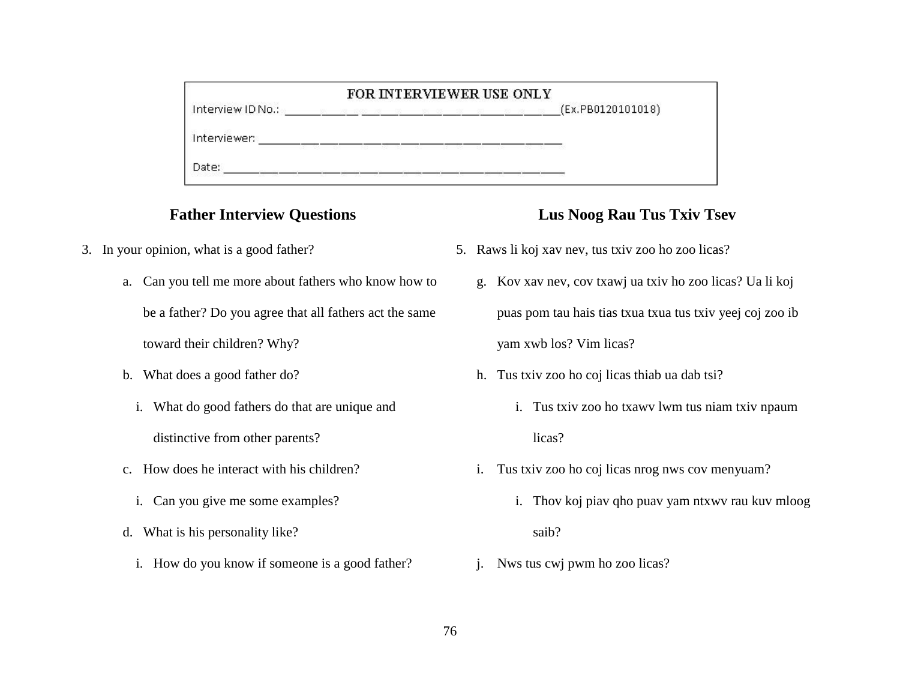**FOR INTERVIEWER USE ONLY**

Interview ID No.: ___________ ____________________________(Ex.PB0120101018)

Interviewer: ________________________________________

Date: ____________________________________________

### Father Interview Questions

3. In your opinion, what is a good father?
   a. Can you tell me more about fathers who know how to be a father? Do you agree that all fathers act the same toward their children? Why?
   b. What does a good father do?
      i. What do good fathers do that are unique and distinctive from other parents?
   c. How does he interact with his children?
      i. Can you give me some examples?
   d. What is his personality like?
      i. How do you know if someone is a good father?

### Lus Noog Rau Tus Txiv Tsev

5. Raws li koj xav nev, tus txiv zoo ho zoo licas?
   g. Kov xav nev, cov txawj ua txiv ho zoo licas? Ua li koj puas pom tau hais tias txua txua tus txiv yeej coj zoo ib yam xwb los? Vim licas?
   h. Tus txiv zoo ho coj licas thiab ua dab tsi?
      i. Tus txiv zoo ho txawv lwm tus niam txiv npaum licas?
   i. Tus txiv zoo ho coj licas nrog nws cov menyuam?
      i. Thov koj piav qho puav yam ntxwv rau kuv mloog saib?
   j. Nws tus cwj pwm ho zoo licas?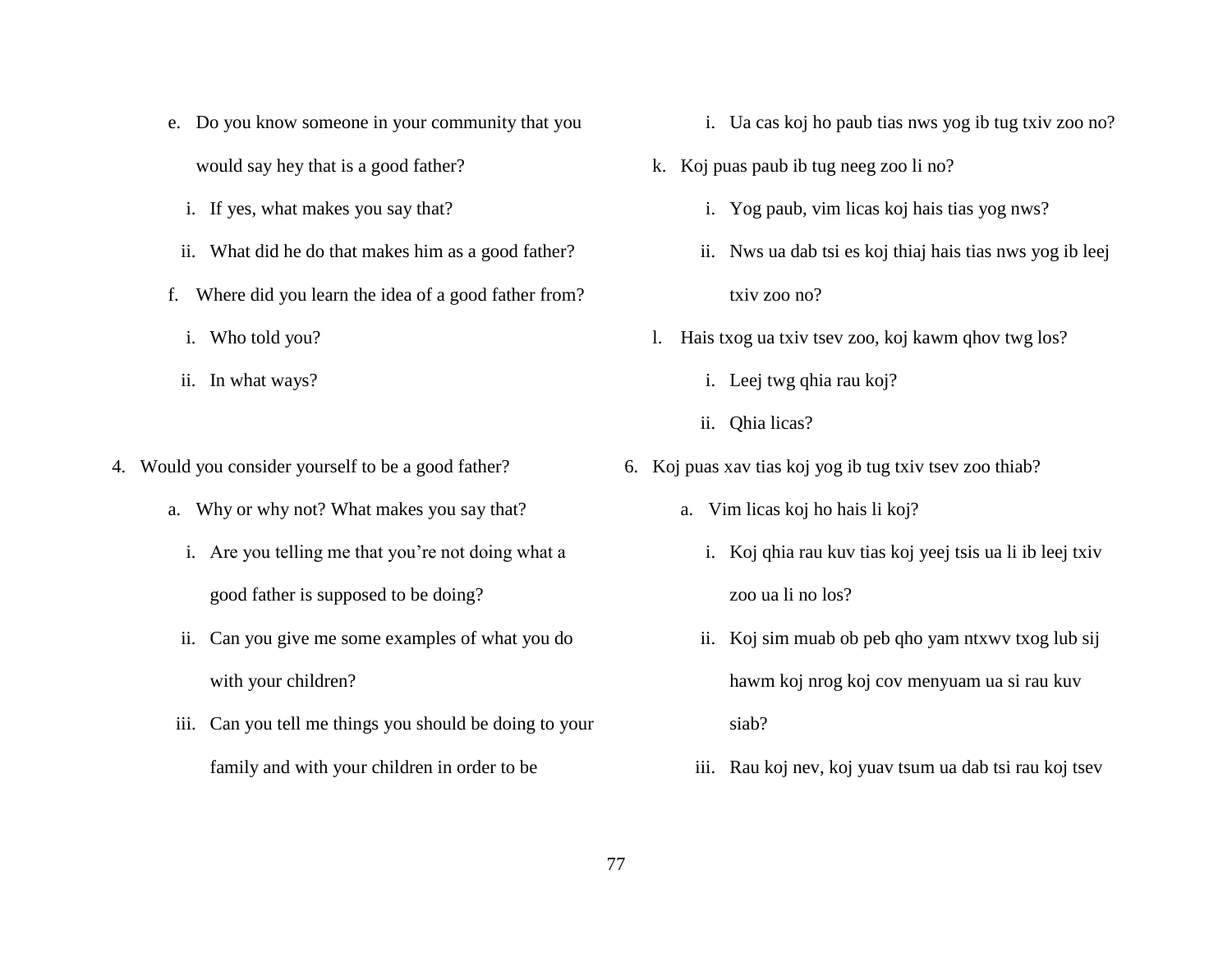e. Do you know someone in your community that you would say hey that is a good father?
   i. If yes, what makes you say that?
   ii. What did he do that makes him as a good father?
f. Where did you learn the idea of a good father from?
   i. Who told you?
   ii. In what ways?

4. Would you consider yourself to be a good father?
   a. Why or why not? What makes you say that?
      i. Are you telling me that you're not doing what a good father is supposed to be doing?
      ii. Can you give me some examples of what you do with your children?
      iii. Can you tell me things you should be doing to your family and with your children in order to be

      i. Ua cas koj ho paub tias nws yog ib tug txiv zoo no?
   k. Koj puas paub ib tug neeg zoo li no?
      i. Yog paub, vim licas koj hais tias yog nws?
      ii. Nws ua dab tsi es koj thiaj hais tias nws yog ib leej txiv zoo no?
   l. Hais txog ua txiv tsev zoo, koj kawm qhov twg los?
      i. Leej twg qhia rau koj?
      ii. Qhia licas?

6. Koj puas xav tias koj yog ib tug txiv tsev zoo thiab?
   a. Vim licas koj ho hais li koj?
      i. Koj qhia rau kuv tias koj yeej tsis ua li ib leej txiv zoo ua li no los?
      ii. Koj sim muab ob peb qho yam ntxwv txog lub sij hawm koj nrog koj cov menyuam ua si rau kuv siab?
      iii. Rau koj nev, koj yuav tsum ua dab tsi rau koj tsev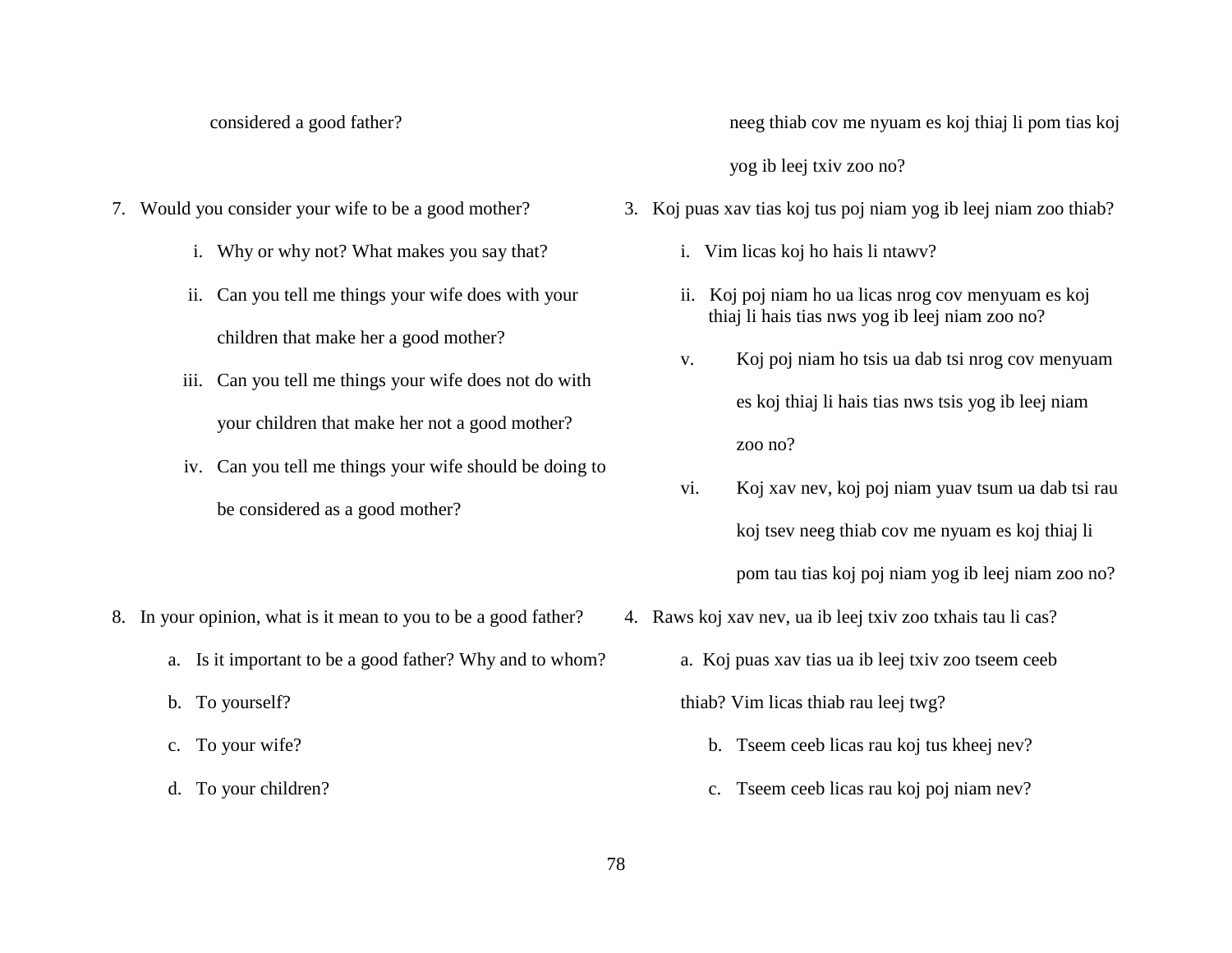considered a good father?

7. Would you consider your wife to be a good mother?

   i. Why or why not? What makes you say that?

   ii. Can you tell me things your wife does with your children that make her a good mother?

   iii. Can you tell me things your wife does not do with your children that make her not a good mother?

   iv. Can you tell me things your wife should be doing to be considered as a good mother?

8. In your opinion, what is it mean to you to be a good father?

   a. Is it important to be a good father? Why and to whom?

   b. To yourself?

   c. To your wife?

   d. To your children?

neeg thiab cov me nyuam es koj thiaj li pom tias koj yog ib leej txiv zoo no?

3. Koj puas xav tias koj tus poj niam yog ib leej niam zoo thiab?

   i. Vim licas koj ho hais li ntawv?

   ii. Koj poj niam ho ua licas nrog cov menyuam es koj thiaj li hais tias nws yog ib leej niam zoo no?

   v. Koj poj niam ho tsis ua dab tsi nrog cov menyuam es koj thiaj li hais tias nws tsis yog ib leej niam zoo no?

   vi. Koj xav nev, koj poj niam yuav tsum ua dab tsi rau koj tsev neeg thiab cov me nyuam es koj thiaj li pom tau tias koj poj niam yog ib leej niam zoo no?

4. Raws koj xav nev, ua ib leej txiv zoo txhais tau li cas?

   a. Koj puas xav tias ua ib leej txiv zoo tseem ceeb thiab? Vim licas thiab rau leej twg?

   b. Tseem ceeb licas rau koj tus kheej nev?

   c. Tseem ceeb licas rau koj poj niam nev?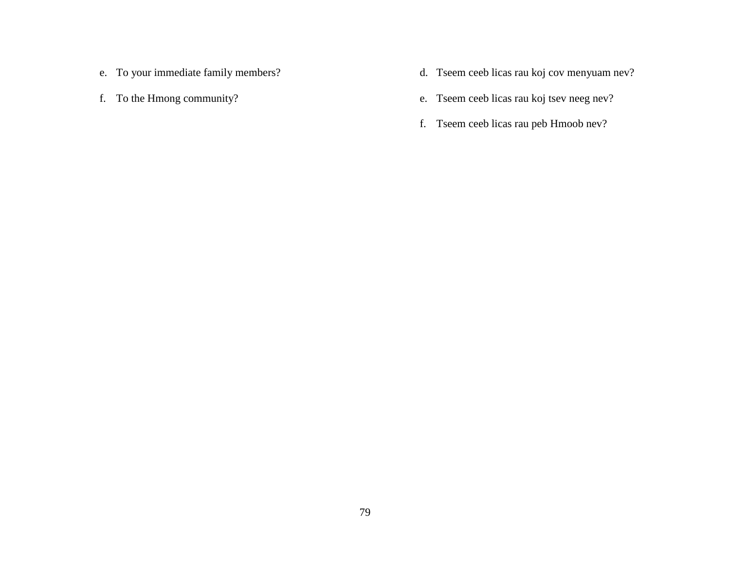e. To your immediate family members?

f. To the Hmong community?

d. Tseem ceeb licas rau koj cov menyuam nev?

e. Tseem ceeb licas rau koj tsev neeg nev?

f. Tseem ceeb licas rau peb Hmoob nev?